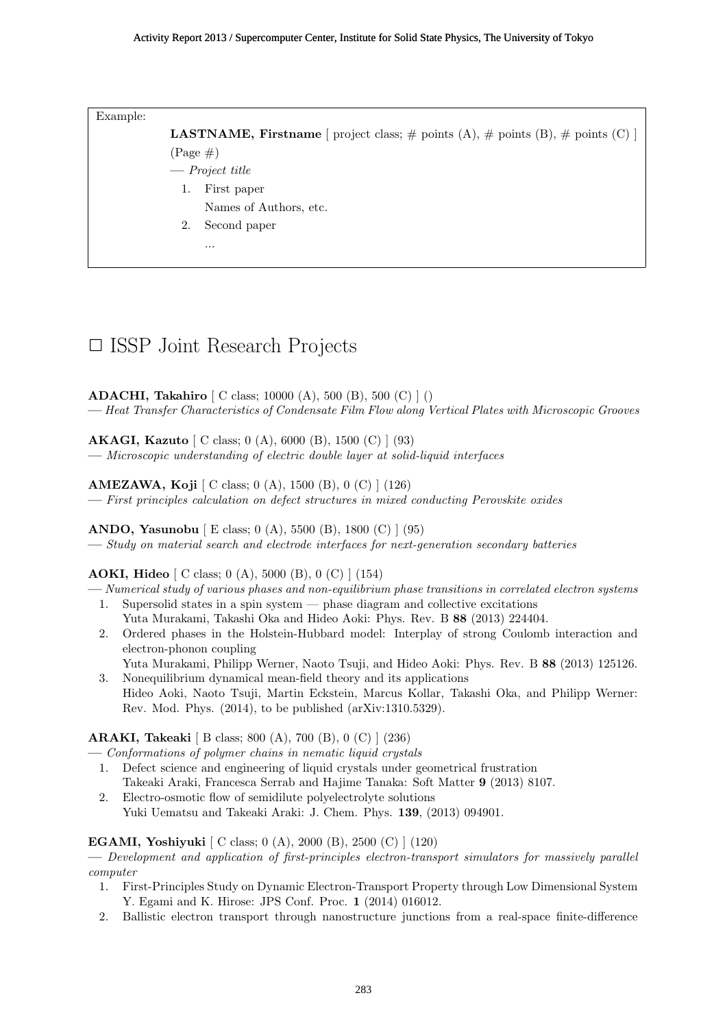Example:

**LASTNAME, Firstname** [ project class; # points (A), # points (B), # points (C) ] (Page #)
— *Project title*

1. First paper
   Names of Authors, etc.
2. Second paper
   ...

## □ ISSP Joint Research Projects

**ADACHI, Takahiro** [ C class; 10000 (A), 500 (B), 500 (C) ] ()
— *Heat Transfer Characteristics of Condensate Film Flow along Vertical Plates with Microscopic Grooves*

**AKAGI, Kazuto** [ C class; 0 (A), 6000 (B), 1500 (C) ] (93)
— *Microscopic understanding of electric double layer at solid-liquid interfaces*

**AMEZAWA, Koji** [ C class; 0 (A), 1500 (B), 0 (C) ] (126)
— *First principles calculation on defect structures in mixed conducting Perovskite oxides*

**ANDO, Yasunobu** [ E class; 0 (A), 5500 (B), 1800 (C) ] (95)
— *Study on material search and electrode interfaces for next-generation secondary batteries*

**AOKI, Hideo** [ C class; 0 (A), 5000 (B), 0 (C) ] (154)
— *Numerical study of various phases and non-equilibrium phase transitions in correlated electron systems*

1. Supersolid states in a spin system — phase diagram and collective excitations
   Yuta Murakami, Takashi Oka and Hideo Aoki: Phys. Rev. B **88** (2013) 224404.
2. Ordered phases in the Holstein-Hubbard model: Interplay of strong Coulomb interaction and electron-phonon coupling
   Yuta Murakami, Philipp Werner, Naoto Tsuji, and Hideo Aoki: Phys. Rev. B **88** (2013) 125126.
3. Nonequilibrium dynamical mean-field theory and its applications
   Hideo Aoki, Naoto Tsuji, Martin Eckstein, Marcus Kollar, Takashi Oka, and Philipp Werner: Rev. Mod. Phys. (2014), to be published (arXiv:1310.5329).

**ARAKI, Takeaki** [ B class; 800 (A), 700 (B), 0 (C) ] (236)
— *Conformations of polymer chains in nematic liquid crystals*

1. Defect science and engineering of liquid crystals under geometrical frustration
   Takeaki Araki, Francesca Serrab and Hajime Tanaka: Soft Matter **9** (2013) 8107.
2. Electro-osmotic flow of semidilute polyelectrolyte solutions
   Yuki Uematsu and Takeaki Araki: J. Chem. Phys. **139**, (2013) 094901.

**EGAMI, Yoshiyuki** [ C class; 0 (A), 2000 (B), 2500 (C) ] (120)
— *Development and application of first-principles electron-transport simulators for massively parallel computer*

1. First-Principles Study on Dynamic Electron-Transport Property through Low Dimensional System
   Y. Egami and K. Hirose: JPS Conf. Proc. **1** (2014) 016012.
2. Ballistic electron transport through nanostructure junctions from a real-space finite-difference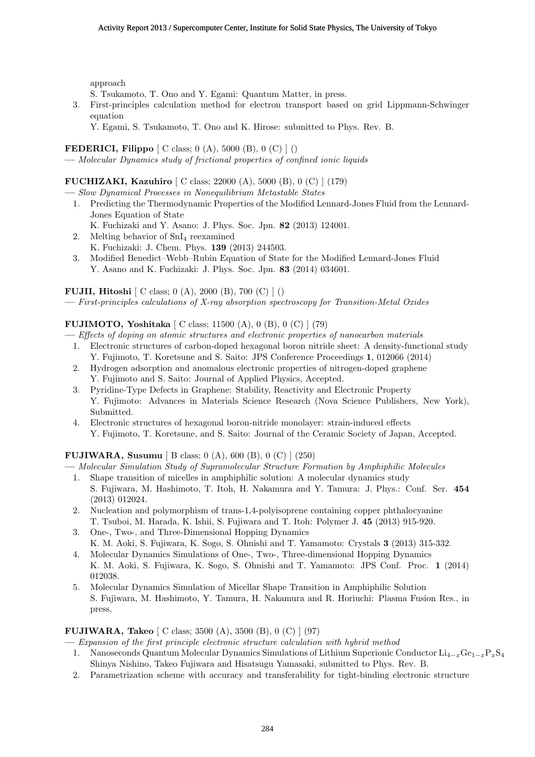approach
S. Tsukamoto, T. Ono and Y. Egami: Quantum Matter, in press.

3. First-principles calculation method for electron transport based on grid Lippmann-Schwinger equation
   Y. Egami, S. Tsukamoto, T. Ono and K. Hirose: submitted to Phys. Rev. B.

**FEDERICI, Filippo** [ C class; 0 (A), 5000 (B), 0 (C) ] ()
— *Molecular Dynamics study of frictional properties of confined ionic liquids*

**FUCHIZAKI, Kazuhiro** [ C class; 22000 (A), 5000 (B), 0 (C) ] (179)
— *Slow Dynamical Processes in Nonequilibrium Metastable States*

1. Predicting the Thermodynamic Properties of the Modified Lennard-Jones Fluid from the Lennard-Jones Equation of State
   K. Fuchizaki and Y. Asano: J. Phys. Soc. Jpn. **82** (2013) 124001.
2. Melting behavior of $SnI_4$ reexamined
   K. Fuchizaki: J. Chem. Phys. **139** (2013) 244503.
3. Modified Benedict–Webb–Rubin Equation of State for the Modified Lennard-Jones Fluid
   Y. Asano and K. Fuchizaki: J. Phys. Soc. Jpn. **83** (2014) 034601.

**FUJII, Hitoshi** [ C class; 0 (A), 2000 (B), 700 (C) ] ()
— *First-principles calculations of X-ray absorption spectroscopy for Transition-Metal Oxides*

**FUJIMOTO, Yoshitaka** [ C class; 11500 (A), 0 (B), 0 (C) ] (79)
— *Effects of doping on atomic structures and electronic properties of nanocarbon materials*

1. Electronic structures of carbon-doped hexagonal boron nitride sheet: A density-functional study
   Y. Fujimoto, T. Koretsune and S. Saito: JPS Conference Proceedings **1**, 012066 (2014)
2. Hydrogen adsorption and anomalous electronic properties of nitrogen-doped graphene
   Y. Fujimoto and S. Saito: Journal of Applied Physics, Accepted.
3. Pyridine-Type Defects in Graphene: Stability, Reactivity and Electronic Property
   Y. Fujimoto: Advances in Materials Science Research (Nova Science Publishers, New York), Submitted.
4. Electronic structures of hexagonal boron-nitride monolayer: strain-induced effects
   Y. Fujimoto, T. Koretsune, and S. Saito: Journal of the Ceramic Society of Japan, Accepted.

**FUJIWARA, Susumu** [ B class; 0 (A), 600 (B), 0 (C) ] (250)
— *Molecular Simulation Study of Supramolecular Structure Formation by Amphiphilic Molecules*

1. Shape transition of micelles in amphiphilic solution: A molecular dynamics study
   S. Fujiwara, M. Hashimoto, T. Itoh, H. Nakamura and Y. Tamura: J. Phys.: Conf. Ser. **454** (2013) 012024.
2. Nucleation and polymorphism of trans-1,4-polyisoprene containing copper phthalocyanine
   T. Tsuboi, M. Harada, K. Ishii, S. Fujiwara and T. Itoh: Polymer J. **45** (2013) 915-920.
3. One-, Two-, and Three-Dimensional Hopping Dynamics
   K. M. Aoki, S. Fujiwara, K. Sogo, S. Ohnishi and T. Yamamoto: Crystals **3** (2013) 315-332.
4. Molecular Dynamics Simulations of One-, Two-, Three-dimensional Hopping Dynamics
   K. M. Aoki, S. Fujiwara, K. Sogo, S. Ohnishi and T. Yamamoto: JPS Conf. Proc. **1** (2014) 012038.
5. Molecular Dynamics Simulation of Micellar Shape Transition in Amphiphilic Solution
   S. Fujiwara, M. Hashimoto, Y. Tamura, H. Nakamura and R. Horiuchi: Plasma Fusion Res., in press.

**FUJIWARA, Takeo** [ C class; 3500 (A), 3500 (B), 0 (C) ] (97)
— *Expansion of the first principle electronic structure calculation with hybrid method*

1. Nanoseconds Quantum Molecular Dynamics Simulations of Lithium Superionic Conductor $Li_{4-x}Ge_{1-x}P_xS_4$
   Shinya Nishino, Takeo Fujiwara and Hisatsugu Yamasaki, submitted to Phys. Rev. B.
2. Parametrization scheme with accuracy and transferability for tight-binding electronic structure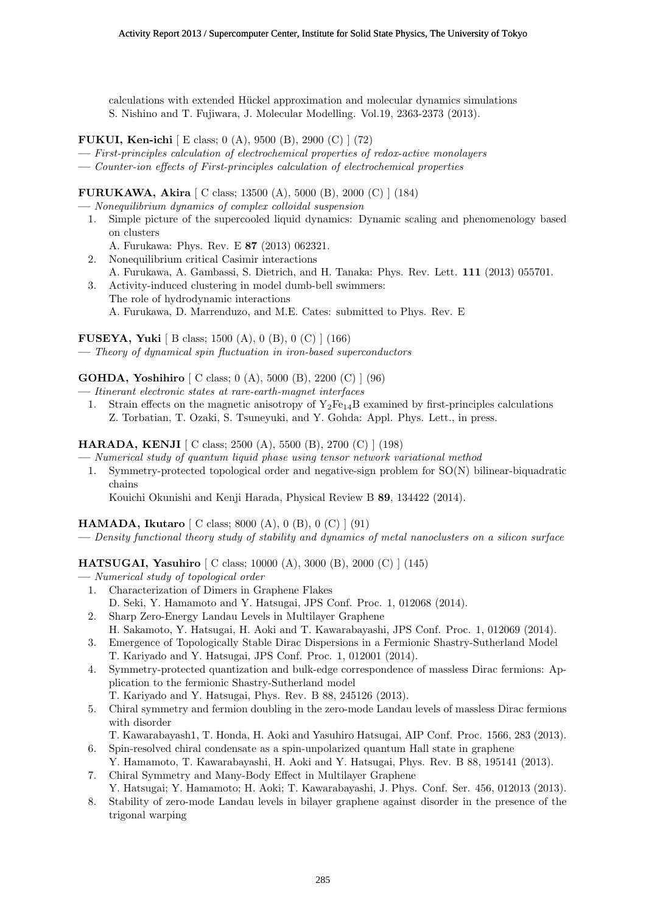calculations with extended Hückel approximation and molecular dynamics simulations
S. Nishino and T. Fujiwara, J. Molecular Modelling. Vol.19, 2363-2373 (2013).

**FUKUI, Ken-ichi** [ E class; 0 (A), 9500 (B), 2900 (C) ] (72)

— *First-principles calculation of electrochemical properties of redox-active monolayers*

— *Counter-ion effects of First-principles calculation of electrochemical properties*

**FURUKAWA, Akira** [ C class; 13500 (A), 5000 (B), 2000 (C) ] (184)

— *Nonequilibrium dynamics of complex colloidal suspension*

1. Simple picture of the supercooled liquid dynamics: Dynamic scaling and phenomenology based on clusters
   A. Furukawa: Phys. Rev. E **87** (2013) 062321.
2. Nonequilibrium critical Casimir interactions
   A. Furukawa, A. Gambassi, S. Dietrich, and H. Tanaka: Phys. Rev. Lett. **111** (2013) 055701.
3. Activity-induced clustering in model dumb-bell swimmers:
   The role of hydrodynamic interactions
   A. Furukawa, D. Marrenduzo, and M.E. Cates: submitted to Phys. Rev. E

**FUSEYA, Yuki** [ B class; 1500 (A), 0 (B), 0 (C) ] (166)

— *Theory of dynamical spin fluctuation in iron-based superconductors*

**GOHDA, Yoshihiro** [ C class; 0 (A), 5000 (B), 2200 (C) ] (96)

— *Itinerant electronic states at rare-earth-magnet interfaces*

1. Strain effects on the magnetic anisotropy of $Y_2Fe_{14}B$ examined by first-principles calculations
   Z. Torbatian, T. Ozaki, S. Tsuneyuki, and Y. Gohda: Appl. Phys. Lett., in press.

**HARADA, KENJI** [ C class; 2500 (A), 5500 (B), 2700 (C) ] (198)

— *Numerical study of quantum liquid phase using tensor network variational method*

1. Symmetry-protected topological order and negative-sign problem for SO(N) bilinear-biquadratic chains
   Kouichi Okunishi and Kenji Harada, Physical Review B **89**, 134422 (2014).

**HAMADA, Ikutaro** [ C class; 8000 (A), 0 (B), 0 (C) ] (91)

— *Density functional theory study of stability and dynamics of metal nanoclusters on a silicon surface*

**HATSUGAI, Yasuhiro** [ C class; 10000 (A), 3000 (B), 2000 (C) ] (145)

— *Numerical study of topological order*

1. Characterization of Dimers in Graphene Flakes
   D. Seki, Y. Hamamoto and Y. Hatsugai, JPS Conf. Proc. 1, 012068 (2014).
2. Sharp Zero-Energy Landau Levels in Multilayer Graphene
   H. Sakamoto, Y. Hatsugai, H. Aoki and T. Kawarabayashi, JPS Conf. Proc. 1, 012069 (2014).
3. Emergence of Topologically Stable Dirac Dispersions in a Fermionic Shastry-Sutherland Model
   T. Kariyado and Y. Hatsugai, JPS Conf. Proc. 1, 012001 (2014).
4. Symmetry-protected quantization and bulk-edge correspondence of massless Dirac fermions: Application to the fermionic Shastry-Sutherland model
   T. Kariyado and Y. Hatsugai, Phys. Rev. B 88, 245126 (2013).
5. Chiral symmetry and fermion doubling in the zero-mode Landau levels of massless Dirac fermions with disorder
   T. Kawarabayash1, T. Honda, H. Aoki and Yasuhiro Hatsugai, AIP Conf. Proc. 1566, 283 (2013).
6. Spin-resolved chiral condensate as a spin-unpolarized quantum Hall state in graphene
   Y. Hamamoto, T. Kawarabayashi, H. Aoki and Y. Hatsugai, Phys. Rev. B 88, 195141 (2013).
7. Chiral Symmetry and Many-Body Effect in Multilayer Graphene
   Y. Hatsugai; Y. Hamamoto; H. Aoki; T. Kawarabayashi, J. Phys. Conf. Ser. 456, 012013 (2013).
8. Stability of zero-mode Landau levels in bilayer graphene against disorder in the presence of the trigonal warping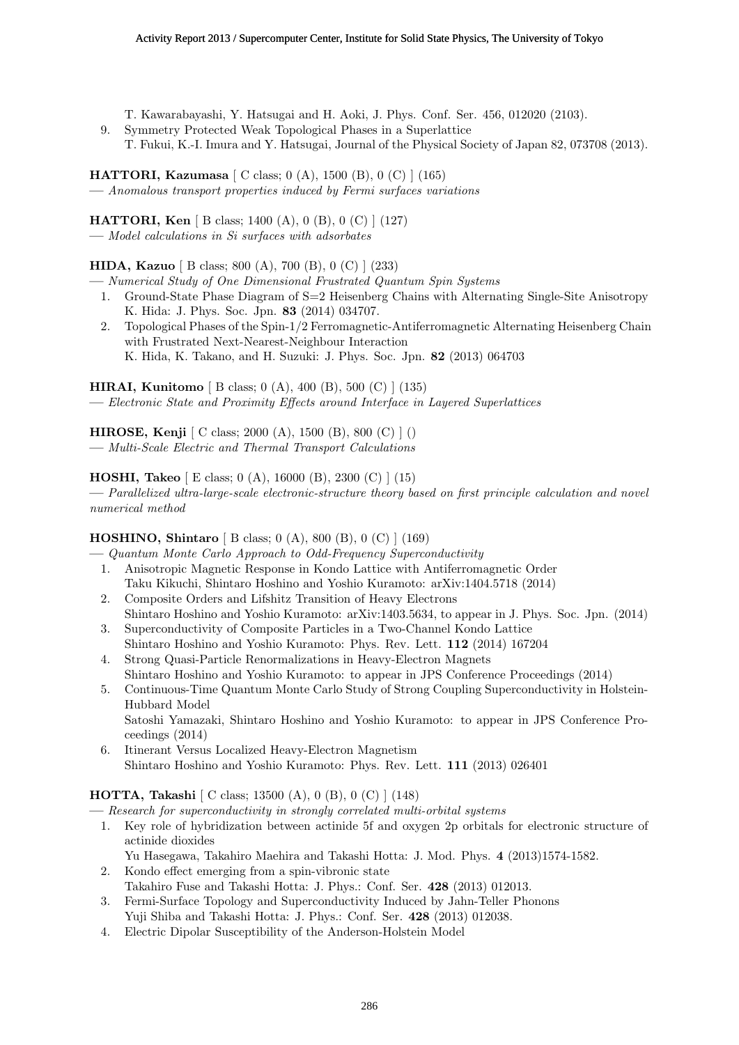T. Kawarabayashi, Y. Hatsugai and H. Aoki, J. Phys. Conf. Ser. 456, 012020 (2103).

9. Symmetry Protected Weak Topological Phases in a Superlattice
   T. Fukui, K.-I. Imura and Y. Hatsugai, Journal of the Physical Society of Japan 82, 073708 (2013).

**HATTORI, Kazumasa** [ C class; 0 (A), 1500 (B), 0 (C) ] (165)
— *Anomalous transport properties induced by Fermi surfaces variations*

**HATTORI, Ken** [ B class; 1400 (A), 0 (B), 0 (C) ] (127)
— *Model calculations in Si surfaces with adsorbates*

**HIDA, Kazuo** [ B class; 800 (A), 700 (B), 0 (C) ] (233)
— *Numerical Study of One Dimensional Frustrated Quantum Spin Systems*

1. Ground-State Phase Diagram of S=2 Heisenberg Chains with Alternating Single-Site Anisotropy
   K. Hida: J. Phys. Soc. Jpn. **83** (2014) 034707.
2. Topological Phases of the Spin-1/2 Ferromagnetic-Antiferromagnetic Alternating Heisenberg Chain with Frustrated Next-Nearest-Neighbour Interaction
   K. Hida, K. Takano, and H. Suzuki: J. Phys. Soc. Jpn. **82** (2013) 064703

**HIRAI, Kunitomo** [ B class; 0 (A), 400 (B), 500 (C) ] (135)
— *Electronic State and Proximity Effects around Interface in Layered Superlattices*

**HIROSE, Kenji** [ C class; 2000 (A), 1500 (B), 800 (C) ] ()
— *Multi-Scale Electric and Thermal Transport Calculations*

**HOSHI, Takeo** [ E class; 0 (A), 16000 (B), 2300 (C) ] (15)
— *Parallelized ultra-large-scale electronic-structure theory based on first principle calculation and novel numerical method*

**HOSHINO, Shintaro** [ B class; 0 (A), 800 (B), 0 (C) ] (169)
— *Quantum Monte Carlo Approach to Odd-Frequency Superconductivity*

1. Anisotropic Magnetic Response in Kondo Lattice with Antiferromagnetic Order
   Taku Kikuchi, Shintaro Hoshino and Yoshio Kuramoto: arXiv:1404.5718 (2014)
2. Composite Orders and Lifshitz Transition of Heavy Electrons
   Shintaro Hoshino and Yoshio Kuramoto: arXiv:1403.5634, to appear in J. Phys. Soc. Jpn. (2014)
3. Superconductivity of Composite Particles in a Two-Channel Kondo Lattice
   Shintaro Hoshino and Yoshio Kuramoto: Phys. Rev. Lett. **112** (2014) 167204
4. Strong Quasi-Particle Renormalizations in Heavy-Electron Magnets
   Shintaro Hoshino and Yoshio Kuramoto: to appear in JPS Conference Proceedings (2014)
5. Continuous-Time Quantum Monte Carlo Study of Strong Coupling Superconductivity in Holstein-Hubbard Model
   Satoshi Yamazaki, Shintaro Hoshino and Yoshio Kuramoto: to appear in JPS Conference Proceedings (2014)
6. Itinerant Versus Localized Heavy-Electron Magnetism
   Shintaro Hoshino and Yoshio Kuramoto: Phys. Rev. Lett. **111** (2013) 026401

**HOTTA, Takashi** [ C class; 13500 (A), 0 (B), 0 (C) ] (148)
— *Research for superconductivity in strongly correlated multi-orbital systems*

1. Key role of hybridization between actinide 5f and oxygen 2p orbitals for electronic structure of actinide dioxides
   Yu Hasegawa, Takahiro Maehira and Takashi Hotta: J. Mod. Phys. **4** (2013)1574-1582.
2. Kondo effect emerging from a spin-vibronic state
   Takahiro Fuse and Takashi Hotta: J. Phys.: Conf. Ser. **428** (2013) 012013.
3. Fermi-Surface Topology and Superconductivity Induced by Jahn-Teller Phonons
   Yuji Shiba and Takashi Hotta: J. Phys.: Conf. Ser. **428** (2013) 012038.
4. Electric Dipolar Susceptibility of the Anderson-Holstein Model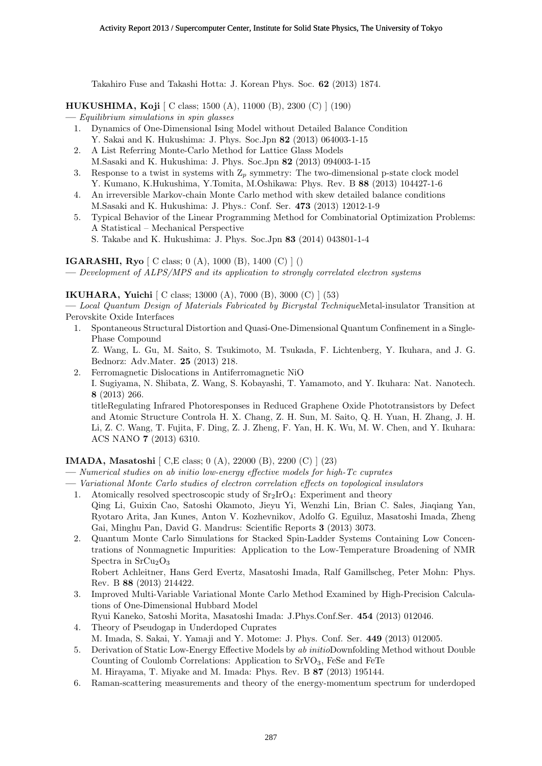Takahiro Fuse and Takashi Hotta: J. Korean Phys. Soc. **62** (2013) 1874.

**HUKUSHIMA, Koji** [ C class; 1500 (A), 11000 (B), 2300 (C) ] (190)

— *Equilibrium simulations in spin glasses*

1. Dynamics of One-Dimensional Ising Model without Detailed Balance Condition
   Y. Sakai and K. Hukushima: J. Phys. Soc.Jpn **82** (2013) 064003-1-15
2. A List Referring Monte-Carlo Method for Lattice Glass Models
   M.Sasaki and K. Hukushima: J. Phys. Soc.Jpn **82** (2013) 094003-1-15
3. Response to a twist in systems with $Z_p$ symmetry: The two-dimensional p-state clock model
   Y. Kumano, K.Hukushima, Y.Tomita, M.Oshikawa: Phys. Rev. B **88** (2013) 104427-1-6
4. An irreversible Markov-chain Monte Carlo method with skew detailed balance conditions
   M.Sasaki and K. Hukushima: J. Phys.: Conf. Ser. **473** (2013) 12012-1-9
5. Typical Behavior of the Linear Programming Method for Combinatorial Optimization Problems: A Statistical – Mechanical Perspective
   S. Takabe and K. Hukushima: J. Phys. Soc.Jpn **83** (2014) 043801-1-4

**IGARASHI, Ryo** [ C class; 0 (A), 1000 (B), 1400 (C) ] ()

— *Development of ALPS/MPS and its application to strongly correlated electron systems*

**IKUHARA, Yuichi** [ C class; 13000 (A), 7000 (B), 3000 (C) ] (53)

— *Local Quantum Design of Materials Fabricated by Bicrystal Technique*Metal-insulator Transition at Perovskite Oxide Interfaces

1. Spontaneous Structural Distortion and Quasi-One-Dimensional Quantum Confinement in a Single-Phase Compound
   Z. Wang, L. Gu, M. Saito, S. Tsukimoto, M. Tsukada, F. Lichtenberg, Y. Ikuhara, and J. G. Bednorz: Adv.Mater. **25** (2013) 218.
2. Ferromagnetic Dislocations in Antiferromagnetic NiO
   I. Sugiyama, N. Shibata, Z. Wang, S. Kobayashi, T. Yamamoto, and Y. Ikuhara: Nat. Nanotech. **8** (2013) 266.
   titleRegulating Infrared Photoresponses in Reduced Graphene Oxide Phototransistors by Defect and Atomic Structure Controla H. X. Chang, Z. H. Sun, M. Saito, Q. H. Yuan, H. Zhang, J. H. Li, Z. C. Wang, T. Fujita, F. Ding, Z. J. Zheng, F. Yan, H. K. Wu, M. W. Chen, and Y. Ikuhara: ACS NANO **7** (2013) 6310.

**IMADA, Masatoshi** [ C,E class; 0 (A), 22000 (B), 2200 (C) ] (23)

— *Numerical studies on ab initio low-energy effective models for high-Tc cuprates*

— *Variational Monte Carlo studies of electron correlation effects on topological insulators*

1. Atomically resolved spectroscopic study of $Sr_2IrO_4$: Experiment and theory
   Qing Li, Guixin Cao, Satoshi Okamoto, Jieyu Yi, Wenzhi Lin, Brian C. Sales, Jiaqiang Yan, Ryotaro Arita, Jan Kunes, Anton V. Kozhevnikov, Adolfo G. Eguiluz, Masatoshi Imada, Zheng Gai, Minghu Pan, David G. Mandrus: Scientific Reports **3** (2013) 3073.
2. Quantum Monte Carlo Simulations for Stacked Spin-Ladder Systems Containing Low Concentrations of Nonmagnetic Impurities: Application to the Low-Temperature Broadening of NMR Spectra in $SrCu_2O_3$
   Robert Achleitner, Hans Gerd Evertz, Masatoshi Imada, Ralf Gamillscheg, Peter Mohn: Phys. Rev. B **88** (2013) 214422.
3. Improved Multi-Variable Variational Monte Carlo Method Examined by High-Precision Calculations of One-Dimensional Hubbard Model
   Ryui Kaneko, Satoshi Morita, Masatoshi Imada: J.Phys.Conf.Ser. **454** (2013) 012046.
4. Theory of Pseudogap in Underdoped Cuprates
   M. Imada, S. Sakai, Y. Yamaji and Y. Motome: J. Phys. Conf. Ser. **449** (2013) 012005.
5. Derivation of Static Low-Energy Effective Models by *ab initio*Downfolding Method without Double Counting of Coulomb Correlations: Application to $SrVO_3$, FeSe and FeTe
   M. Hirayama, T. Miyake and M. Imada: Phys. Rev. B **87** (2013) 195144.
6. Raman-scattering measurements and theory of the energy-momentum spectrum for underdoped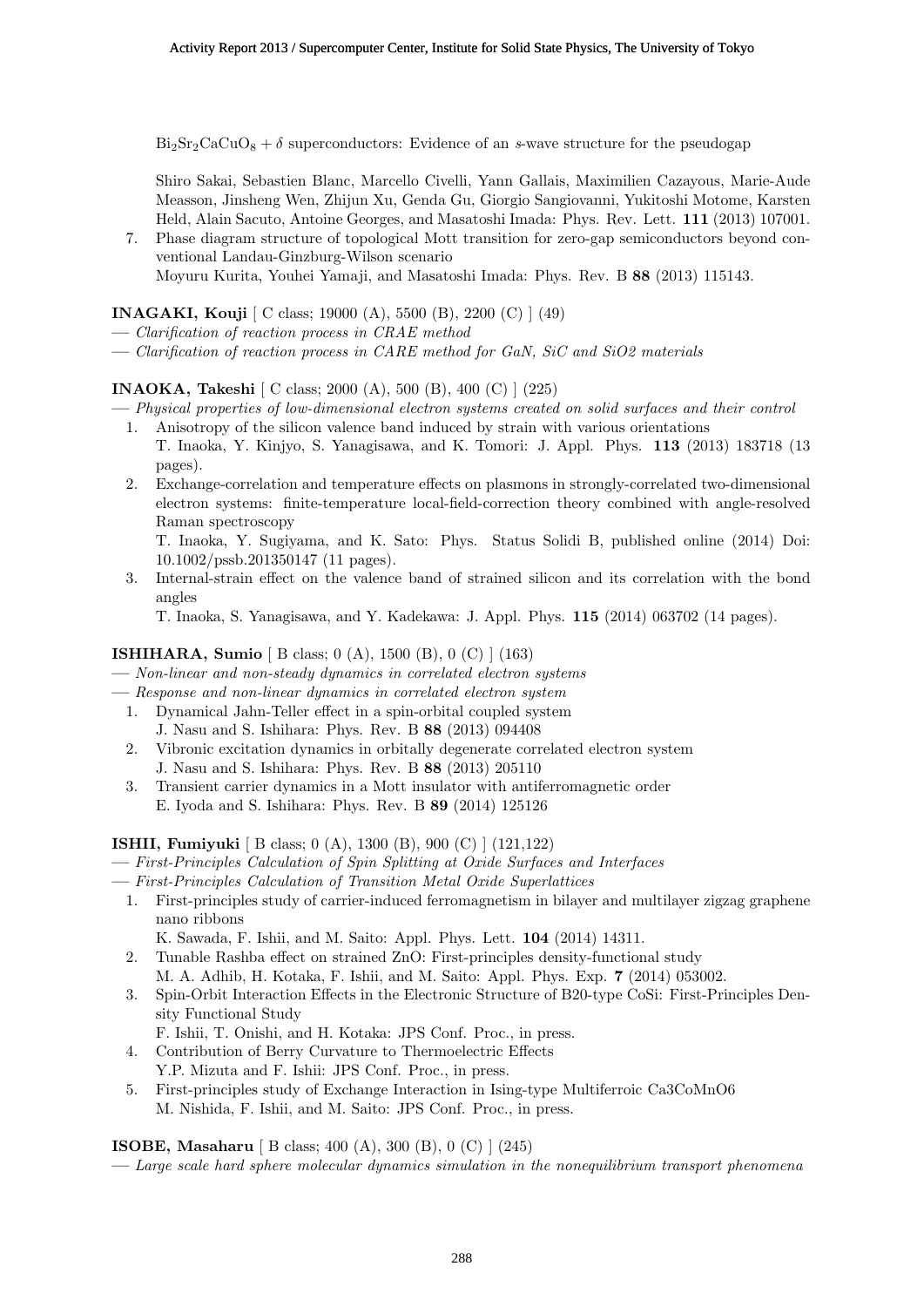$Bi_2Sr_2CaCuO_8 + \delta$ superconductors: Evidence of an *s*-wave structure for the pseudogap

Shiro Sakai, Sebastien Blanc, Marcello Civelli, Yann Gallais, Maximilien Cazayous, Marie-Aude Measson, Jinsheng Wen, Zhijun Xu, Genda Gu, Giorgio Sangiovanni, Yukitoshi Motome, Karsten Held, Alain Sacuto, Antoine Georges, and Masatoshi Imada: Phys. Rev. Lett. **111** (2013) 107001.

7. Phase diagram structure of topological Mott transition for zero-gap semiconductors beyond conventional Landau-Ginzburg-Wilson scenario
   Moyuru Kurita, Youhei Yamaji, and Masatoshi Imada: Phys. Rev. B **88** (2013) 115143.

**INAGAKI, Kouji** [ C class; 19000 (A), 5500 (B), 2200 (C) ] (49)

— *Clarification of reaction process in CRAE method*

— *Clarification of reaction process in CARE method for GaN, SiC and SiO2 materials*

**INAOKA, Takeshi** [ C class; 2000 (A), 500 (B), 400 (C) ] (225)

— *Physical properties of low-dimensional electron systems created on solid surfaces and their control*

1. Anisotropy of the silicon valence band induced by strain with various orientations
   T. Inaoka, Y. Kinjyo, S. Yanagisawa, and K. Tomori: J. Appl. Phys. **113** (2013) 183718 (13 pages).
2. Exchange-correlation and temperature effects on plasmons in strongly-correlated two-dimensional electron systems: finite-temperature local-field-correction theory combined with angle-resolved Raman spectroscopy
   T. Inaoka, Y. Sugiyama, and K. Sato: Phys. Status Solidi B, published online (2014) Doi: 10.1002/pssb.201350147 (11 pages).
3. Internal-strain effect on the valence band of strained silicon and its correlation with the bond angles
   T. Inaoka, S. Yanagisawa, and Y. Kadekawa: J. Appl. Phys. **115** (2014) 063702 (14 pages).

**ISHIHARA, Sumio** [ B class; 0 (A), 1500 (B), 0 (C) ] (163)

— *Non-linear and non-steady dynamics in correlated electron systems*

— *Response and non-linear dynamics in correlated electron system*

1. Dynamical Jahn-Teller effect in a spin-orbital coupled system
   J. Nasu and S. Ishihara: Phys. Rev. B **88** (2013) 094408
2. Vibronic excitation dynamics in orbitally degenerate correlated electron system
   J. Nasu and S. Ishihara: Phys. Rev. B **88** (2013) 205110
3. Transient carrier dynamics in a Mott insulator with antiferromagnetic order
   E. Iyoda and S. Ishihara: Phys. Rev. B **89** (2014) 125126

**ISHII, Fumiyuki** [ B class; 0 (A), 1300 (B), 900 (C) ] (121,122)

— *First-Principles Calculation of Spin Splitting at Oxide Surfaces and Interfaces*

— *First-Principles Calculation of Transition Metal Oxide Superlattices*

1. First-principles study of carrier-induced ferromagnetism in bilayer and multilayer zigzag graphene nano ribbons
   K. Sawada, F. Ishii, and M. Saito: Appl. Phys. Lett. **104** (2014) 14311.
2. Tunable Rashba effect on strained ZnO: First-principles density-functional study
   M. A. Adhib, H. Kotaka, F. Ishii, and M. Saito: Appl. Phys. Exp. **7** (2014) 053002.
3. Spin-Orbit Interaction Effects in the Electronic Structure of B20-type CoSi: First-Principles Density Functional Study
   F. Ishii, T. Onishi, and H. Kotaka: JPS Conf. Proc., in press.
4. Contribution of Berry Curvature to Thermoelectric Effects
   Y.P. Mizuta and F. Ishii: JPS Conf. Proc., in press.
5. First-principles study of Exchange Interaction in Ising-type Multiferroic Ca3CoMnO6
   M. Nishida, F. Ishii, and M. Saito: JPS Conf. Proc., in press.

**ISOBE, Masaharu** [ B class; 400 (A), 300 (B), 0 (C) ] (245)

— *Large scale hard sphere molecular dynamics simulation in the nonequilibrium transport phenomena*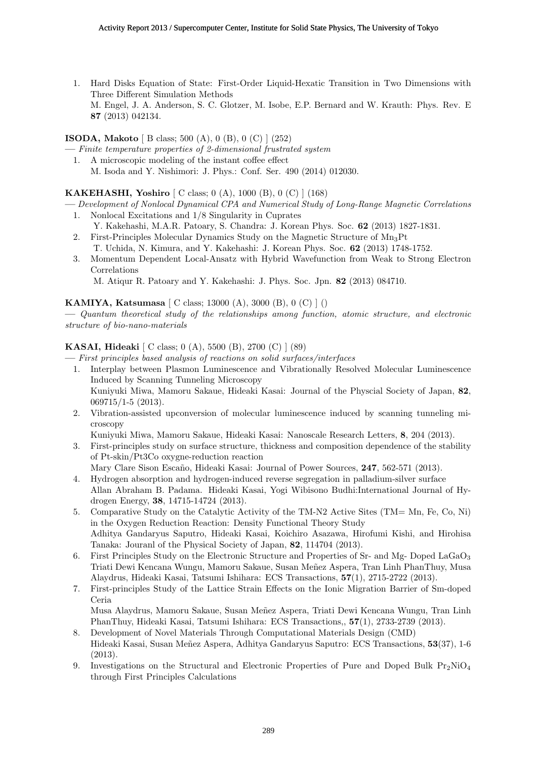1. Hard Disks Equation of State: First-Order Liquid-Hexatic Transition in Two Dimensions with Three Different Simulation Methods
   M. Engel, J. A. Anderson, S. C. Glotzer, M. Isobe, E.P. Bernard and W. Krauth: Phys. Rev. E **87** (2013) 042134.

**ISODA, Makoto** [ B class; 500 (A), 0 (B), 0 (C) ] (252)

— *Finite temperature properties of 2-dimensional frustrated system*

1. A microscopic modeling of the instant coffee effect
   M. Isoda and Y. Nishimori: J. Phys.: Conf. Ser. 490 (2014) 012030.

**KAKEHASHI, Yoshiro** [ C class; 0 (A), 1000 (B), 0 (C) ] (168)

— *Development of Nonlocal Dynamical CPA and Numerical Study of Long-Range Magnetic Correlations*

1. Nonlocal Excitations and 1/8 Singularity in Cuprates
   Y. Kakehashi, M.A.R. Patoary, S. Chandra: J. Korean Phys. Soc. **62** (2013) 1827-1831.
2. First-Principles Molecular Dynamics Study on the Magnetic Structure of $Mn_3Pt$
   T. Uchida, N. Kimura, and Y. Kakehashi: J. Korean Phys. Soc. **62** (2013) 1748-1752.
3. Momentum Dependent Local-Ansatz with Hybrid Wavefunction from Weak to Strong Electron Correlations
   M. Atiqur R. Patoary and Y. Kakehashi: J. Phys. Soc. Jpn. **82** (2013) 084710.

**KAMIYA, Katsumasa** [ C class; 13000 (A), 3000 (B), 0 (C) ] ()

— *Quantum theoretical study of the relationships among function, atomic structure, and electronic structure of bio-nano-materials*

**KASAI, Hideaki** [ C class; 0 (A), 5500 (B), 2700 (C) ] (89)

— *First principles based analysis of reactions on solid surfaces/interfaces*

1. Interplay between Plasmon Luminescence and Vibrationally Resolved Molecular Luminescence Induced by Scanning Tunneling Microscopy
   Kuniyuki Miwa, Mamoru Sakaue, Hideaki Kasai: Journal of the Physcial Society of Japan, **82**, 069715/1-5 (2013).
2. Vibration-assisted upconversion of molecular luminescence induced by scanning tunneling microscopy
   Kuniyuki Miwa, Mamoru Sakaue, Hideaki Kasai: Nanoscale Research Letters, **8**, 204 (2013).
3. First-principles study on surface structure, thickness and composition dependence of the stability of Pt-skin/Pt3Co oxygne-reduction reaction
   Mary Clare Sison Escaño, Hideaki Kasai: Journal of Power Sources, **247**, 562-571 (2013).
4. Hydrogen absorption and hydrogen-induced reverse segregation in palladium-silver surface
   Allan Abraham B. Padama. Hideaki Kasai, Yogi Wibisono Budhi:International Journal of Hydrogen Energy, **38**, 14715-14724 (2013).
5. Comparative Study on the Catalytic Activity of the TM-N2 Active Sites (TM= Mn, Fe, Co, Ni) in the Oxygen Reduction Reaction: Density Functional Theory Study
   Adhitya Gandaryus Saputro, Hideaki Kasai, Koichiro Asazawa, Hirofumi Kishi, and Hirohisa Tanaka: Jouranl of the Physical Society of Japan, **82**, 114704 (2013).
6. First Principles Study on the Electronic Structure and Properties of Sr- and Mg- Doped $LaGaO_3$
   Triati Dewi Kencana Wungu, Mamoru Sakaue, Susan Meñez Aspera, Tran Linh PhanThuy, Musa Alaydrus, Hideaki Kasai, Tatsumi Ishihara: ECS Transactions, **57**(1), 2715-2722 (2013).
7. First-principles Study of the Lattice Strain Effects on the Ionic Migration Barrier of Sm-doped Ceria
   Musa Alaydrus, Mamoru Sakaue, Susan Meñez Aspera, Triati Dewi Kencana Wungu, Tran Linh PhanThuy, Hideaki Kasai, Tatsumi Ishihara: ECS Transactions,, **57**(1), 2733-2739 (2013).
8. Development of Novel Materials Through Computational Materials Design (CMD)
   Hideaki Kasai, Susan Meñez Aspera, Adhitya Gandaryus Saputro: ECS Transactions, **53**(37), 1-6 (2013).
9. Investigations on the Structural and Electronic Properties of Pure and Doped Bulk $Pr_2NiO_4$ through First Principles Calculations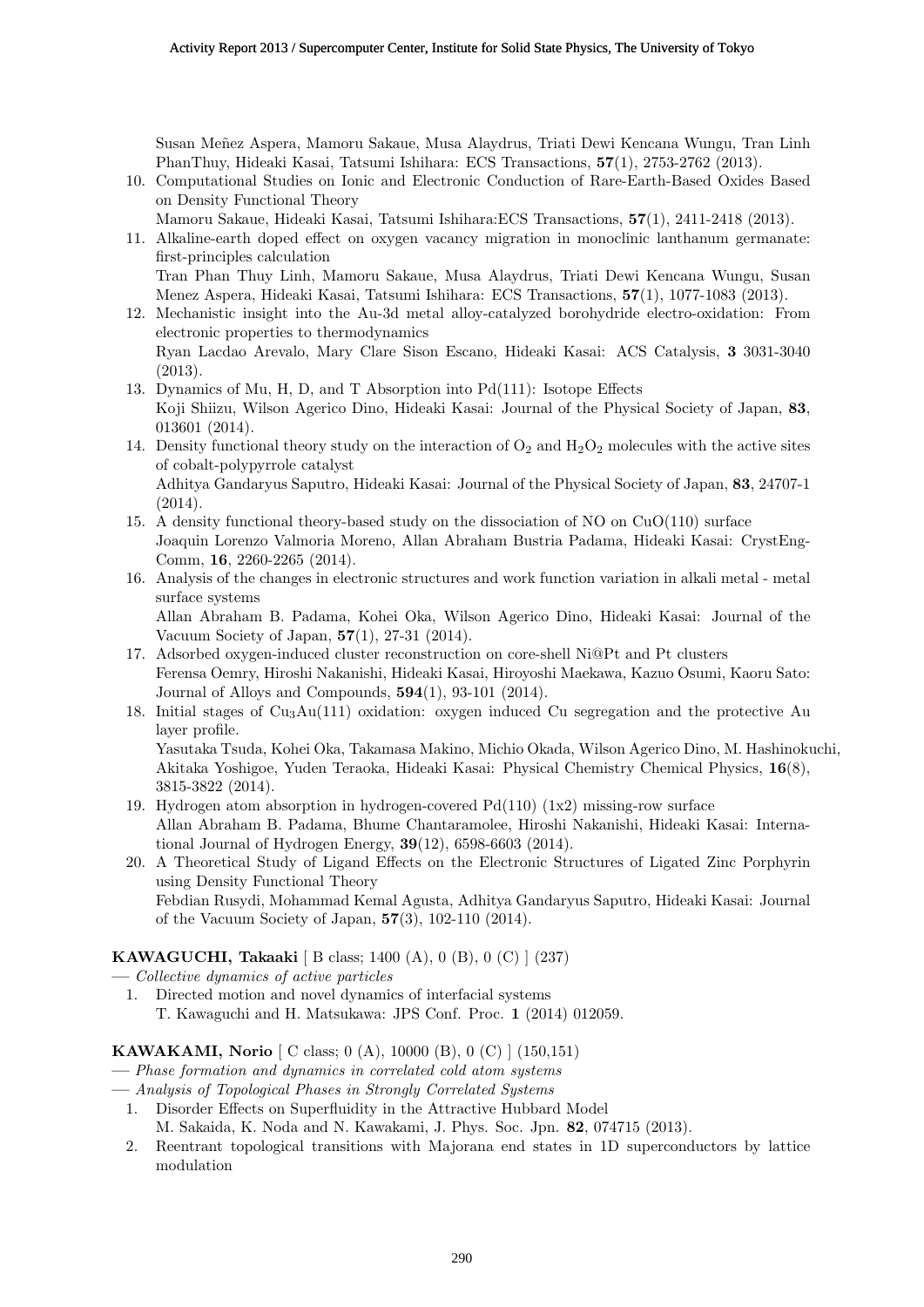Susan Meñez Aspera, Mamoru Sakaue, Musa Alaydrus, Triati Dewi Kencana Wungu, Tran Linh PhanThuy, Hideaki Kasai, Tatsumi Ishihara: ECS Transactions, **57**(1), 2753-2762 (2013).

10. Computational Studies on Ionic and Electronic Conduction of Rare-Earth-Based Oxides Based on Density Functional Theory
    Mamoru Sakaue, Hideaki Kasai, Tatsumi Ishihara:ECS Transactions, **57**(1), 2411-2418 (2013).
11. Alkaline-earth doped effect on oxygen vacancy migration in monoclinic lanthanum germanate: first-principles calculation
    Tran Phan Thuy Linh, Mamoru Sakaue, Musa Alaydrus, Triati Dewi Kencana Wungu, Susan Menez Aspera, Hideaki Kasai, Tatsumi Ishihara: ECS Transactions, **57**(1), 1077-1083 (2013).
12. Mechanistic insight into the Au-3d metal alloy-catalyzed borohydride electro-oxidation: From electronic properties to thermodynamics
    Ryan Lacdao Arevalo, Mary Clare Sison Escano, Hideaki Kasai: ACS Catalysis, **3** 3031-3040 (2013).
13. Dynamics of Mu, H, D, and T Absorption into Pd(111): Isotope Effects
    Koji Shiizu, Wilson Agerico Dino, Hideaki Kasai: Journal of the Physical Society of Japan, **83**, 013601 (2014).
14. Density functional theory study on the interaction of $O_2$ and $H_2O_2$ molecules with the active sites of cobalt-polypyrrole catalyst
    Adhitya Gandaryus Saputro, Hideaki Kasai: Journal of the Physical Society of Japan, **83**, 24707-1 (2014).
15. A density functional theory-based study on the dissociation of NO on CuO(110) surface
    Joaquin Lorenzo Valmoria Moreno, Allan Abraham Bustria Padama, Hideaki Kasai: CrystEngComm, **16**, 2260-2265 (2014).
16. Analysis of the changes in electronic structures and work function variation in alkali metal - metal surface systems
    Allan Abraham B. Padama, Kohei Oka, Wilson Agerico Dino, Hideaki Kasai: Journal of the Vacuum Society of Japan, **57**(1), 27-31 (2014).
17. Adsorbed oxygen-induced cluster reconstruction on core-shell Ni@Pt and Pt clusters
    Ferensa Oemry, Hiroshi Nakanishi, Hideaki Kasai, Hiroyoshi Maekawa, Kazuo Osumi, Kaoru Sato: Journal of Alloys and Compounds, **594**(1), 93-101 (2014).
18. Initial stages of $Cu_3Au$(111) oxidation: oxygen induced Cu segregation and the protective Au layer profile.
    Yasutaka Tsuda, Kohei Oka, Takamasa Makino, Michio Okada, Wilson Agerico Dino, M. Hashinokuchi, Akitaka Yoshigoe, Yuden Teraoka, Hideaki Kasai: Physical Chemistry Chemical Physics, **16**(8), 3815-3822 (2014).
19. Hydrogen atom absorption in hydrogen-covered Pd(110) (1x2) missing-row surface
    Allan Abraham B. Padama, Bhume Chantaramolee, Hiroshi Nakanishi, Hideaki Kasai: International Journal of Hydrogen Energy, **39**(12), 6598-6603 (2014).
20. A Theoretical Study of Ligand Effects on the Electronic Structures of Ligated Zinc Porphyrin using Density Functional Theory
    Febdian Rusydi, Mohammad Kemal Agusta, Adhitya Gandaryus Saputro, Hideaki Kasai: Journal of the Vacuum Society of Japan, **57**(3), 102-110 (2014).

**KAWAGUCHI, Takaaki** [ B class; 1400 (A), 0 (B), 0 (C) ] (237)

— *Collective dynamics of active particles*

1. Directed motion and novel dynamics of interfacial systems
   T. Kawaguchi and H. Matsukawa: JPS Conf. Proc. **1** (2014) 012059.

**KAWAKAMI, Norio** [ C class; 0 (A), 10000 (B), 0 (C) ] (150,151)

— *Phase formation and dynamics in correlated cold atom systems*

— *Analysis of Topological Phases in Strongly Correlated Systems*

1. Disorder Effects on Superfluidity in the Attractive Hubbard Model
   M. Sakaida, K. Noda and N. Kawakami, J. Phys. Soc. Jpn. **82**, 074715 (2013).
2. Reentrant topological transitions with Majorana end states in 1D superconductors by lattice modulation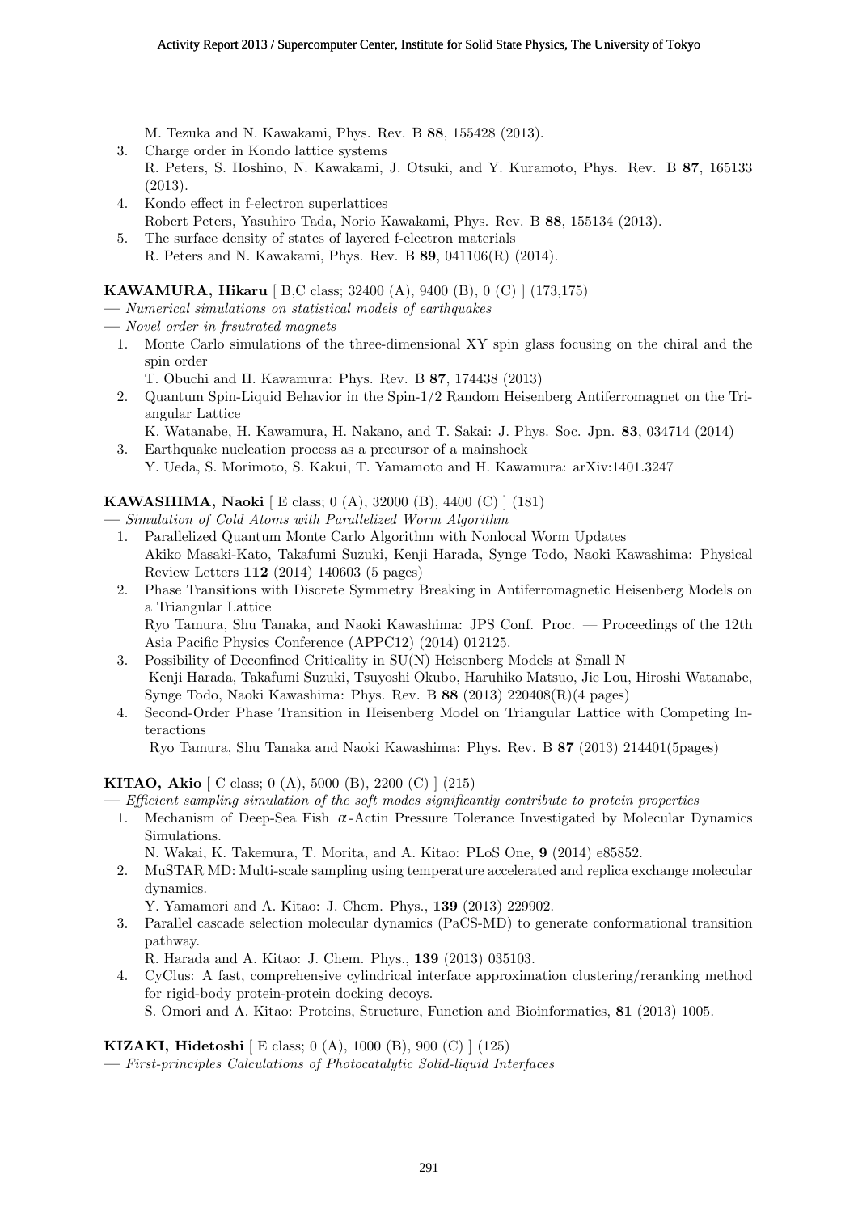M. Tezuka and N. Kawakami, Phys. Rev. B **88**, 155428 (2013).

3. Charge order in Kondo lattice systems
   R. Peters, S. Hoshino, N. Kawakami, J. Otsuki, and Y. Kuramoto, Phys. Rev. B **87**, 165133 (2013).
4. Kondo effect in f-electron superlattices
   Robert Peters, Yasuhiro Tada, Norio Kawakami, Phys. Rev. B **88**, 155134 (2013).
5. The surface density of states of layered f-electron materials
   R. Peters and N. Kawakami, Phys. Rev. B **89**, 041106(R) (2014).

**KAWAMURA, Hikaru** [ B,C class; 32400 (A), 9400 (B), 0 (C) ] (173,175)

— *Numerical simulations on statistical models of earthquakes*

— *Novel order in frsutrated magnets*

1. Monte Carlo simulations of the three-dimensional XY spin glass focusing on the chiral and the spin order
   T. Obuchi and H. Kawamura: Phys. Rev. B **87**, 174438 (2013)
2. Quantum Spin-Liquid Behavior in the Spin-1/2 Random Heisenberg Antiferromagnet on the Triangular Lattice
   K. Watanabe, H. Kawamura, H. Nakano, and T. Sakai: J. Phys. Soc. Jpn. **83**, 034714 (2014)
3. Earthquake nucleation process as a precursor of a mainshock
   Y. Ueda, S. Morimoto, S. Kakui, T. Yamamoto and H. Kawamura: arXiv:1401.3247

**KAWASHIMA, Naoki** [ E class; 0 (A), 32000 (B), 4400 (C) ] (181)

— *Simulation of Cold Atoms with Parallelized Worm Algorithm*

1. Parallelized Quantum Monte Carlo Algorithm with Nonlocal Worm Updates
   Akiko Masaki-Kato, Takafumi Suzuki, Kenji Harada, Synge Todo, Naoki Kawashima: Physical Review Letters **112** (2014) 140603 (5 pages)
2. Phase Transitions with Discrete Symmetry Breaking in Antiferromagnetic Heisenberg Models on a Triangular Lattice
   Ryo Tamura, Shu Tanaka, and Naoki Kawashima: JPS Conf. Proc. — Proceedings of the 12th Asia Pacific Physics Conference (APPC12) (2014) 012125.
3. Possibility of Deconfined Criticality in SU(N) Heisenberg Models at Small N
   Kenji Harada, Takafumi Suzuki, Tsuyoshi Okubo, Haruhiko Matsuo, Jie Lou, Hiroshi Watanabe, Synge Todo, Naoki Kawashima: Phys. Rev. B **88** (2013) 220408(R)(4 pages)
4. Second-Order Phase Transition in Heisenberg Model on Triangular Lattice with Competing Interactions
   Ryo Tamura, Shu Tanaka and Naoki Kawashima: Phys. Rev. B **87** (2013) 214401(5pages)

**KITAO, Akio** [ C class; 0 (A), 5000 (B), 2200 (C) ] (215)

— *Efficient sampling simulation of the soft modes significantly contribute to protein properties*

1. Mechanism of Deep-Sea Fish $\alpha$-Actin Pressure Tolerance Investigated by Molecular Dynamics Simulations.
   N. Wakai, K. Takemura, T. Morita, and A. Kitao: PLoS One, **9** (2014) e85852.
2. MuSTAR MD: Multi-scale sampling using temperature accelerated and replica exchange molecular dynamics.
   Y. Yamamori and A. Kitao: J. Chem. Phys., **139** (2013) 229902.
3. Parallel cascade selection molecular dynamics (PaCS-MD) to generate conformational transition pathway.
   R. Harada and A. Kitao: J. Chem. Phys., **139** (2013) 035103.
4. CyClus: A fast, comprehensive cylindrical interface approximation clustering/reranking method for rigid-body protein-protein docking decoys.
   S. Omori and A. Kitao: Proteins, Structure, Function and Bioinformatics, **81** (2013) 1005.

**KIZAKI, Hidetoshi** [ E class; 0 (A), 1000 (B), 900 (C) ] (125)

— *First-principles Calculations of Photocatalytic Solid-liquid Interfaces*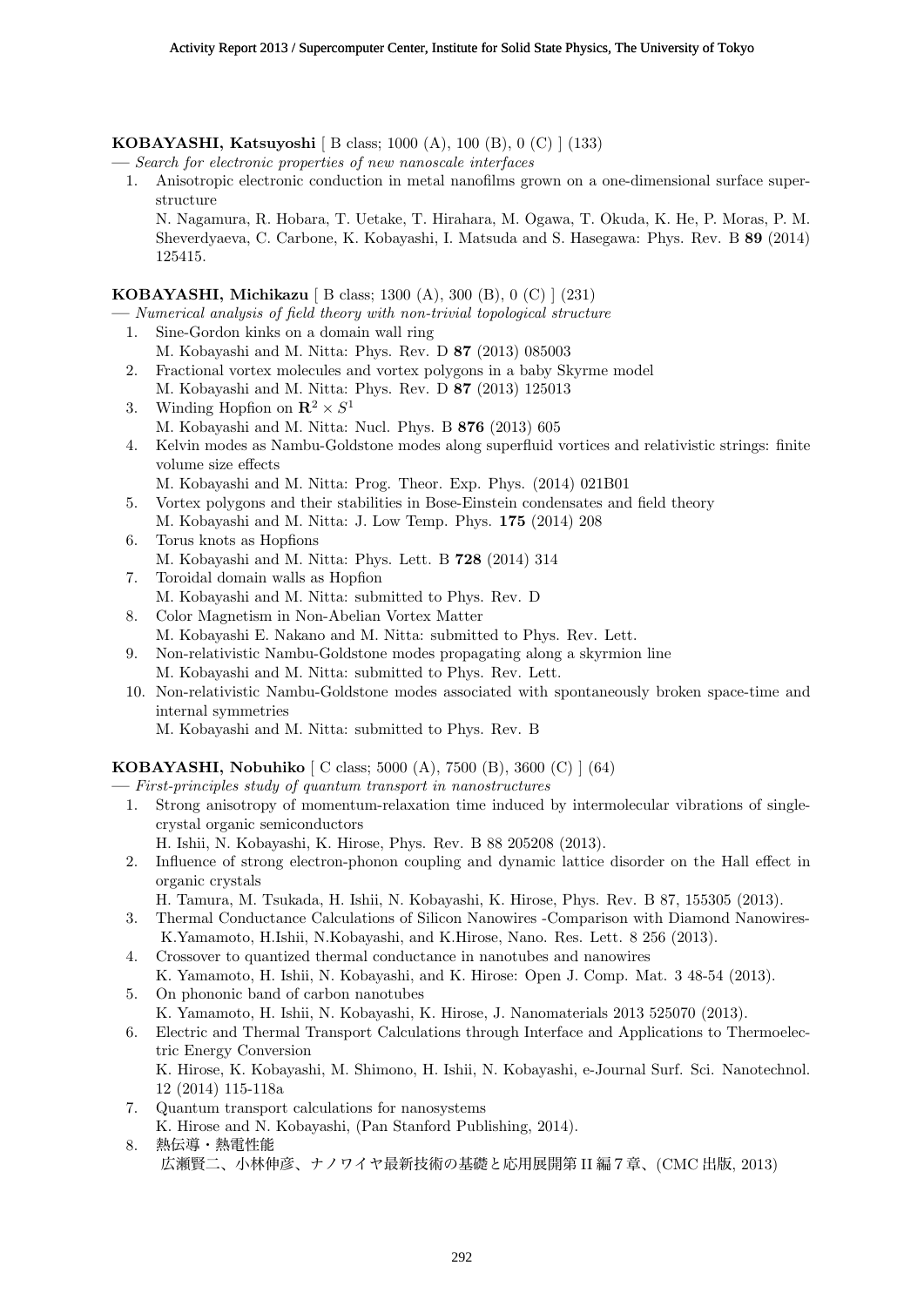**KOBAYASHI, Katsuyoshi** [ B class; 1000 (A), 100 (B), 0 (C) ] (133)

— *Search for electronic properties of new nanoscale interfaces*

1. Anisotropic electronic conduction in metal nanofilms grown on a one-dimensional surface superstructure
   N. Nagamura, R. Hobara, T. Uetake, T. Hirahara, M. Ogawa, T. Okuda, K. He, P. Moras, P. M. Sheverdyaeva, C. Carbone, K. Kobayashi, I. Matsuda and S. Hasegawa: Phys. Rev. B **89** (2014) 125415.

**KOBAYASHI, Michikazu** [ B class; 1300 (A), 300 (B), 0 (C) ] (231)

— *Numerical analysis of field theory with non-trivial topological structure*

1. Sine-Gordon kinks on a domain wall ring
   M. Kobayashi and M. Nitta: Phys. Rev. D **87** (2013) 085003
2. Fractional vortex molecules and vortex polygons in a baby Skyrme model
   M. Kobayashi and M. Nitta: Phys. Rev. D **87** (2013) 125013
3. Winding Hopfion on $\mathbf{R}^2 \times S^1$
   M. Kobayashi and M. Nitta: Nucl. Phys. B **876** (2013) 605
4. Kelvin modes as Nambu-Goldstone modes along superfluid vortices and relativistic strings: finite volume size effects
   M. Kobayashi and M. Nitta: Prog. Theor. Exp. Phys. (2014) 021B01
5. Vortex polygons and their stabilities in Bose-Einstein condensates and field theory
   M. Kobayashi and M. Nitta: J. Low Temp. Phys. **175** (2014) 208
6. Torus knots as Hopfions
   M. Kobayashi and M. Nitta: Phys. Lett. B **728** (2014) 314
7. Toroidal domain walls as Hopfion
   M. Kobayashi and M. Nitta: submitted to Phys. Rev. D
8. Color Magnetism in Non-Abelian Vortex Matter
   M. Kobayashi E. Nakano and M. Nitta: submitted to Phys. Rev. Lett.
9. Non-relativistic Nambu-Goldstone modes propagating along a skyrmion line
   M. Kobayashi and M. Nitta: submitted to Phys. Rev. Lett.
10. Non-relativistic Nambu-Goldstone modes associated with spontaneously broken space-time and internal symmetries
    M. Kobayashi and M. Nitta: submitted to Phys. Rev. B

**KOBAYASHI, Nobuhiko** [ C class; 5000 (A), 7500 (B), 3600 (C) ] (64)

— *First-principles study of quantum transport in nanostructures*

1. Strong anisotropy of momentum-relaxation time induced by intermolecular vibrations of single-crystal organic semiconductors
   H. Ishii, N. Kobayashi, K. Hirose, Phys. Rev. B 88 205208 (2013).
2. Influence of strong electron-phonon coupling and dynamic lattice disorder on the Hall effect in organic crystals
   H. Tamura, M. Tsukada, H. Ishii, N. Kobayashi, K. Hirose, Phys. Rev. B 87, 155305 (2013).
3. Thermal Conductance Calculations of Silicon Nanowires -Comparison with Diamond Nanowires-
   K.Yamamoto, H.Ishii, N.Kobayashi, and K.Hirose, Nano. Res. Lett. 8 256 (2013).
4. Crossover to quantized thermal conductance in nanotubes and nanowires
   K. Yamamoto, H. Ishii, N. Kobayashi, and K. Hirose: Open J. Comp. Mat. 3 48-54 (2013).
5. On phononic band of carbon nanotubes
   K. Yamamoto, H. Ishii, N. Kobayashi, K. Hirose, J. Nanomaterials 2013 525070 (2013).
6. Electric and Thermal Transport Calculations through Interface and Applications to Thermoelectric Energy Conversion
   K. Hirose, K. Kobayashi, M. Shimono, H. Ishii, N. Kobayashi, e-Journal Surf. Sci. Nanotechnol. 12 (2014) 115-118a
7. Quantum transport calculations for nanosystems
   K. Hirose and N. Kobayashi, (Pan Stanford Publishing, 2014).
8. 熱伝導・熱電性能
   広瀬賢二、小林伸彦、ナノワイヤ最新技術の基礎と応用展開第 II 編 7 章、(CMC 出版, 2013)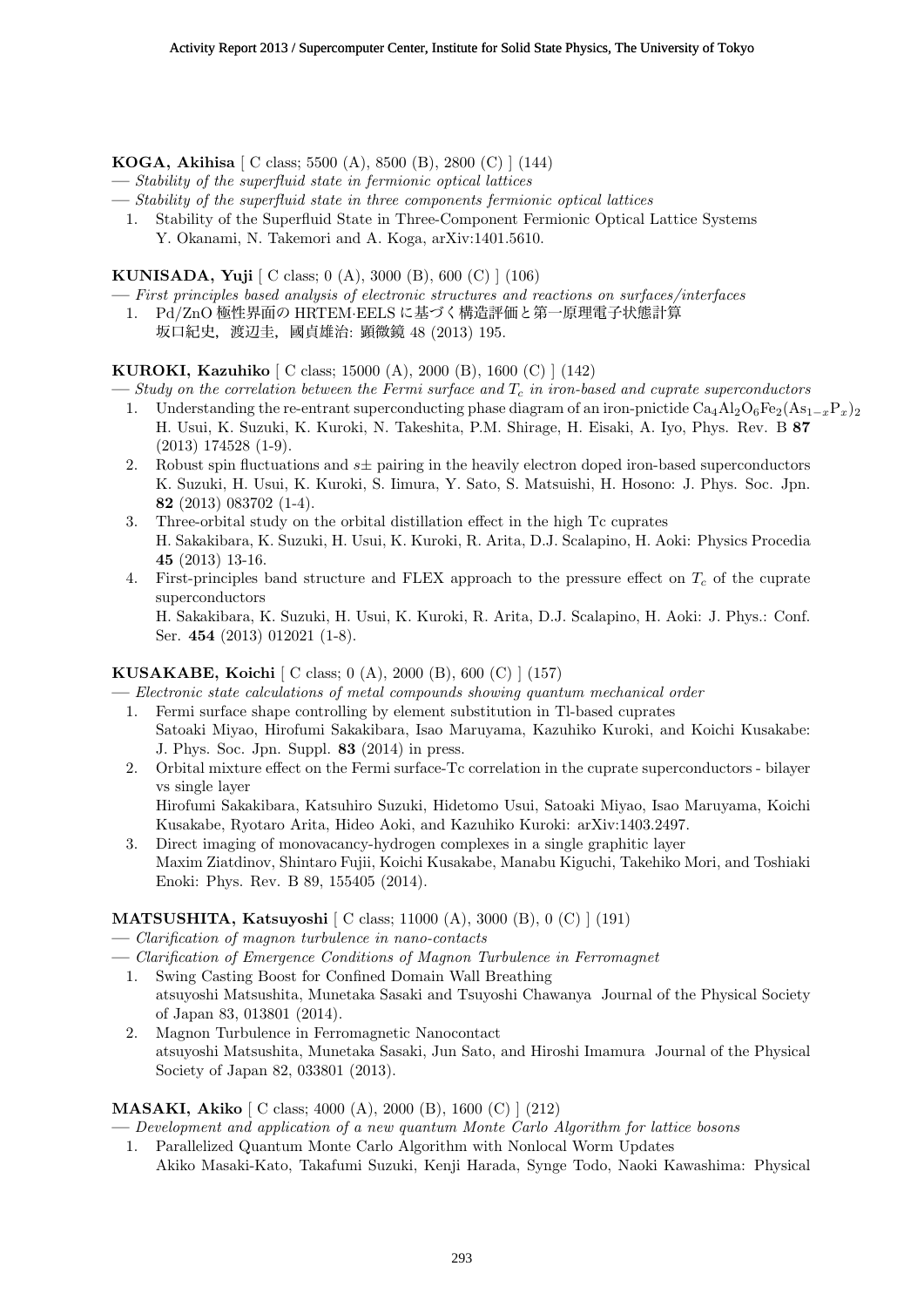**KOGA, Akihisa** [ C class; 5500 (A), 8500 (B), 2800 (C) ] (144)

— *Stability of the superfluid state in fermionic optical lattices*

— *Stability of the superfluid state in three components fermionic optical lattices*

1. Stability of the Superfluid State in Three-Component Fermionic Optical Lattice Systems
   Y. Okanami, N. Takemori and A. Koga, arXiv:1401.5610.

**KUNISADA, Yuji** [ C class; 0 (A), 3000 (B), 600 (C) ] (106)

— *First principles based analysis of electronic structures and reactions on surfaces/interfaces*

1. Pd/ZnO 極性界面の HRTEM·EELS に基づく構造評価と第一原理電子状態計算
   坂口紀史，渡辺圭，國貞雄治: 顕微鏡 48 (2013) 195.

**KUROKI, Kazuhiko** [ C class; 15000 (A), 2000 (B), 1600 (C) ] (142)

— *Study on the correlation between the Fermi surface and $T_c$ in iron-based and cuprate superconductors*

1. Understanding the re-entrant superconducting phase diagram of an iron-pnictide $Ca_4Al_2O_6Fe_2(As_{1-x}P_x)_2$
   H. Usui, K. Suzuki, K. Kuroki, N. Takeshita, P.M. Shirage, H. Eisaki, A. Iyo, Phys. Rev. B **87** (2013) 174528 (1-9).
2. Robust spin fluctuations and $s\pm$ pairing in the heavily electron doped iron-based superconductors
   K. Suzuki, H. Usui, K. Kuroki, S. Iimura, Y. Sato, S. Matsuishi, H. Hosono: J. Phys. Soc. Jpn. **82** (2013) 083702 (1-4).
3. Three-orbital study on the orbital distillation effect in the high Tc cuprates
   H. Sakakibara, K. Suzuki, H. Usui, K. Kuroki, R. Arita, D.J. Scalapino, H. Aoki: Physics Procedia **45** (2013) 13-16.
4. First-principles band structure and FLEX approach to the pressure effect on $T_c$ of the cuprate superconductors
   H. Sakakibara, K. Suzuki, H. Usui, K. Kuroki, R. Arita, D.J. Scalapino, H. Aoki: J. Phys.: Conf. Ser. **454** (2013) 012021 (1-8).

**KUSAKABE, Koichi** [ C class; 0 (A), 2000 (B), 600 (C) ] (157)

— *Electronic state calculations of metal compounds showing quantum mechanical order*

1. Fermi surface shape controlling by element substitution in Tl-based cuprates
   Satoaki Miyao, Hirofumi Sakakibara, Isao Maruyama, Kazuhiko Kuroki, and Koichi Kusakabe: J. Phys. Soc. Jpn. Suppl. **83** (2014) in press.
2. Orbital mixture effect on the Fermi surface-Tc correlation in the cuprate superconductors - bilayer vs single layer
   Hirofumi Sakakibara, Katsuhiro Suzuki, Hidetomo Usui, Satoaki Miyao, Isao Maruyama, Koichi Kusakabe, Ryotaro Arita, Hideo Aoki, and Kazuhiko Kuroki: arXiv:1403.2497.
3. Direct imaging of monovacancy-hydrogen complexes in a single graphitic layer
   Maxim Ziatdinov, Shintaro Fujii, Koichi Kusakabe, Manabu Kiguchi, Takehiko Mori, and Toshiaki Enoki: Phys. Rev. B 89, 155405 (2014).

**MATSUSHITA, Katsuyoshi** [ C class; 11000 (A), 3000 (B), 0 (C) ] (191)

— *Clarification of magnon turbulence in nano-contacts*

— *Clarification of Emergence Conditions of Magnon Turbulence in Ferromagnet*

1. Swing Casting Boost for Confined Domain Wall Breathing
   atsuyoshi Matsushita, Munetaka Sasaki and Tsuyoshi Chawanya Journal of the Physical Society of Japan 83, 013801 (2014).
2. Magnon Turbulence in Ferromagnetic Nanocontact
   atsuyoshi Matsushita, Munetaka Sasaki, Jun Sato, and Hiroshi Imamura Journal of the Physical Society of Japan 82, 033801 (2013).

**MASAKI, Akiko** [ C class; 4000 (A), 2000 (B), 1600 (C) ] (212)

— *Development and application of a new quantum Monte Carlo Algorithm for lattice bosons*

1. Parallelized Quantum Monte Carlo Algorithm with Nonlocal Worm Updates
   Akiko Masaki-Kato, Takafumi Suzuki, Kenji Harada, Synge Todo, Naoki Kawashima: Physical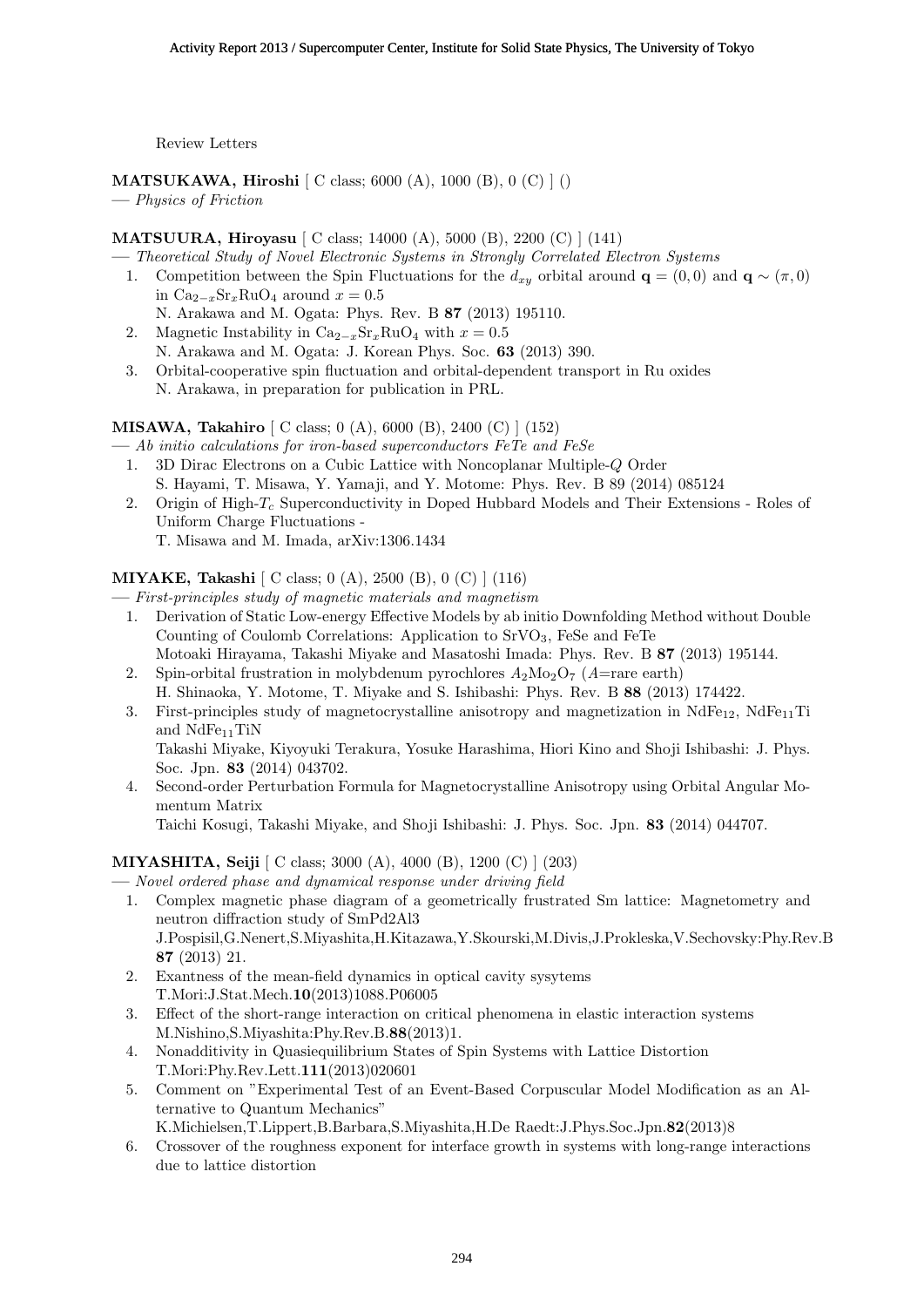Review Letters

**MATSUKAWA, Hiroshi** [ C class; 6000 (A), 1000 (B), 0 (C) ] ()

— *Physics of Friction*

**MATSUURA, Hiroyasu** [ C class; 14000 (A), 5000 (B), 2200 (C) ] (141)

— *Theoretical Study of Novel Electronic Systems in Strongly Correlated Electron Systems*

1. Competition between the Spin Fluctuations for the $d_{xy}$ orbital around $\mathbf{q} = (0, 0)$ and $\mathbf{q} \sim (\pi, 0)$ in $Ca_{2-x}Sr_xRuO_4$ around $x = 0.5$
   N. Arakawa and M. Ogata: Phys. Rev. B **87** (2013) 195110.
2. Magnetic Instability in $Ca_{2-x}Sr_xRuO_4$ with $x = 0.5$
   N. Arakawa and M. Ogata: J. Korean Phys. Soc. **63** (2013) 390.
3. Orbital-cooperative spin fluctuation and orbital-dependent transport in Ru oxides
   N. Arakawa, in preparation for publication in PRL.

**MISAWA, Takahiro** [ C class; 0 (A), 6000 (B), 2400 (C) ] (152)

— *Ab initio calculations for iron-based superconductors FeTe and FeSe*

1. 3D Dirac Electrons on a Cubic Lattice with Noncoplanar Multiple-$Q$ Order
   S. Hayami, T. Misawa, Y. Yamaji, and Y. Motome: Phys. Rev. B 89 (2014) 085124
2. Origin of High-$T_c$ Superconductivity in Doped Hubbard Models and Their Extensions - Roles of Uniform Charge Fluctuations -
   T. Misawa and M. Imada, arXiv:1306.1434

**MIYAKE, Takashi** [ C class; 0 (A), 2500 (B), 0 (C) ] (116)

— *First-principles study of magnetic materials and magnetism*

1. Derivation of Static Low-energy Effective Models by ab initio Downfolding Method without Double Counting of Coulomb Correlations: Application to $SrVO_3$, FeSe and FeTe
   Motoaki Hirayama, Takashi Miyake and Masatoshi Imada: Phys. Rev. B **87** (2013) 195144.
2. Spin-orbital frustration in molybdenum pyrochlores $A_2Mo_2O_7$ ($A$=rare earth)
   H. Shinaoka, Y. Motome, T. Miyake and S. Ishibashi: Phys. Rev. B **88** (2013) 174422.
3. First-principles study of magnetocrystalline anisotropy and magnetization in $NdFe_{12}$, $NdFe_{11}Ti$ and $NdFe_{11}TiN$
   Takashi Miyake, Kiyoyuki Terakura, Yosuke Harashima, Hiori Kino and Shoji Ishibashi: J. Phys. Soc. Jpn. **83** (2014) 043702.
4. Second-order Perturbation Formula for Magnetocrystalline Anisotropy using Orbital Angular Momentum Matrix
   Taichi Kosugi, Takashi Miyake, and Shoji Ishibashi: J. Phys. Soc. Jpn. **83** (2014) 044707.

**MIYASHITA, Seiji** [ C class; 3000 (A), 4000 (B), 1200 (C) ] (203)

— *Novel ordered phase and dynamical response under driving field*

1. Complex magnetic phase diagram of a geometrically frustrated Sm lattice: Magnetometry and neutron diffraction study of SmPd2Al3
   J.Pospisil,G.Nenert,S.Miyashita,H.Kitazawa,Y.Skourski,M.Divis,J.Prokleska,V.Sechovsky:Phy.Rev.B **87** (2013) 21.
2. Exantness of the mean-field dynamics in optical cavity sysytems
   T.Mori:J.Stat.Mech.**10**(2013)1088.P06005
3. Effect of the short-range interaction on critical phenomena in elastic interaction systems
   M.Nishino,S.Miyashita:Phy.Rev.B.**88**(2013)1.
4. Nonadditivity in Quasiequilibrium States of Spin Systems with Lattice Distortion
   T.Mori:Phy.Rev.Lett.**111**(2013)020601
5. Comment on "Experimental Test of an Event-Based Corpuscular Model Modification as an Alternative to Quantum Mechanics"
   K.Michielsen,T.Lippert,B.Barbara,S.Miyashita,H.De Raedt:J.Phys.Soc.Jpn.**82**(2013)8
6. Crossover of the roughness exponent for interface growth in systems with long-range interactions due to lattice distortion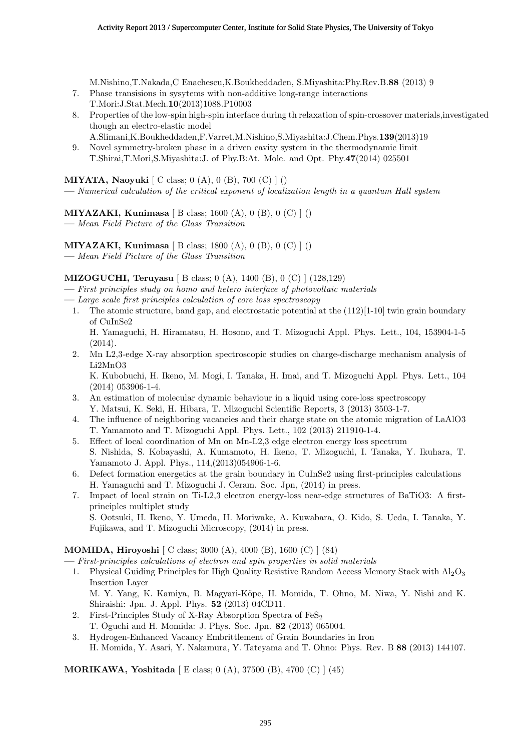M.Nishino,T.Nakada,C Enachescu,K.Boukheddaden, S.Miyashita:Phy.Rev.B.**88** (2013) 9

7. Phase transisions in sysytems with non-additive long-range interactions
   T.Mori:J.Stat.Mech.**10**(2013)1088.P10003
8. Properties of the low-spin high-spin interface during th relaxation of spin-crossover materials,investigated though an electro-elastic model
   A.Slimani,K.Boukheddaden,F.Varret,M.Nishino,S.Miyashita:J.Chem.Phys.**139**(2013)19
9. Novel symmetry-broken phase in a driven cavity system in the thermodynamic limit
   T.Shirai,T.Mori,S.Miyashita:J. of Phy.B:At. Mole. and Opt. Phy.**47**(2014) 025501

**MIYATA, Naoyuki** [ C class; 0 (A), 0 (B), 700 (C) ] ()
— *Numerical calculation of the critical exponent of localization length in a quantum Hall system*

**MIYAZAKI, Kunimasa** [ B class; 1600 (A), 0 (B), 0 (C) ] ()
— *Mean Field Picture of the Glass Transition*

**MIYAZAKI, Kunimasa** [ B class; 1800 (A), 0 (B), 0 (C) ] ()
— *Mean Field Picture of the Glass Transition*

**MIZOGUCHI, Teruyasu** [ B class; 0 (A), 1400 (B), 0 (C) ] (128,129)
— *First principles study on homo and hetero interface of photovoltaic materials*
— *Large scale first principles calculation of core loss spectroscopy*

1. The atomic structure, band gap, and electrostatic potential at the (112)[1-10] twin grain boundary of CuInSe2
   H. Yamaguchi, H. Hiramatsu, H. Hosono, and T. Mizoguchi Appl. Phys. Lett., 104, 153904-1-5 (2014).
2. Mn L2,3-edge X-ray absorption spectroscopic studies on charge-discharge mechanism analysis of Li2MnO3
   K. Kubobuchi, H. Ikeno, M. Mogi, I. Tanaka, H. Imai, and T. Mizoguchi Appl. Phys. Lett., 104 (2014) 053906-1-4.
3. An estimation of molecular dynamic behaviour in a liquid using core-loss spectroscopy
   Y. Matsui, K. Seki, H. Hibara, T. Mizoguchi Scientific Reports, 3 (2013) 3503-1-7.
4. The influence of neighboring vacancies and their charge state on the atomic migration of LaAlO3
   T. Yamamoto and T. Mizoguchi Appl. Phys. Lett., 102 (2013) 211910-1-4.
5. Effect of local coordination of Mn on Mn-L2,3 edge electron energy loss spectrum
   S. Nishida, S. Kobayashi, A. Kumamoto, H. Ikeno, T. Mizoguchi, I. Tanaka, Y. Ikuhara, T. Yamamoto J. Appl. Phys., 114,(2013)054906-1-6.
6. Defect formation energetics at the grain boundary in CuInSe2 using first-principles calculations
   H. Yamaguchi and T. Mizoguchi J. Ceram. Soc. Jpn, (2014) in press.
7. Impact of local strain on Ti-L2,3 electron energy-loss near-edge structures of BaTiO3: A first-principles multiplet study
   S. Ootsuki, H. Ikeno, Y. Umeda, H. Moriwake, A. Kuwabara, O. Kido, S. Ueda, I. Tanaka, Y. Fujikawa, and T. Mizoguchi Microscopy, (2014) in press.

**MOMIDA, Hiroyoshi** [ C class; 3000 (A), 4000 (B), 1600 (C) ] (84)
— *First-principles calculations of electron and spin properties in solid materials*

1. Physical Guiding Principles for High Quality Resistive Random Access Memory Stack with $Al_2O_3$ Insertion Layer
   M. Y. Yang, K. Kamiya, B. Magyari-Köpe, H. Momida, T. Ohno, M. Niwa, Y. Nishi and K. Shiraishi: Jpn. J. Appl. Phys. **52** (2013) 04CD11.
2. First-Principles Study of X-Ray Absorption Spectra of $FeS_2$
   T. Oguchi and H. Momida: J. Phys. Soc. Jpn. **82** (2013) 065004.
3. Hydrogen-Enhanced Vacancy Embrittlement of Grain Boundaries in Iron
   H. Momida, Y. Asari, Y. Nakamura, Y. Tateyama and T. Ohno: Phys. Rev. B **88** (2013) 144107.

**MORIKAWA, Yoshitada** [ E class; 0 (A), 37500 (B), 4700 (C) ] (45)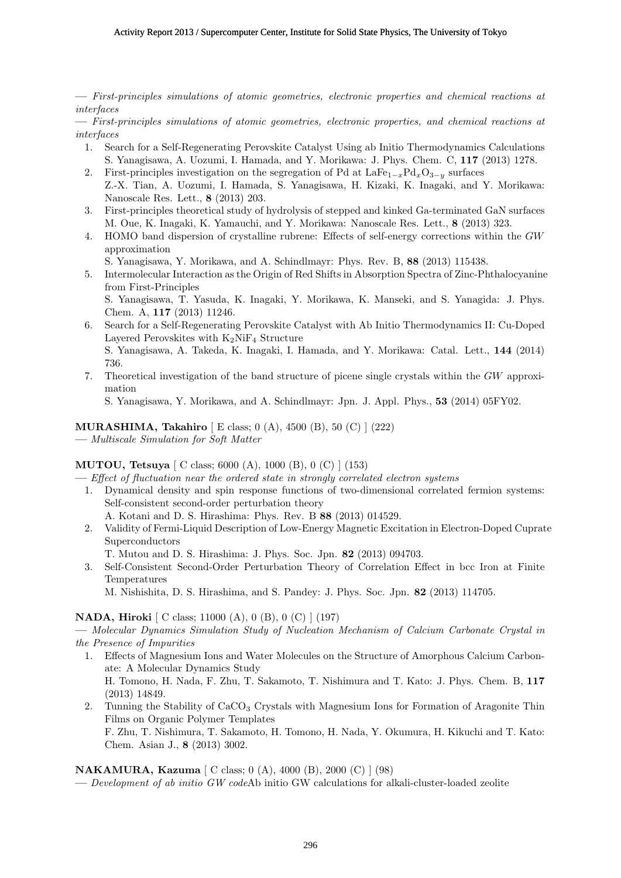— *First-principles simulations of atomic geometries, electronic properties and chemical reactions at interfaces*

— *First-principles simulations of atomic geometries, electronic properties, and chemical reactions at interfaces*

1. Search for a Self-Regenerating Perovskite Catalyst Using ab Initio Thermodynamics Calculations
   S. Yanagisawa, A. Uozumi, I. Hamada, and Y. Morikawa: J. Phys. Chem. C, **117** (2013) 1278.
2. First-principles investigation on the segregation of Pd at $LaFe_{1-x}Pd_xO_{3-y}$ surfaces
   Z.-X. Tian, A. Uozumi, I. Hamada, S. Yanagisawa, H. Kizaki, K. Inagaki, and Y. Morikawa: Nanoscale Res. Lett., **8** (2013) 203.
3. First-principles theoretical study of hydrolysis of stepped and kinked Ga-terminated GaN surfaces
   M. Oue, K. Inagaki, K. Yamauchi, and Y. Morikawa: Nanoscale Res. Lett., **8** (2013) 323.
4. HOMO band dispersion of crystalline rubrene: Effects of self-energy corrections within the *GW* approximation
   S. Yanagisawa, Y. Morikawa, and A. Schindlmayr: Phys. Rev. B, **88** (2013) 115438.
5. Intermolecular Interaction as the Origin of Red Shifts in Absorption Spectra of Zinc-Phthalocyanine from First-Principles
   S. Yanagisawa, T. Yasuda, K. Inagaki, Y. Morikawa, K. Manseki, and S. Yanagida: J. Phys. Chem. A, **117** (2013) 11246.
6. Search for a Self-Regenerating Perovskite Catalyst with Ab Initio Thermodynamics II: Cu-Doped Layered Perovskites with $K_2NiF_4$ Structure
   S. Yanagisawa, A. Takeda, K. Inagaki, I. Hamada, and Y. Morikawa: Catal. Lett., **144** (2014) 736.
7. Theoretical investigation of the band structure of picene single crystals within the *GW* approximation
   S. Yanagisawa, Y. Morikawa, and A. Schindlmayr: Jpn. J. Appl. Phys., **53** (2014) 05FY02.

**MURASHIMA, Takahiro** [ E class; 0 (A), 4500 (B), 50 (C) ] (222)
— *Multiscale Simulation for Soft Matter*

**MUTOU, Tetsuya** [ C class; 6000 (A), 1000 (B), 0 (C) ] (153)
— *Effect of fluctuation near the ordered state in strongly correlated electron systems*

1. Dynamical density and spin response functions of two-dimensional correlated fermion systems: Self-consistent second-order perturbation theory
   A. Kotani and D. S. Hirashima: Phys. Rev. B **88** (2013) 014529.
2. Validity of Fermi-Liquid Description of Low-Energy Magnetic Excitation in Electron-Doped Cuprate Superconductors
   T. Mutou and D. S. Hirashima: J. Phys. Soc. Jpn. **82** (2013) 094703.
3. Self-Consistent Second-Order Perturbation Theory of Correlation Effect in bcc Iron at Finite Temperatures
   M. Nishishita, D. S. Hirashima, and S. Pandey: J. Phys. Soc. Jpn. **82** (2013) 114705.

**NADA, Hiroki** [ C class; 11000 (A), 0 (B), 0 (C) ] (197)
— *Molecular Dynamics Simulation Study of Nucleation Mechanism of Calcium Carbonate Crystal in the Presence of Impurities*

1. Effects of Magnesium Ions and Water Molecules on the Structure of Amorphous Calcium Carbonate: A Molecular Dynamics Study
   H. Tomono, H. Nada, F. Zhu, T. Sakamoto, T. Nishimura and T. Kato: J. Phys. Chem. B, **117** (2013) 14849.
2. Tunning the Stability of $CaCO_3$ Crystals with Magnesium Ions for Formation of Aragonite Thin Films on Organic Polymer Templates
   F. Zhu, T. Nishimura, T. Sakamoto, H. Tomono, H. Nada, Y. Okumura, H. Kikuchi and T. Kato: Chem. Asian J., **8** (2013) 3002.

**NAKAMURA, Kazuma** [ C class; 0 (A), 4000 (B), 2000 (C) ] (98)
— *Development of ab initio GW code*Ab initio GW calculations for alkali-cluster-loaded zeolite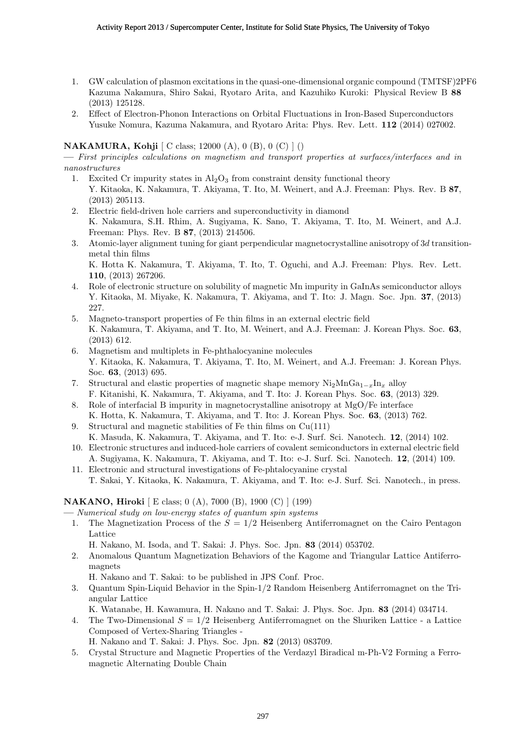1. GW calculation of plasmon excitations in the quasi-one-dimensional organic compound (TMTSF)2PF6
   Kazuma Nakamura, Shiro Sakai, Ryotaro Arita, and Kazuhiko Kuroki: Physical Review B **88** (2013) 125128.
2. Effect of Electron-Phonon Interactions on Orbital Fluctuations in Iron-Based Superconductors
   Yusuke Nomura, Kazuma Nakamura, and Ryotaro Arita: Phys. Rev. Lett. **112** (2014) 027002.

**NAKAMURA, Kohji** [ C class; 12000 (A), 0 (B), 0 (C) ] ()

— *First principles calculations on magnetism and transport properties at surfaces/interfaces and in nanostructures*

1. Excited Cr impurity states in $Al_2O_3$ from constraint density functional theory
   Y. Kitaoka, K. Nakamura, T. Akiyama, T. Ito, M. Weinert, and A.J. Freeman: Phys. Rev. B **87**, (2013) 205113.
2. Electric field-driven hole carriers and superconductivity in diamond
   K. Nakamura, S.H. Rhim, A. Sugiyama, K. Sano, T. Akiyama, T. Ito, M. Weinert, and A.J. Freeman: Phys. Rev. B **87**, (2013) 214506.
3. Atomic-layer alignment tuning for giant perpendicular magnetocrystalline anisotropy of 3*d* transition-metal thin films
   K. Hotta K. Nakamura, T. Akiyama, T. Ito, T. Oguchi, and A.J. Freeman: Phys. Rev. Lett. **110**, (2013) 267206.
4. Role of electronic structure on solubility of magnetic Mn impurity in GaInAs semiconductor alloys
   Y. Kitaoka, M. Miyake, K. Nakamura, T. Akiyama, and T. Ito: J. Magn. Soc. Jpn. **37**, (2013) 227.
5. Magneto-transport properties of Fe thin films in an external electric field
   K. Nakamura, T. Akiyama, and T. Ito, M. Weinert, and A.J. Freeman: J. Korean Phys. Soc. **63**, (2013) 612.
6. Magnetism and multiplets in Fe-phthalocyanine molecules
   Y. Kitaoka, K. Nakamura, T. Akiyama, T. Ito, M. Weinert, and A.J. Freeman: J. Korean Phys. Soc. **63**, (2013) 695.
7. Structural and elastic properties of magnetic shape memory $Ni_2MnGa_{1-x}In_x$ alloy
   F. Kitanishi, K. Nakamura, T. Akiyama, and T. Ito: J. Korean Phys. Soc. **63**, (2013) 329.
8. Role of interfacial B impurity in magnetocrystalline anisotropy at MgO/Fe interface
   K. Hotta, K. Nakamura, T. Akiyama, and T. Ito: J. Korean Phys. Soc. **63**, (2013) 762.
9. Structural and magnetic stabilities of Fe thin films on Cu(111)
   K. Masuda, K. Nakamura, T. Akiyama, and T. Ito: e-J. Surf. Sci. Nanotech. **12**, (2014) 102.
10. Electronic structures and induced-hole carriers of covalent semiconductors in external electric field
    A. Sugiyama, K. Nakamura, T. Akiyama, and T. Ito: e-J. Surf. Sci. Nanotech. **12**, (2014) 109.
11. Electronic and structural investigations of Fe-phtalocyanine crystal
    T. Sakai, Y. Kitaoka, K. Nakamura, T. Akiyama, and T. Ito: e-J. Surf. Sci. Nanotech., in press.

**NAKANO, Hiroki** [ E class; 0 (A), 7000 (B), 1900 (C) ] (199)

— *Numerical study on low-energy states of quantum spin systems*

1. The Magnetization Process of the $S = 1/2$ Heisenberg Antiferromagnet on the Cairo Pentagon Lattice
   H. Nakano, M. Isoda, and T. Sakai: J. Phys. Soc. Jpn. **83** (2014) 053702.
2. Anomalous Quantum Magnetization Behaviors of the Kagome and Triangular Lattice Antiferromagnets
   H. Nakano and T. Sakai: to be published in JPS Conf. Proc.
3. Quantum Spin-Liquid Behavior in the Spin-1/2 Random Heisenberg Antiferromagnet on the Triangular Lattice
   K. Watanabe, H. Kawamura, H. Nakano and T. Sakai: J. Phys. Soc. Jpn. **83** (2014) 034714.
4. The Two-Dimensional $S = 1/2$ Heisenberg Antiferromagnet on the Shuriken Lattice - a Lattice Composed of Vertex-Sharing Triangles -
   H. Nakano and T. Sakai: J. Phys. Soc. Jpn. **82** (2013) 083709.
5. Crystal Structure and Magnetic Properties of the Verdazyl Biradical m-Ph-V2 Forming a Ferromagnetic Alternating Double Chain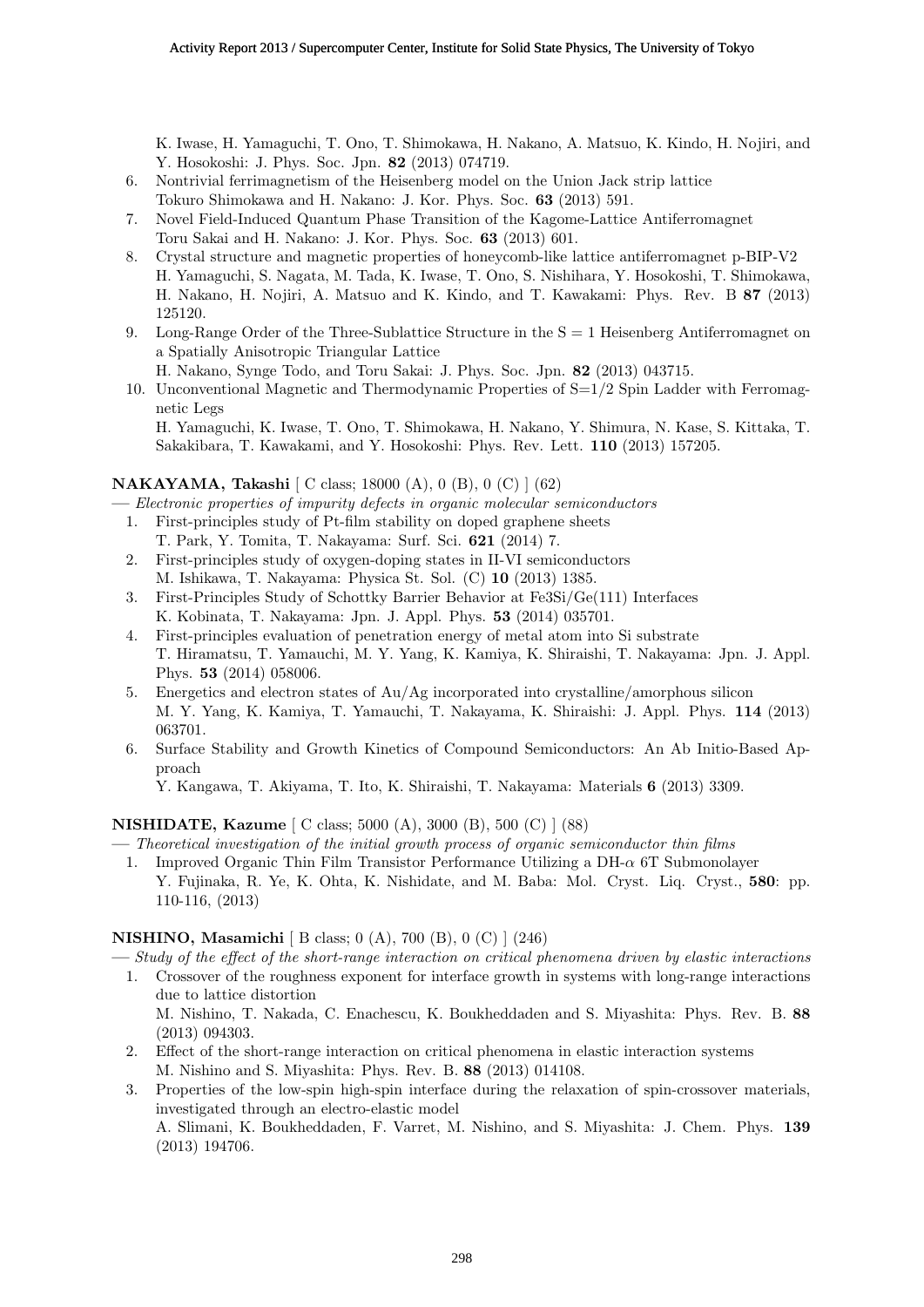K. Iwase, H. Yamaguchi, T. Ono, T. Shimokawa, H. Nakano, A. Matsuo, K. Kindo, H. Nojiri, and Y. Hosokoshi: J. Phys. Soc. Jpn. **82** (2013) 074719.

6. Nontrivial ferrimagnetism of the Heisenberg model on the Union Jack strip lattice
   Tokuro Shimokawa and H. Nakano: J. Kor. Phys. Soc. **63** (2013) 591.
7. Novel Field-Induced Quantum Phase Transition of the Kagome-Lattice Antiferromagnet
   Toru Sakai and H. Nakano: J. Kor. Phys. Soc. **63** (2013) 601.
8. Crystal structure and magnetic properties of honeycomb-like lattice antiferromagnet p-BIP-V2
   H. Yamaguchi, S. Nagata, M. Tada, K. Iwase, T. Ono, S. Nishihara, Y. Hosokoshi, T. Shimokawa, H. Nakano, H. Nojiri, A. Matsuo and K. Kindo, and T. Kawakami: Phys. Rev. B **87** (2013) 125120.
9. Long-Range Order of the Three-Sublattice Structure in the S = 1 Heisenberg Antiferromagnet on a Spatially Anisotropic Triangular Lattice
   H. Nakano, Synge Todo, and Toru Sakai: J. Phys. Soc. Jpn. **82** (2013) 043715.
10. Unconventional Magnetic and Thermodynamic Properties of S=1/2 Spin Ladder with Ferromagnetic Legs
    H. Yamaguchi, K. Iwase, T. Ono, T. Shimokawa, H. Nakano, Y. Shimura, N. Kase, S. Kittaka, T. Sakakibara, T. Kawakami, and Y. Hosokoshi: Phys. Rev. Lett. **110** (2013) 157205.

**NAKAYAMA, Takashi** [ C class; 18000 (A), 0 (B), 0 (C) ] (62)

— *Electronic properties of impurity defects in organic molecular semiconductors*

1. First-principles study of Pt-film stability on doped graphene sheets
   T. Park, Y. Tomita, T. Nakayama: Surf. Sci. **621** (2014) 7.
2. First-principles study of oxygen-doping states in II-VI semiconductors
   M. Ishikawa, T. Nakayama: Physica St. Sol. (C) **10** (2013) 1385.
3. First-Principles Study of Schottky Barrier Behavior at Fe3Si/Ge(111) Interfaces
   K. Kobinata, T. Nakayama: Jpn. J. Appl. Phys. **53** (2014) 035701.
4. First-principles evaluation of penetration energy of metal atom into Si substrate
   T. Hiramatsu, T. Yamauchi, M. Y. Yang, K. Kamiya, K. Shiraishi, T. Nakayama: Jpn. J. Appl. Phys. **53** (2014) 058006.
5. Energetics and electron states of Au/Ag incorporated into crystalline/amorphous silicon
   M. Y. Yang, K. Kamiya, T. Yamauchi, T. Nakayama, K. Shiraishi: J. Appl. Phys. **114** (2013) 063701.
6. Surface Stability and Growth Kinetics of Compound Semiconductors: An Ab Initio-Based Approach
   Y. Kangawa, T. Akiyama, T. Ito, K. Shiraishi, T. Nakayama: Materials **6** (2013) 3309.

**NISHIDATE, Kazume** [ C class; 5000 (A), 3000 (B), 500 (C) ] (88)

— *Theoretical investigation of the initial growth process of organic semiconductor thin films*

1. Improved Organic Thin Film Transistor Performance Utilizing a DH-$\alpha$ 6T Submonolayer
   Y. Fujinaka, R. Ye, K. Ohta, K. Nishidate, and M. Baba: Mol. Cryst. Liq. Cryst., **580**: pp. 110-116, (2013)

**NISHINO, Masamichi** [ B class; 0 (A), 700 (B), 0 (C) ] (246)

— *Study of the effect of the short-range interaction on critical phenomena driven by elastic interactions*

1. Crossover of the roughness exponent for interface growth in systems with long-range interactions due to lattice distortion
   M. Nishino, T. Nakada, C. Enachescu, K. Boukheddaden and S. Miyashita: Phys. Rev. B. **88** (2013) 094303.
2. Effect of the short-range interaction on critical phenomena in elastic interaction systems
   M. Nishino and S. Miyashita: Phys. Rev. B. **88** (2013) 014108.
3. Properties of the low-spin high-spin interface during the relaxation of spin-crossover materials, investigated through an electro-elastic model
   A. Slimani, K. Boukheddaden, F. Varret, M. Nishino, and S. Miyashita: J. Chem. Phys. **139** (2013) 194706.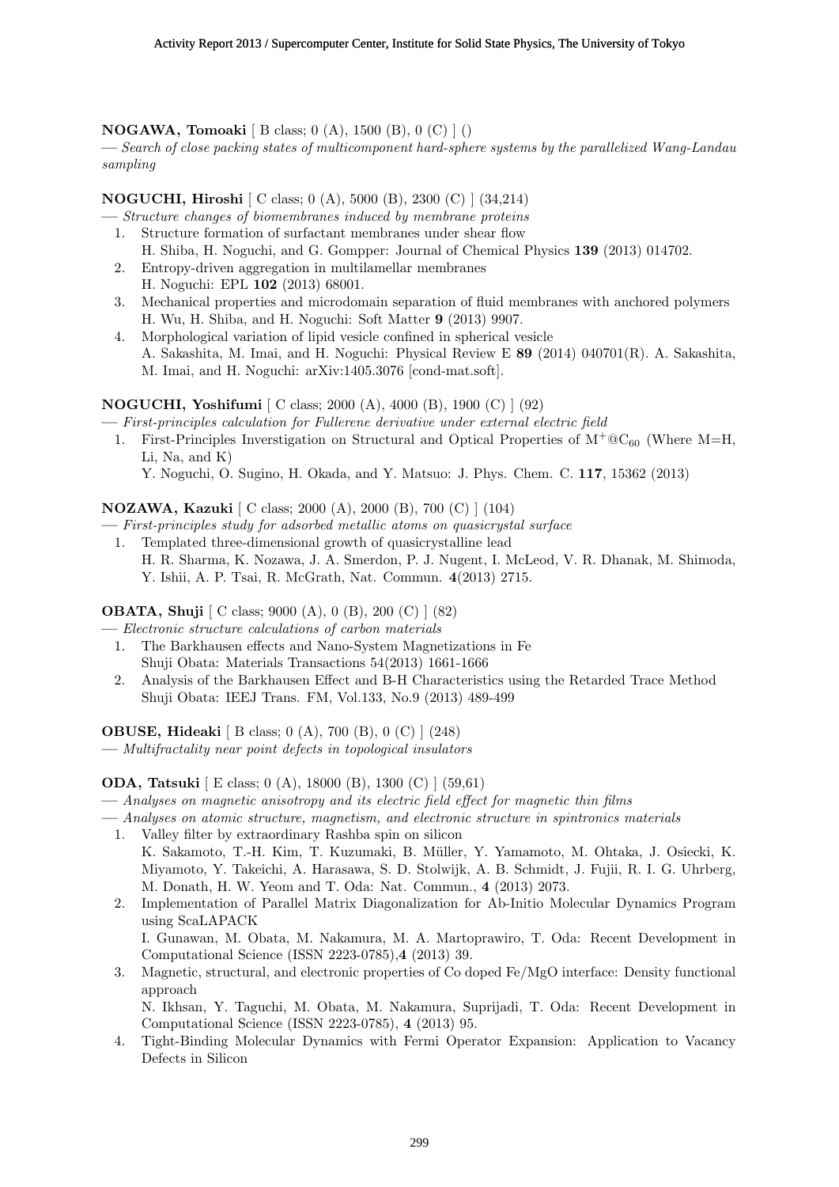**NOGAWA, Tomoaki** [ B class; 0 (A), 1500 (B), 0 (C) ] ()

— *Search of close packing states of multicomponent hard-sphere systems by the parallelized Wang-Landau sampling*

**NOGUCHI, Hiroshi** [ C class; 0 (A), 5000 (B), 2300 (C) ] (34,214)

— *Structure changes of biomembranes induced by membrane proteins*

1. Structure formation of surfactant membranes under shear flow
   H. Shiba, H. Noguchi, and G. Gompper: Journal of Chemical Physics **139** (2013) 014702.
2. Entropy-driven aggregation in multilamellar membranes
   H. Noguchi: EPL **102** (2013) 68001.
3. Mechanical properties and microdomain separation of fluid membranes with anchored polymers
   H. Wu, H. Shiba, and H. Noguchi: Soft Matter **9** (2013) 9907.
4. Morphological variation of lipid vesicle confined in spherical vesicle
   A. Sakashita, M. Imai, and H. Noguchi: Physical Review E **89** (2014) 040701(R). A. Sakashita, M. Imai, and H. Noguchi: arXiv:1405.3076 [cond-mat.soft].

**NOGUCHI, Yoshifumi** [ C class; 2000 (A), 4000 (B), 1900 (C) ] (92)

— *First-principles calculation for Fullerene derivative under external electric field*

1. First-Principles Inverstigation on Structural and Optical Properties of $M^+@C_{60}$ (Where M=H, Li, Na, and K)
   Y. Noguchi, O. Sugino, H. Okada, and Y. Matsuo: J. Phys. Chem. C. **117**, 15362 (2013)

**NOZAWA, Kazuki** [ C class; 2000 (A), 2000 (B), 700 (C) ] (104)

— *First-principles study for adsorbed metallic atoms on quasicrystal surface*

1. Templated three-dimensional growth of quasicrystalline lead
   H. R. Sharma, K. Nozawa, J. A. Smerdon, P. J. Nugent, I. McLeod, V. R. Dhanak, M. Shimoda, Y. Ishii, A. P. Tsai, R. McGrath, Nat. Commun. **4**(2013) 2715.

**OBATA, Shuji** [ C class; 9000 (A), 0 (B), 200 (C) ] (82)

— *Electronic structure calculations of carbon materials*

1. The Barkhausen effects and Nano-System Magnetizations in Fe
   Shuji Obata: Materials Transactions 54(2013) 1661-1666
2. Analysis of the Barkhausen Effect and B-H Characteristics using the Retarded Trace Method
   Shuji Obata: IEEJ Trans. FM, Vol.133, No.9 (2013) 489-499

**OBUSE, Hideaki** [ B class; 0 (A), 700 (B), 0 (C) ] (248)

— *Multifractality near point defects in topological insulators*

**ODA, Tatsuki** [ E class; 0 (A), 18000 (B), 1300 (C) ] (59,61)

— *Analyses on magnetic anisotropy and its electric field effect for magnetic thin films*

— *Analyses on atomic structure, magnetism, and electronic structure in spintronics materials*

1. Valley filter by extraordinary Rashba spin on silicon
   K. Sakamoto, T.-H. Kim, T. Kuzumaki, B. Müller, Y. Yamamoto, M. Ohtaka, J. Osiecki, K. Miyamoto, Y. Takeichi, A. Harasawa, S. D. Stolwijk, A. B. Schmidt, J. Fujii, R. I. G. Uhrberg, M. Donath, H. W. Yeom and T. Oda: Nat. Commun., **4** (2013) 2073.
2. Implementation of Parallel Matrix Diagonalization for Ab-Initio Molecular Dynamics Program using ScaLAPACK
   I. Gunawan, M. Obata, M. Nakamura, M. A. Martoprawiro, T. Oda: Recent Development in Computational Science (ISSN 2223-0785),**4** (2013) 39.
3. Magnetic, structural, and electronic properties of Co doped Fe/MgO interface: Density functional approach
   N. Ikhsan, Y. Taguchi, M. Obata, M. Nakamura, Suprijadi, T. Oda: Recent Development in Computational Science (ISSN 2223-0785), **4** (2013) 95.
4. Tight-Binding Molecular Dynamics with Fermi Operator Expansion: Application to Vacancy Defects in Silicon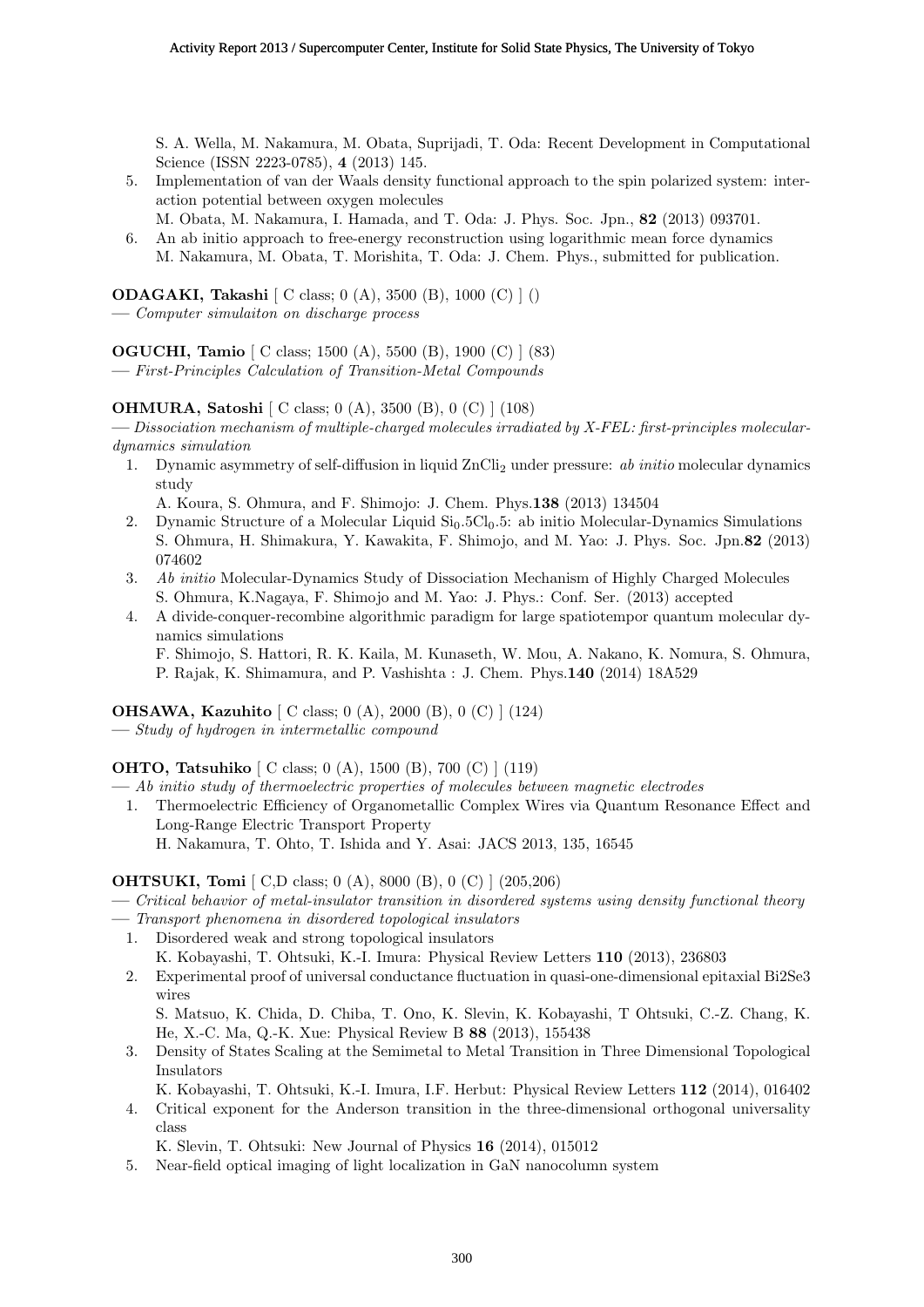S. A. Wella, M. Nakamura, M. Obata, Suprijadi, T. Oda: Recent Development in Computational Science (ISSN 2223-0785), **4** (2013) 145.

5. Implementation of van der Waals density functional approach to the spin polarized system: interaction potential between oxygen molecules
   M. Obata, M. Nakamura, I. Hamada, and T. Oda: J. Phys. Soc. Jpn., **82** (2013) 093701.
6. An ab initio approach to free-energy reconstruction using logarithmic mean force dynamics
   M. Nakamura, M. Obata, T. Morishita, T. Oda: J. Chem. Phys., submitted for publication.

**ODAGAKI, Takashi** [ C class; 0 (A), 3500 (B), 1000 (C) ] ()
— *Computer simulaiton on discharge process*

**OGUCHI, Tamio** [ C class; 1500 (A), 5500 (B), 1900 (C) ] (83)
— *First-Principles Calculation of Transition-Metal Compounds*

**OHMURA, Satoshi** [ C class; 0 (A), 3500 (B), 0 (C) ] (108)
— *Dissociation mechanism of multiple-charged molecules irradiated by X-FEL: first-principles molecular-dynamics simulation*

1. Dynamic asymmetry of self-diffusion in liquid $ZnCli_2$ under pressure: *ab initio* molecular dynamics study
   A. Koura, S. Ohmura, and F. Shimojo: J. Chem. Phys.**138** (2013) 134504
2. Dynamic Structure of a Molecular Liquid $Si_0.5Cl_0.5$: ab initio Molecular-Dynamics Simulations
   S. Ohmura, H. Shimakura, Y. Kawakita, F. Shimojo, and M. Yao: J. Phys. Soc. Jpn.**82** (2013) 074602
3. *Ab initio* Molecular-Dynamics Study of Dissociation Mechanism of Highly Charged Molecules
   S. Ohmura, K.Nagaya, F. Shimojo and M. Yao: J. Phys.: Conf. Ser. (2013) accepted
4. A divide-conquer-recombine algorithmic paradigm for large spatiotempor quantum molecular dynamics simulations
   F. Shimojo, S. Hattori, R. K. Kaila, M. Kunaseth, W. Mou, A. Nakano, K. Nomura, S. Ohmura, P. Rajak, K. Shimamura, and P. Vashishta : J. Chem. Phys.**140** (2014) 18A529

**OHSAWA, Kazuhito** [ C class; 0 (A), 2000 (B), 0 (C) ] (124)
— *Study of hydrogen in intermetallic compound*

**OHTO, Tatsuhiko** [ C class; 0 (A), 1500 (B), 700 (C) ] (119)
— *Ab initio study of thermoelectric properties of molecules between magnetic electrodes*

1. Thermoelectric Efficiency of Organometallic Complex Wires via Quantum Resonance Effect and Long-Range Electric Transport Property
   H. Nakamura, T. Ohto, T. Ishida and Y. Asai: JACS 2013, 135, 16545

**OHTSUKI, Tomi** [ C,D class; 0 (A), 8000 (B), 0 (C) ] (205,206)
— *Critical behavior of metal-insulator transition in disordered systems using density functional theory*
— *Transport phenomena in disordered topological insulators*

1. Disordered weak and strong topological insulators
   K. Kobayashi, T. Ohtsuki, K.-I. Imura: Physical Review Letters **110** (2013), 236803
2. Experimental proof of universal conductance fluctuation in quasi-one-dimensional epitaxial Bi2Se3 wires
   S. Matsuo, K. Chida, D. Chiba, T. Ono, K. Slevin, K. Kobayashi, T Ohtsuki, C.-Z. Chang, K. He, X.-C. Ma, Q.-K. Xue: Physical Review B **88** (2013), 155438
3. Density of States Scaling at the Semimetal to Metal Transition in Three Dimensional Topological Insulators
   K. Kobayashi, T. Ohtsuki, K.-I. Imura, I.F. Herbut: Physical Review Letters **112** (2014), 016402
4. Critical exponent for the Anderson transition in the three-dimensional orthogonal universality class
   K. Slevin, T. Ohtsuki: New Journal of Physics **16** (2014), 015012
5. Near-field optical imaging of light localization in GaN nanocolumn system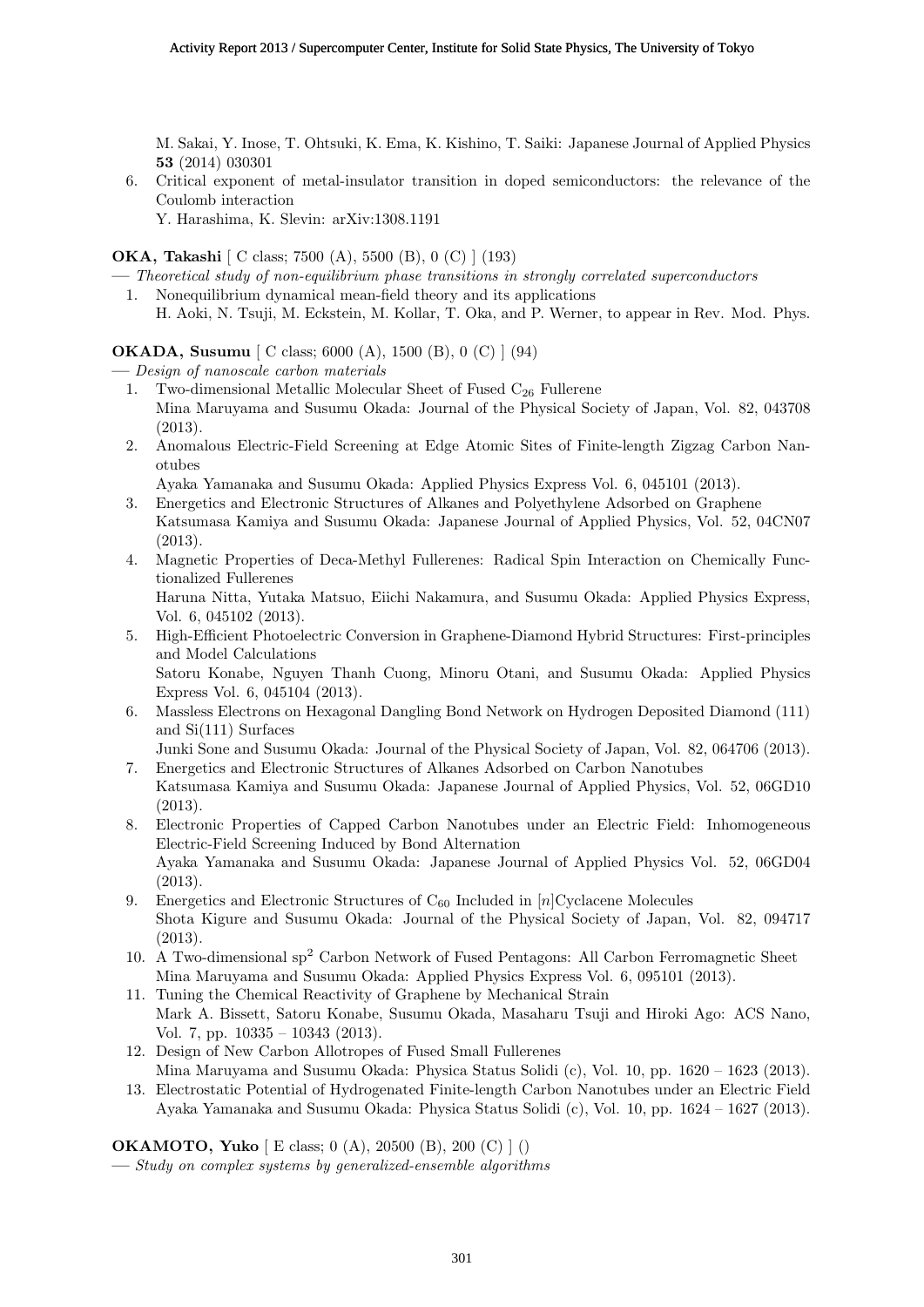M. Sakai, Y. Inose, T. Ohtsuki, K. Ema, K. Kishino, T. Saiki: Japanese Journal of Applied Physics **53** (2014) 030301

6. Critical exponent of metal-insulator transition in doped semiconductors: the relevance of the Coulomb interaction
   Y. Harashima, K. Slevin: arXiv:1308.1191

**OKA, Takashi** [ C class; 7500 (A), 5500 (B), 0 (C) ] (193)

— *Theoretical study of non-equilibrium phase transitions in strongly correlated superconductors*

1. Nonequilibrium dynamical mean-field theory and its applications
   H. Aoki, N. Tsuji, M. Eckstein, M. Kollar, T. Oka, and P. Werner, to appear in Rev. Mod. Phys.

**OKADA, Susumu** [ C class; 6000 (A), 1500 (B), 0 (C) ] (94)

— *Design of nanoscale carbon materials*

1. Two-dimensional Metallic Molecular Sheet of Fused $C_{26}$ Fullerene
   Mina Maruyama and Susumu Okada: Journal of the Physical Society of Japan, Vol. 82, 043708 (2013).
2. Anomalous Electric-Field Screening at Edge Atomic Sites of Finite-length Zigzag Carbon Nanotubes
   Ayaka Yamanaka and Susumu Okada: Applied Physics Express Vol. 6, 045101 (2013).
3. Energetics and Electronic Structures of Alkanes and Polyethylene Adsorbed on Graphene
   Katsumasa Kamiya and Susumu Okada: Japanese Journal of Applied Physics, Vol. 52, 04CN07 (2013).
4. Magnetic Properties of Deca-Methyl Fullerenes: Radical Spin Interaction on Chemically Functionalized Fullerenes
   Haruna Nitta, Yutaka Matsuo, Eiichi Nakamura, and Susumu Okada: Applied Physics Express, Vol. 6, 045102 (2013).
5. High-Efficient Photoelectric Conversion in Graphene-Diamond Hybrid Structures: First-principles and Model Calculations
   Satoru Konabe, Nguyen Thanh Cuong, Minoru Otani, and Susumu Okada: Applied Physics Express Vol. 6, 045104 (2013).
6. Massless Electrons on Hexagonal Dangling Bond Network on Hydrogen Deposited Diamond (111) and Si(111) Surfaces
   Junki Sone and Susumu Okada: Journal of the Physical Society of Japan, Vol. 82, 064706 (2013).
7. Energetics and Electronic Structures of Alkanes Adsorbed on Carbon Nanotubes
   Katsumasa Kamiya and Susumu Okada: Japanese Journal of Applied Physics, Vol. 52, 06GD10 (2013).
8. Electronic Properties of Capped Carbon Nanotubes under an Electric Field: Inhomogeneous Electric-Field Screening Induced by Bond Alternation
   Ayaka Yamanaka and Susumu Okada: Japanese Journal of Applied Physics Vol. 52, 06GD04 (2013).
9. Energetics and Electronic Structures of $C_{60}$ Included in [*n*]Cyclacene Molecules
   Shota Kigure and Susumu Okada: Journal of the Physical Society of Japan, Vol. 82, 094717 (2013).
10. A Two-dimensional $sp^2$ Carbon Network of Fused Pentagons: All Carbon Ferromagnetic Sheet
    Mina Maruyama and Susumu Okada: Applied Physics Express Vol. 6, 095101 (2013).
11. Tuning the Chemical Reactivity of Graphene by Mechanical Strain
    Mark A. Bissett, Satoru Konabe, Susumu Okada, Masaharu Tsuji and Hiroki Ago: ACS Nano, Vol. 7, pp. 10335 – 10343 (2013).
12. Design of New Carbon Allotropes of Fused Small Fullerenes
    Mina Maruyama and Susumu Okada: Physica Status Solidi (c), Vol. 10, pp. 1620 – 1623 (2013).
13. Electrostatic Potential of Hydrogenated Finite-length Carbon Nanotubes under an Electric Field
    Ayaka Yamanaka and Susumu Okada: Physica Status Solidi (c), Vol. 10, pp. 1624 – 1627 (2013).

**OKAMOTO, Yuko** [ E class; 0 (A), 20500 (B), 200 (C) ] ()

— *Study on complex systems by generalized-ensemble algorithms*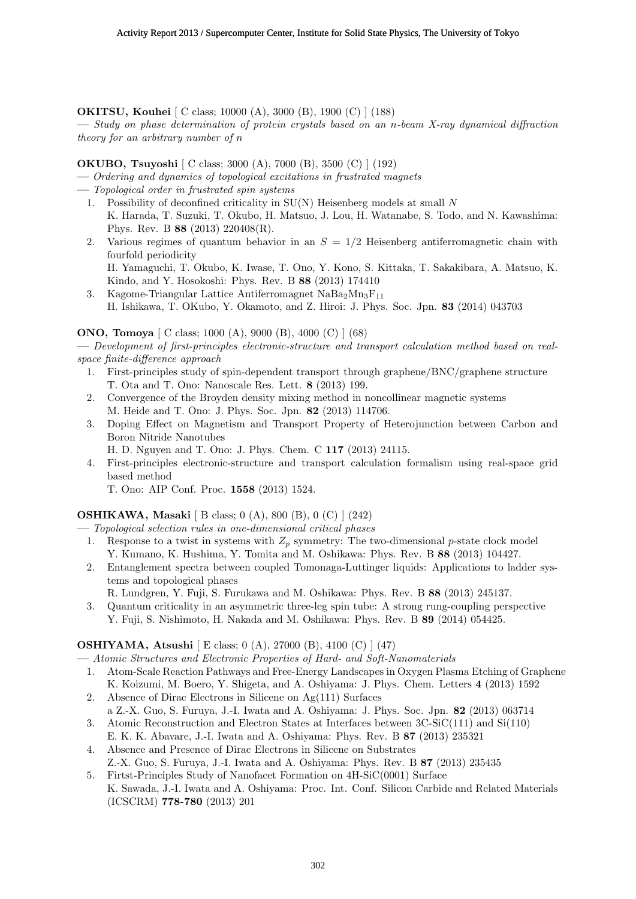**OKITSU, Kouhei** [ C class; 10000 (A), 3000 (B), 1900 (C) ] (188)

— *Study on phase determination of protein crystals based on an n-beam X-ray dynamical diffraction theory for an arbitrary number of n*

**OKUBO, Tsuyoshi** [ C class; 3000 (A), 7000 (B), 3500 (C) ] (192)

— *Ordering and dynamics of topological excitations in frustrated magnets*

— *Topological order in frustrated spin systems*

1. Possibility of deconfined criticality in SU(N) Heisenberg models at small $N$
   K. Harada, T. Suzuki, T. Okubo, H. Matsuo, J. Lou, H. Watanabe, S. Todo, and N. Kawashima: Phys. Rev. B **88** (2013) 220408(R).
2. Various regimes of quantum behavior in an $S = 1/2$ Heisenberg antiferromagnetic chain with fourfold periodicity
   H. Yamaguchi, T. Okubo, K. Iwase, T. Ono, Y. Kono, S. Kittaka, T. Sakakibara, A. Matsuo, K. Kindo, and Y. Hosokoshi: Phys. Rev. B **88** (2013) 174410
3. Kagome-Triangular Lattice Antiferromagnet $NaBa_2Mn_3F_{11}$
   H. Ishikawa, T. OKubo, Y. Okamoto, and Z. Hiroi: J. Phys. Soc. Jpn. **83** (2014) 043703

**ONO, Tomoya** [ C class; 1000 (A), 9000 (B), 4000 (C) ] (68)

— *Development of first-principles electronic-structure and transport calculation method based on real-space finite-difference approach*

1. First-principles study of spin-dependent transport through graphene/BNC/graphene structure
   T. Ota and T. Ono: Nanoscale Res. Lett. **8** (2013) 199.
2. Convergence of the Broyden density mixing method in noncollinear magnetic systems
   M. Heide and T. Ono: J. Phys. Soc. Jpn. **82** (2013) 114706.
3. Doping Effect on Magnetism and Transport Property of Heterojunction between Carbon and Boron Nitride Nanotubes
   H. D. Nguyen and T. Ono: J. Phys. Chem. C **117** (2013) 24115.
4. First-principles electronic-structure and transport calculation formalism using real-space grid based method
   T. Ono: AIP Conf. Proc. **1558** (2013) 1524.

**OSHIKAWA, Masaki** [ B class; 0 (A), 800 (B), 0 (C) ] (242)

— *Topological selection rules in one-dimensional critical phases*

1. Response to a twist in systems with $Z_p$ symmetry: The two-dimensional $p$-state clock model
   Y. Kumano, K. Hushima, Y. Tomita and M. Oshikawa: Phys. Rev. B **88** (2013) 104427.
2. Entanglement spectra between coupled Tomonaga-Luttinger liquids: Applications to ladder systems and topological phases
   R. Lundgren, Y. Fuji, S. Furukawa and M. Oshikawa: Phys. Rev. B **88** (2013) 245137.
3. Quantum criticality in an asymmetric three-leg spin tube: A strong rung-coupling perspective
   Y. Fuji, S. Nishimoto, H. Nakada and M. Oshikawa: Phys. Rev. B **89** (2014) 054425.

**OSHIYAMA, Atsushi** [ E class; 0 (A), 27000 (B), 4100 (C) ] (47)

— *Atomic Structures and Electronic Properties of Hard- and Soft-Nanomaterials*

1. Atom-Scale Reaction Pathways and Free-Energy Landscapes in Oxygen Plasma Etching of Graphene
   K. Koizumi, M. Boero, Y. Shigeta, and A. Oshiyama: J. Phys. Chem. Letters **4** (2013) 1592
2. Absence of Dirac Electrons in Silicene on Ag(111) Surfaces
   a Z.-X. Guo, S. Furuya, J.-I. Iwata and A. Oshiyama: J. Phys. Soc. Jpn. **82** (2013) 063714
3. Atomic Reconstruction and Electron States at Interfaces between 3C-SiC(111) and Si(110)
   E. K. K. Abavare, J.-I. Iwata and A. Oshiyama: Phys. Rev. B **87** (2013) 235321
4. Absence and Presence of Dirac Electrons in Silicene on Substrates
   Z.-X. Guo, S. Furuya, J.-I. Iwata and A. Oshiyama: Phys. Rev. B **87** (2013) 235435
5. Firtst-Principles Study of Nanofacet Formation on 4H-SiC(0001) Surface
   K. Sawada, J.-I. Iwata and A. Oshiyama: Proc. Int. Conf. Silicon Carbide and Related Materials (ICSCRM) **778-780** (2013) 201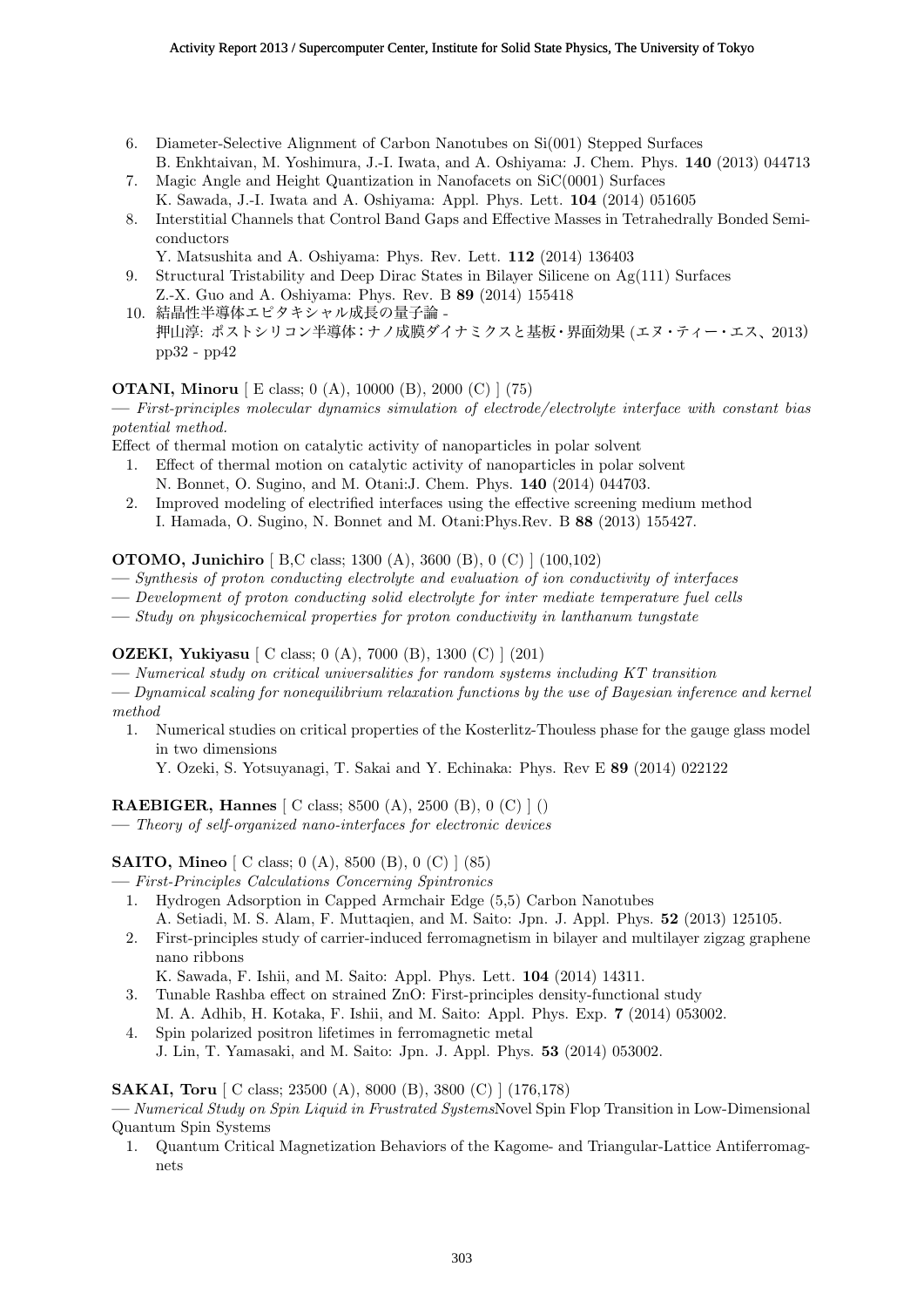6. Diameter-Selective Alignment of Carbon Nanotubes on Si(001) Stepped Surfaces
   B. Enkhtaivan, M. Yoshimura, J.-I. Iwata, and A. Oshiyama: J. Chem. Phys. **140** (2013) 044713
7. Magic Angle and Height Quantization in Nanofacets on SiC(0001) Surfaces
   K. Sawada, J.-I. Iwata and A. Oshiyama: Appl. Phys. Lett. **104** (2014) 051605
8. Interstitial Channels that Control Band Gaps and Effective Masses in Tetrahedrally Bonded Semiconductors
   Y. Matsushita and A. Oshiyama: Phys. Rev. Lett. **112** (2014) 136403
9. Structural Tristability and Deep Dirac States in Bilayer Silicene on Ag(111) Surfaces
   Z.-X. Guo and A. Oshiyama: Phys. Rev. B **89** (2014) 155418
10. 結晶性半導体エピタキシャル成長の量子論 -
    押山淳: ポストシリコン半導体:ナノ成膜ダイナミクスと基板・界面効果 (エヌ・ティー・エス、2013) pp32 - pp42

**OTANI, Minoru** [ E class; 0 (A), 10000 (B), 2000 (C) ] (75)

— *First-principles molecular dynamics simulation of electrode/electrolyte interface with constant bias potential method.*

Effect of thermal motion on catalytic activity of nanoparticles in polar solvent

1. Effect of thermal motion on catalytic activity of nanoparticles in polar solvent
   N. Bonnet, O. Sugino, and M. Otani:J. Chem. Phys. **140** (2014) 044703.
2. Improved modeling of electrified interfaces using the effective screening medium method
   I. Hamada, O. Sugino, N. Bonnet and M. Otani:Phys.Rev. B **88** (2013) 155427.

**OTOMO, Junichiro** [ B,C class; 1300 (A), 3600 (B), 0 (C) ] (100,102)

— *Synthesis of proton conducting electrolyte and evaluation of ion conductivity of interfaces*

— *Development of proton conducting solid electrolyte for inter mediate temperature fuel cells*

— *Study on physicochemical properties for proton conductivity in lanthanum tungstate*

**OZEKI, Yukiyasu** [ C class; 0 (A), 7000 (B), 1300 (C) ] (201)

— *Numerical study on critical universalities for random systems including KT transition*

— *Dynamical scaling for nonequilibrium relaxation functions by the use of Bayesian inference and kernel method*

1. Numerical studies on critical properties of the Kosterlitz-Thouless phase for the gauge glass model in two dimensions
   Y. Ozeki, S. Yotsuyanagi, T. Sakai and Y. Echinaka: Phys. Rev E **89** (2014) 022122

**RAEBIGER, Hannes** [ C class; 8500 (A), 2500 (B), 0 (C) ] ()

— *Theory of self-organized nano-interfaces for electronic devices*

**SAITO, Mineo** [ C class; 0 (A), 8500 (B), 0 (C) ] (85)

— *First-Principles Calculations Concerning Spintronics*

1. Hydrogen Adsorption in Capped Armchair Edge (5,5) Carbon Nanotubes
   A. Setiadi, M. S. Alam, F. Muttaqien, and M. Saito: Jpn. J. Appl. Phys. **52** (2013) 125105.
2. First-principles study of carrier-induced ferromagnetism in bilayer and multilayer zigzag graphene nano ribbons
   K. Sawada, F. Ishii, and M. Saito: Appl. Phys. Lett. **104** (2014) 14311.
3. Tunable Rashba effect on strained ZnO: First-principles density-functional study
   M. A. Adhib, H. Kotaka, F. Ishii, and M. Saito: Appl. Phys. Exp. **7** (2014) 053002.
4. Spin polarized positron lifetimes in ferromagnetic metal
   J. Lin, T. Yamasaki, and M. Saito: Jpn. J. Appl. Phys. **53** (2014) 053002.

**SAKAI, Toru** [ C class; 23500 (A), 8000 (B), 3800 (C) ] (176,178)

— *Numerical Study on Spin Liquid in Frustrated Systems*Novel Spin Flop Transition in Low-Dimensional Quantum Spin Systems

1. Quantum Critical Magnetization Behaviors of the Kagome- and Triangular-Lattice Antiferromagnets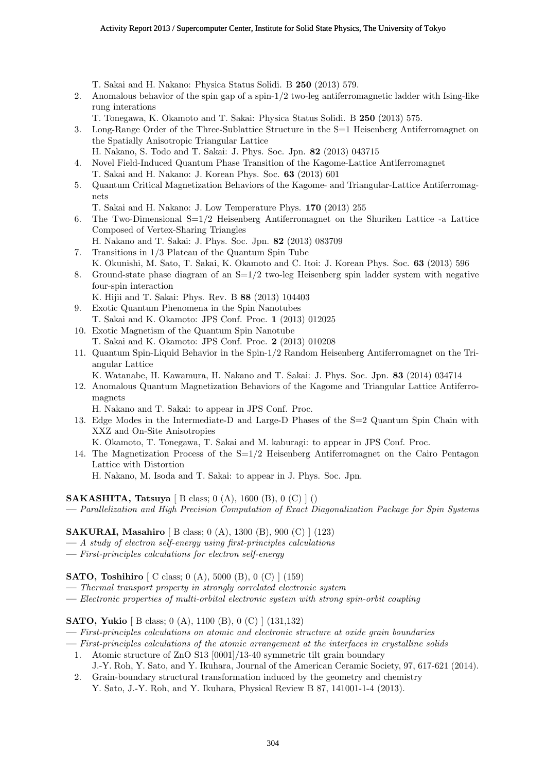T. Sakai and H. Nakano: Physica Status Solidi. B **250** (2013) 579.

2. Anomalous behavior of the spin gap of a spin-1/2 two-leg antiferromagnetic ladder with Ising-like rung interations
   T. Tonegawa, K. Okamoto and T. Sakai: Physica Status Solidi. B **250** (2013) 575.
3. Long-Range Order of the Three-Sublattice Structure in the S=1 Heisenberg Antiferromagnet on the Spatially Anisotropic Triangular Lattice
   H. Nakano, S. Todo and T. Sakai: J. Phys. Soc. Jpn. **82** (2013) 043715
4. Novel Field-Induced Quantum Phase Transition of the Kagome-Lattice Antiferromagnet
   T. Sakai and H. Nakano: J. Korean Phys. Soc. **63** (2013) 601
5. Quantum Critical Magnetization Behaviors of the Kagome- and Triangular-Lattice Antiferromagnets
   T. Sakai and H. Nakano: J. Low Temperature Phys. **170** (2013) 255
6. The Two-Dimensional S=1/2 Heisenberg Antiferromagnet on the Shuriken Lattice -a Lattice Composed of Vertex-Sharing Triangles
   H. Nakano and T. Sakai: J. Phys. Soc. Jpn. **82** (2013) 083709
7. Transitions in 1/3 Plateau of the Quantum Spin Tube
   K. Okunishi, M. Sato, T. Sakai, K. Okamoto and C. Itoi: J. Korean Phys. Soc. **63** (2013) 596
8. Ground-state phase diagram of an S=1/2 two-leg Heisenberg spin ladder system with negative four-spin interaction
   K. Hijii and T. Sakai: Phys. Rev. B **88** (2013) 104403
9. Exotic Quantum Phenomena in the Spin Nanotubes
   T. Sakai and K. Okamoto: JPS Conf. Proc. **1** (2013) 012025
10. Exotic Magnetism of the Quantum Spin Nanotube
    T. Sakai and K. Okamoto: JPS Conf. Proc. **2** (2013) 010208
11. Quantum Spin-Liquid Behavior in the Spin-1/2 Random Heisenberg Antiferromagnet on the Triangular Lattice
    K. Watanabe, H. Kawamura, H. Nakano and T. Sakai: J. Phys. Soc. Jpn. **83** (2014) 034714
12. Anomalous Quantum Magnetization Behaviors of the Kagome and Triangular Lattice Antiferromagnets
    H. Nakano and T. Sakai: to appear in JPS Conf. Proc.
13. Edge Modes in the Intermediate-D and Large-D Phases of the S=2 Quantum Spin Chain with XXZ and On-Site Anisotropies
    K. Okamoto, T. Tonegawa, T. Sakai and M. kaburagi: to appear in JPS Conf. Proc.
14. The Magnetization Process of the S=1/2 Heisenberg Antiferromagnet on the Cairo Pentagon Lattice with Distortion
    H. Nakano, M. Isoda and T. Sakai: to appear in J. Phys. Soc. Jpn.

**SAKASHITA, Tatsuya** [ B class; 0 (A), 1600 (B), 0 (C) ] ()
— *Parallelization and High Precision Computation of Exact Diagonalization Package for Spin Systems*

**SAKURAI, Masahiro** [ B class; 0 (A), 1300 (B), 900 (C) ] (123)
— *A study of electron self-energy using first-principles calculations*
— *First-principles calculations for electron self-energy*

**SATO, Toshihiro** [ C class; 0 (A), 5000 (B), 0 (C) ] (159)
— *Thermal transport property in strongly correlated electronic system*
— *Electronic properties of multi-orbital electronic system with strong spin-orbit coupling*

**SATO, Yukio** [ B class; 0 (A), 1100 (B), 0 (C) ] (131,132)
— *First-principles calculations on atomic and electronic structure at oxide grain boundaries*
— *First-principles calculations of the atomic arrangement at the interfaces in crystalline solids*

1. Atomic structure of ZnO S13 [0001]/13-40 symmetric tilt grain boundary
   J.-Y. Roh, Y. Sato, and Y. Ikuhara, Journal of the American Ceramic Society, 97, 617-621 (2014).
2. Grain-boundary structural transformation induced by the geometry and chemistry
   Y. Sato, J.-Y. Roh, and Y. Ikuhara, Physical Review B 87, 141001-1-4 (2013).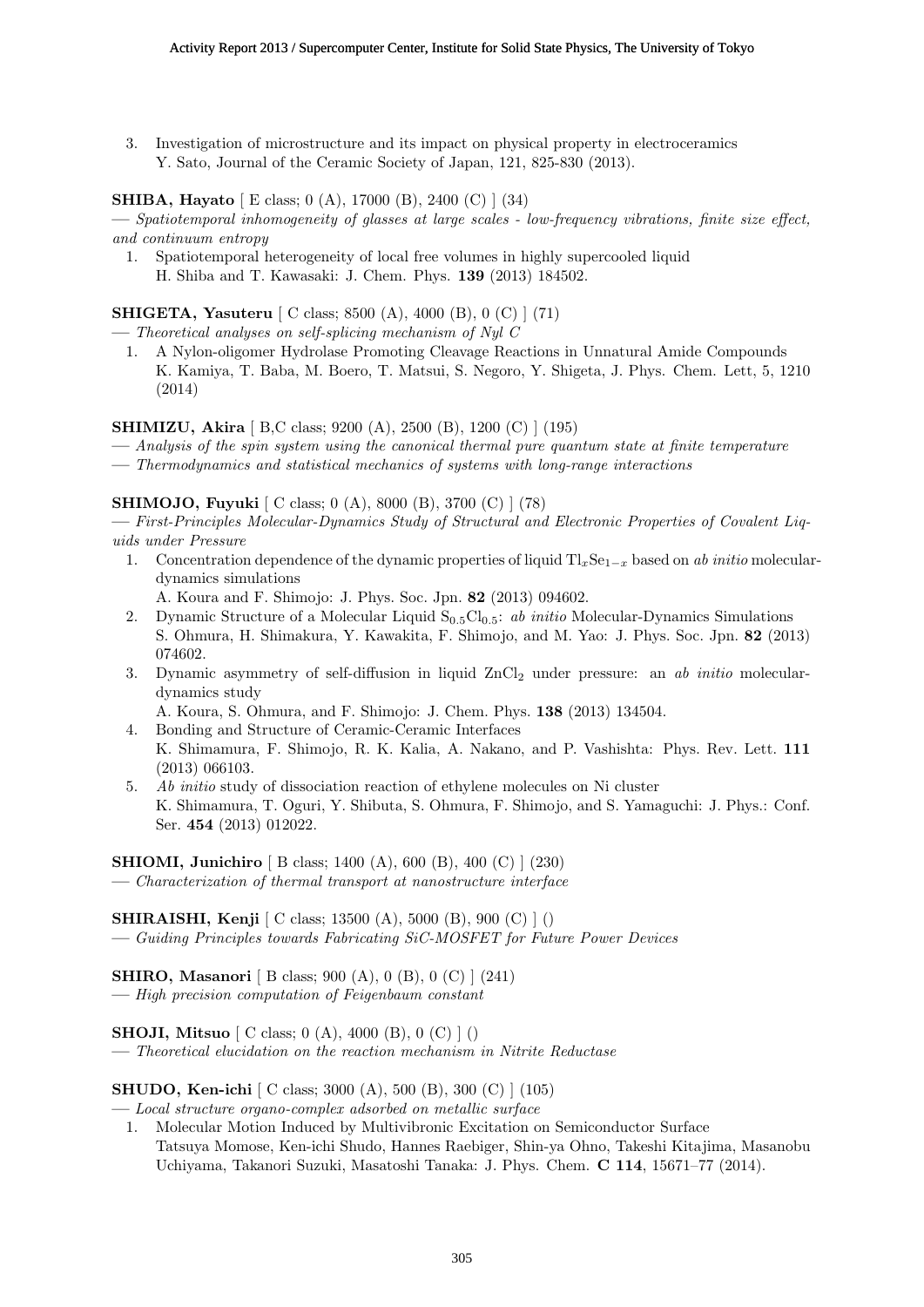3. Investigation of microstructure and its impact on physical property in electroceramics
   Y. Sato, Journal of the Ceramic Society of Japan, 121, 825-830 (2013).

**SHIBA, Hayato** [ E class; 0 (A), 17000 (B), 2400 (C) ] (34)
— *Spatiotemporal inhomogeneity of glasses at large scales - low-frequency vibrations, finite size effect, and continuum entropy*

1. Spatiotemporal heterogeneity of local free volumes in highly supercooled liquid
   H. Shiba and T. Kawasaki: J. Chem. Phys. **139** (2013) 184502.

**SHIGETA, Yasuteru** [ C class; 8500 (A), 4000 (B), 0 (C) ] (71)
— *Theoretical analyses on self-splicing mechanism of Nyl C*

1. A Nylon-oligomer Hydrolase Promoting Cleavage Reactions in Unnatural Amide Compounds
   K. Kamiya, T. Baba, M. Boero, T. Matsui, S. Negoro, Y. Shigeta, J. Phys. Chem. Lett, 5, 1210 (2014)

**SHIMIZU, Akira** [ B,C class; 9200 (A), 2500 (B), 1200 (C) ] (195)
— *Analysis of the spin system using the canonical thermal pure quantum state at finite temperature*
— *Thermodynamics and statistical mechanics of systems with long-range interactions*

**SHIMOJO, Fuyuki** [ C class; 0 (A), 8000 (B), 3700 (C) ] (78)
— *First-Principles Molecular-Dynamics Study of Structural and Electronic Properties of Covalent Liquids under Pressure*

1. Concentration dependence of the dynamic properties of liquid $Tl_xSe_{1-x}$ based on *ab initio* molecular-dynamics simulations
   A. Koura and F. Shimojo: J. Phys. Soc. Jpn. **82** (2013) 094602.
2. Dynamic Structure of a Molecular Liquid $S_{0.5}Cl_{0.5}$: *ab initio* Molecular-Dynamics Simulations
   S. Ohmura, H. Shimakura, Y. Kawakita, F. Shimojo, and M. Yao: J. Phys. Soc. Jpn. **82** (2013) 074602.
3. Dynamic asymmetry of self-diffusion in liquid $ZnCl_2$ under pressure: an *ab initio* molecular-dynamics study
   A. Koura, S. Ohmura, and F. Shimojo: J. Chem. Phys. **138** (2013) 134504.
4. Bonding and Structure of Ceramic-Ceramic Interfaces
   K. Shimamura, F. Shimojo, R. K. Kalia, A. Nakano, and P. Vashishta: Phys. Rev. Lett. **111** (2013) 066103.
5. *Ab initio* study of dissociation reaction of ethylene molecules on Ni cluster
   K. Shimamura, T. Oguri, Y. Shibuta, S. Ohmura, F. Shimojo, and S. Yamaguchi: J. Phys.: Conf. Ser. **454** (2013) 012022.

**SHIOMI, Junichiro** [ B class; 1400 (A), 600 (B), 400 (C) ] (230)
— *Characterization of thermal transport at nanostructure interface*

**SHIRAISHI, Kenji** [ C class; 13500 (A), 5000 (B), 900 (C) ] ()
— *Guiding Principles towards Fabricating SiC-MOSFET for Future Power Devices*

**SHIRO, Masanori** [ B class; 900 (A), 0 (B), 0 (C) ] (241)
— *High precision computation of Feigenbaum constant*

**SHOJI, Mitsuo** [ C class; 0 (A), 4000 (B), 0 (C) ] ()
— *Theoretical elucidation on the reaction mechanism in Nitrite Reductase*

**SHUDO, Ken-ichi** [ C class; 3000 (A), 500 (B), 300 (C) ] (105)
— *Local structure organo-complex adsorbed on metallic surface*

1. Molecular Motion Induced by Multivibronic Excitation on Semiconductor Surface
   Tatsuya Momose, Ken-ichi Shudo, Hannes Raebiger, Shin-ya Ohno, Takeshi Kitajima, Masanobu Uchiyama, Takanori Suzuki, Masatoshi Tanaka: J. Phys. Chem. **C 114**, 15671–77 (2014).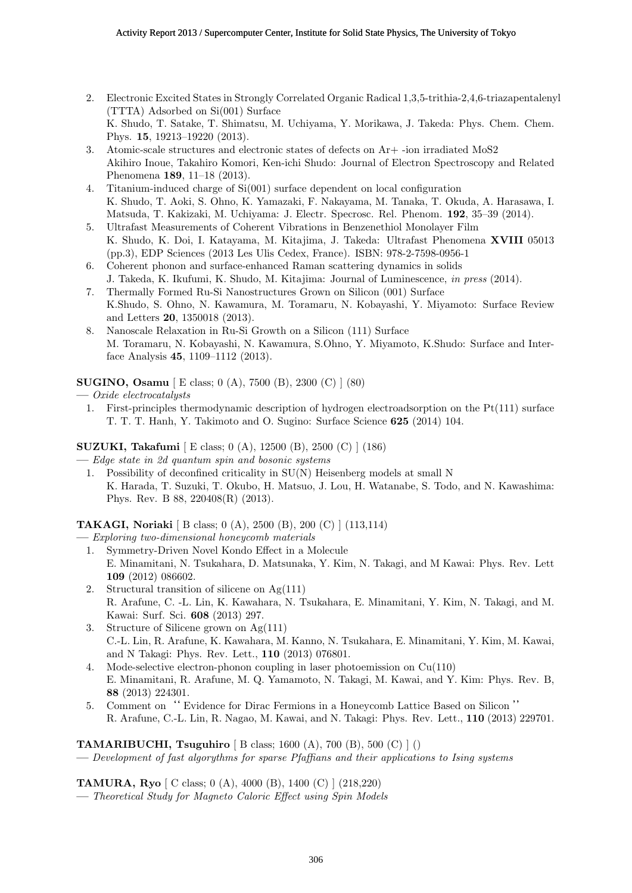2. Electronic Excited States in Strongly Correlated Organic Radical 1,3,5-trithia-2,4,6-triazapentalenyl (TTTA) Adsorbed on Si(001) Surface
   K. Shudo, T. Satake, T. Shimatsu, M. Uchiyama, Y. Morikawa, J. Takeda: Phys. Chem. Chem. Phys. **15**, 19213–19220 (2013).
3. Atomic-scale structures and electronic states of defects on Ar+ -ion irradiated MoS2
   Akihiro Inoue, Takahiro Komori, Ken-ichi Shudo: Journal of Electron Spectroscopy and Related Phenomena **189**, 11–18 (2013).
4. Titanium-induced charge of Si(001) surface dependent on local configuration
   K. Shudo, T. Aoki, S. Ohno, K. Yamazaki, F. Nakayama, M. Tanaka, T. Okuda, A. Harasawa, I. Matsuda, T. Kakizaki, M. Uchiyama: J. Electr. Specrosc. Rel. Phenom. **192**, 35–39 (2014).
5. Ultrafast Measurements of Coherent Vibrations in Benzenethiol Monolayer Film
   K. Shudo, K. Doi, I. Katayama, M. Kitajima, J. Takeda: Ultrafast Phenomena **XVIII** 05013 (pp.3), EDP Sciences (2013 Les Ulis Cedex, France). ISBN: 978-2-7598-0956-1
6. Coherent phonon and surface-enhanced Raman scattering dynamics in solids
   J. Takeda, K. Ikufumi, K. Shudo, M. Kitajima: Journal of Luminescence, *in press* (2014).
7. Thermally Formed Ru-Si Nanostructures Grown on Silicon (001) Surface
   K.Shudo, S. Ohno, N. Kawamura, M. Toramaru, N. Kobayashi, Y. Miyamoto: Surface Review and Letters **20**, 1350018 (2013).
8. Nanoscale Relaxation in Ru-Si Growth on a Silicon (111) Surface
   M. Toramaru, N. Kobayashi, N. Kawamura, S.Ohno, Y. Miyamoto, K.Shudo: Surface and Interface Analysis **45**, 1109–1112 (2013).

**SUGINO, Osamu** [ E class; 0 (A), 7500 (B), 2300 (C) ] (80)
— *Oxide electrocatalysts*

1. First-principles thermodynamic description of hydrogen electroadsorption on the Pt(111) surface
   T. T. T. Hanh, Y. Takimoto and O. Sugino: Surface Science **625** (2014) 104.

**SUZUKI, Takafumi** [ E class; 0 (A), 12500 (B), 2500 (C) ] (186)
— *Edge state in 2d quantum spin and bosonic systems*

1. Possibility of deconfined criticality in SU(N) Heisenberg models at small N
   K. Harada, T. Suzuki, T. Okubo, H. Matsuo, J. Lou, H. Watanabe, S. Todo, and N. Kawashima: Phys. Rev. B 88, 220408(R) (2013).

**TAKAGI, Noriaki** [ B class; 0 (A), 2500 (B), 200 (C) ] (113,114)
— *Exploring two-dimensional honeycomb materials*

1. Symmetry-Driven Novel Kondo Effect in a Molecule
   E. Minamitani, N. Tsukahara, D. Matsunaka, Y. Kim, N. Takagi, and M Kawai: Phys. Rev. Lett **109** (2012) 086602.
2. Structural transition of silicene on Ag(111)
   R. Arafune, C. -L. Lin, K. Kawahara, N. Tsukahara, E. Minamitani, Y. Kim, N. Takagi, and M. Kawai: Surf. Sci. **608** (2013) 297.
3. Structure of Silicene grown on Ag(111)
   C.-L. Lin, R. Arafune, K. Kawahara, M. Kanno, N. Tsukahara, E. Minamitani, Y. Kim, M. Kawai, and N Takagi: Phys. Rev. Lett., **110** (2013) 076801.
4. Mode-selective electron-phonon coupling in laser photoemission on Cu(110)
   E. Minamitani, R. Arafune, M. Q. Yamamoto, N. Takagi, M. Kawai, and Y. Kim: Phys. Rev. B, **88** (2013) 224301.
5. Comment on "Evidence for Dirac Fermions in a Honeycomb Lattice Based on Silicon"
   R. Arafune, C.-L. Lin, R. Nagao, M. Kawai, and N. Takagi: Phys. Rev. Lett., **110** (2013) 229701.

**TAMARIBUCHI, Tsuguhiro** [ B class; 1600 (A), 700 (B), 500 (C) ] ()
— *Development of fast algorythms for sparse Pfaffians and their applications to Ising systems*

**TAMURA, Ryo** [ C class; 0 (A), 4000 (B), 1400 (C) ] (218,220)
— *Theoretical Study for Magneto Caloric Effect using Spin Models*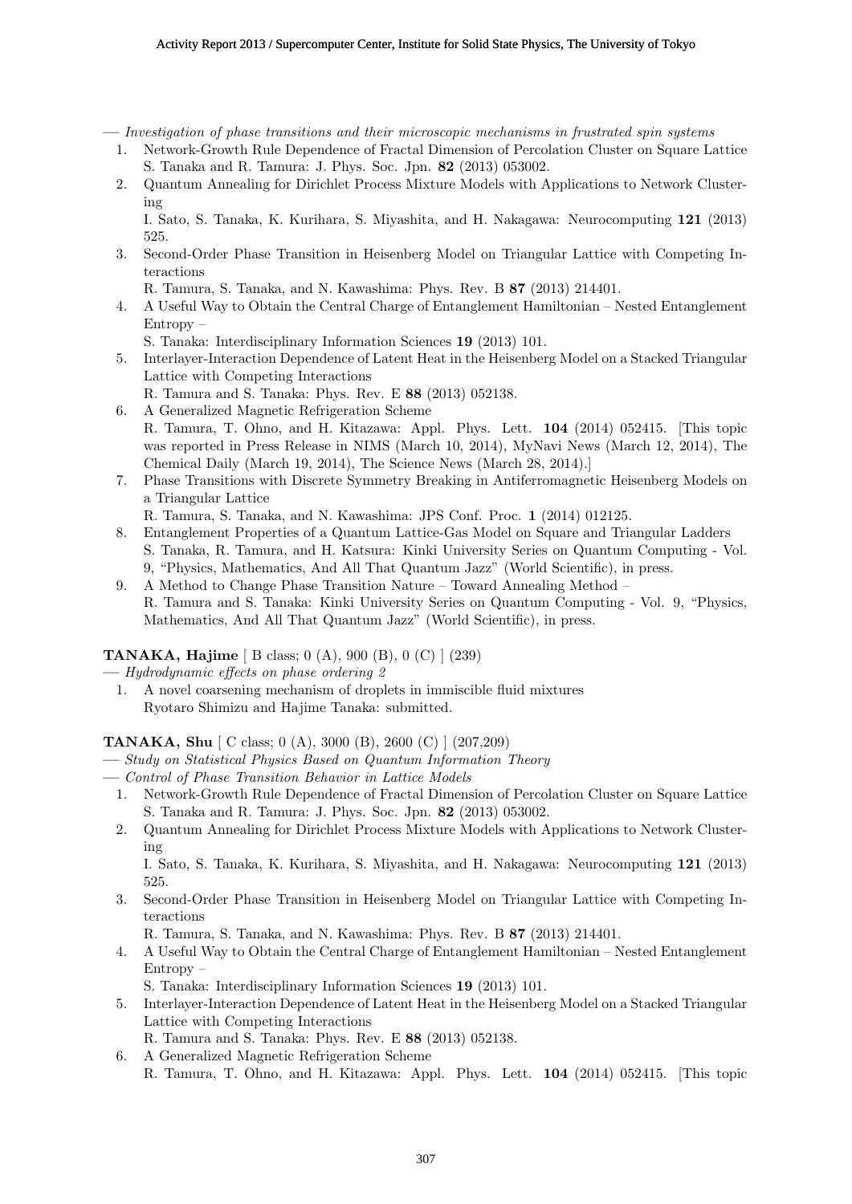— *Investigation of phase transitions and their microscopic mechanisms in frustrated spin systems*

1. Network-Growth Rule Dependence of Fractal Dimension of Percolation Cluster on Square Lattice
   S. Tanaka and R. Tamura: J. Phys. Soc. Jpn. **82** (2013) 053002.
2. Quantum Annealing for Dirichlet Process Mixture Models with Applications to Network Clustering
   I. Sato, S. Tanaka, K. Kurihara, S. Miyashita, and H. Nakagawa: Neurocomputing **121** (2013) 525.
3. Second-Order Phase Transition in Heisenberg Model on Triangular Lattice with Competing Interactions
   R. Tamura, S. Tanaka, and N. Kawashima: Phys. Rev. B **87** (2013) 214401.
4. A Useful Way to Obtain the Central Charge of Entanglement Hamiltonian – Nested Entanglement Entropy –
   S. Tanaka: Interdisciplinary Information Sciences **19** (2013) 101.
5. Interlayer-Interaction Dependence of Latent Heat in the Heisenberg Model on a Stacked Triangular Lattice with Competing Interactions
   R. Tamura and S. Tanaka: Phys. Rev. E **88** (2013) 052138.
6. A Generalized Magnetic Refrigeration Scheme
   R. Tamura, T. Ohno, and H. Kitazawa: Appl. Phys. Lett. **104** (2014) 052415. [This topic was reported in Press Release in NIMS (March 10, 2014), MyNavi News (March 12, 2014), The Chemical Daily (March 19, 2014), The Science News (March 28, 2014).]
7. Phase Transitions with Discrete Symmetry Breaking in Antiferromagnetic Heisenberg Models on a Triangular Lattice
   R. Tamura, S. Tanaka, and N. Kawashima: JPS Conf. Proc. **1** (2014) 012125.
8. Entanglement Properties of a Quantum Lattice-Gas Model on Square and Triangular Ladders
   S. Tanaka, R. Tamura, and H. Katsura: Kinki University Series on Quantum Computing - Vol. 9, "Physics, Mathematics, And All That Quantum Jazz" (World Scientific), in press.
9. A Method to Change Phase Transition Nature – Toward Annealing Method –
   R. Tamura and S. Tanaka: Kinki University Series on Quantum Computing - Vol. 9, "Physics, Mathematics, And All That Quantum Jazz" (World Scientific), in press.

**TANAKA, Hajime** [ B class; 0 (A), 900 (B), 0 (C) ] (239)

— *Hydrodynamic effects on phase ordering 2*

1. A novel coarsening mechanism of droplets in immiscible fluid mixtures
   Ryotaro Shimizu and Hajime Tanaka: submitted.

**TANAKA, Shu** [ C class; 0 (A), 3000 (B), 2600 (C) ] (207,209)

— *Study on Statistical Physics Based on Quantum Information Theory*

— *Control of Phase Transition Behavior in Lattice Models*

1. Network-Growth Rule Dependence of Fractal Dimension of Percolation Cluster on Square Lattice
   S. Tanaka and R. Tamura: J. Phys. Soc. Jpn. **82** (2013) 053002.
2. Quantum Annealing for Dirichlet Process Mixture Models with Applications to Network Clustering
   I. Sato, S. Tanaka, K. Kurihara, S. Miyashita, and H. Nakagawa: Neurocomputing **121** (2013) 525.
3. Second-Order Phase Transition in Heisenberg Model on Triangular Lattice with Competing Interactions
   R. Tamura, S. Tanaka, and N. Kawashima: Phys. Rev. B **87** (2013) 214401.
4. A Useful Way to Obtain the Central Charge of Entanglement Hamiltonian – Nested Entanglement Entropy –
   S. Tanaka: Interdisciplinary Information Sciences **19** (2013) 101.
5. Interlayer-Interaction Dependence of Latent Heat in the Heisenberg Model on a Stacked Triangular Lattice with Competing Interactions
   R. Tamura and S. Tanaka: Phys. Rev. E **88** (2013) 052138.
6. A Generalized Magnetic Refrigeration Scheme
   R. Tamura, T. Ohno, and H. Kitazawa: Appl. Phys. Lett. **104** (2014) 052415. [This topic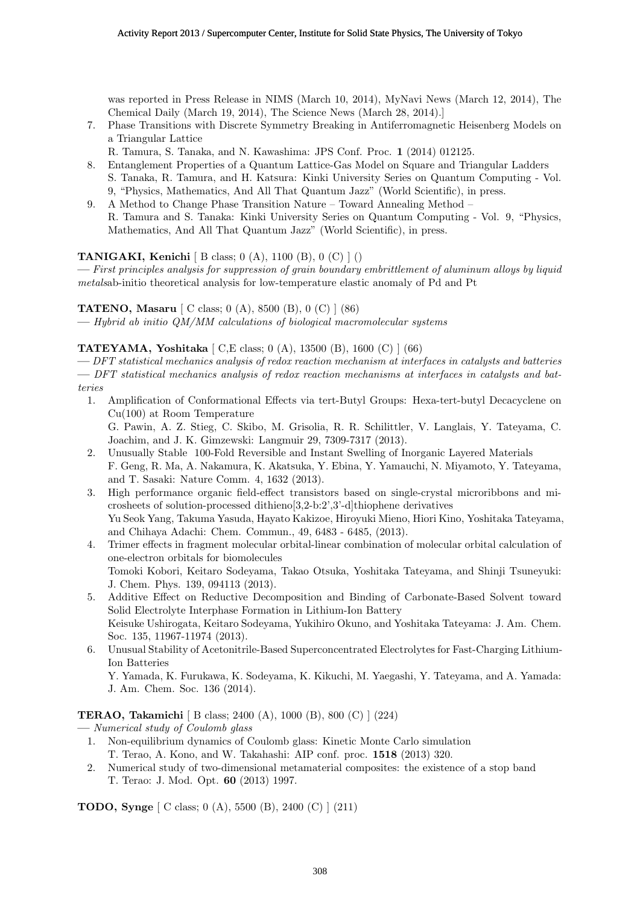was reported in Press Release in NIMS (March 10, 2014), MyNavi News (March 12, 2014), The Chemical Daily (March 19, 2014), The Science News (March 28, 2014).]

7. Phase Transitions with Discrete Symmetry Breaking in Antiferromagnetic Heisenberg Models on a Triangular Lattice
   R. Tamura, S. Tanaka, and N. Kawashima: JPS Conf. Proc. **1** (2014) 012125.
8. Entanglement Properties of a Quantum Lattice-Gas Model on Square and Triangular Ladders
   S. Tanaka, R. Tamura, and H. Katsura: Kinki University Series on Quantum Computing - Vol. 9, "Physics, Mathematics, And All That Quantum Jazz" (World Scientific), in press.
9. A Method to Change Phase Transition Nature – Toward Annealing Method –
   R. Tamura and S. Tanaka: Kinki University Series on Quantum Computing - Vol. 9, "Physics, Mathematics, And All That Quantum Jazz" (World Scientific), in press.

**TANIGAKI, Kenichi** [ B class; 0 (A), 1100 (B), 0 (C) ] ()
— *First principles analysis for suppression of grain boundary embrittlement of aluminum alloys by liquid metals*ab-initio theoretical analysis for low-temperature elastic anomaly of Pd and Pt

**TATENO, Masaru** [ C class; 0 (A), 8500 (B), 0 (C) ] (86)
— *Hybrid ab initio QM/MM calculations of biological macromolecular systems*

**TATEYAMA, Yoshitaka** [ C,E class; 0 (A), 13500 (B), 1600 (C) ] (66)
— *DFT statistical mechanics analysis of redox reaction mechanism at interfaces in catalysts and batteries*
— *DFT statistical mechanics analysis of redox reaction mechanisms at interfaces in catalysts and batteries*

1. Amplification of Conformational Effects via tert-Butyl Groups: Hexa-tert-butyl Decacyclene on Cu(100) at Room Temperature
   G. Pawin, A. Z. Stieg, C. Skibo, M. Grisolia, R. R. Schilittler, V. Langlais, Y. Tateyama, C. Joachim, and J. K. Gimzewski: Langmuir 29, 7309-7317 (2013).
2. Unusually Stable 100-Fold Reversible and Instant Swelling of Inorganic Layered Materials
   F. Geng, R. Ma, A. Nakamura, K. Akatsuka, Y. Ebina, Y. Yamauchi, N. Miyamoto, Y. Tateyama, and T. Sasaki: Nature Comm. 4, 1632 (2013).
3. High performance organic field-effect transistors based on single-crystal microribbons and microsheets of solution-processed dithieno[3,2-b:2',3'-d]thiophene derivatives
   Yu Seok Yang, Takuma Yasuda, Hayato Kakizoe, Hiroyuki Mieno, Hiori Kino, Yoshitaka Tateyama, and Chihaya Adachi: Chem. Commun., 49, 6483 - 6485, (2013).
4. Trimer effects in fragment molecular orbital-linear combination of molecular orbital calculation of one-electron orbitals for biomolecules
   Tomoki Kobori, Keitaro Sodeyama, Takao Otsuka, Yoshitaka Tateyama, and Shinji Tsuneyuki: J. Chem. Phys. 139, 094113 (2013).
5. Additive Effect on Reductive Decomposition and Binding of Carbonate-Based Solvent toward Solid Electrolyte Interphase Formation in Lithium-Ion Battery
   Keisuke Ushirogata, Keitaro Sodeyama, Yukihiro Okuno, and Yoshitaka Tateyama: J. Am. Chem. Soc. 135, 11967-11974 (2013).
6. Unusual Stability of Acetonitrile-Based Superconcentrated Electrolytes for Fast-Charging Lithium-Ion Batteries
   Y. Yamada, K. Furukawa, K. Sodeyama, K. Kikuchi, M. Yaegashi, Y. Tateyama, and A. Yamada: J. Am. Chem. Soc. 136 (2014).

**TERAO, Takamichi** [ B class; 2400 (A), 1000 (B), 800 (C) ] (224)
— *Numerical study of Coulomb glass*

1. Non-equilibrium dynamics of Coulomb glass: Kinetic Monte Carlo simulation
   T. Terao, A. Kono, and W. Takahashi: AIP conf. proc. **1518** (2013) 320.
2. Numerical study of two-dimensional metamaterial composites: the existence of a stop band
   T. Terao: J. Mod. Opt. **60** (2013) 1997.

**TODO, Synge** [ C class; 0 (A), 5500 (B), 2400 (C) ] (211)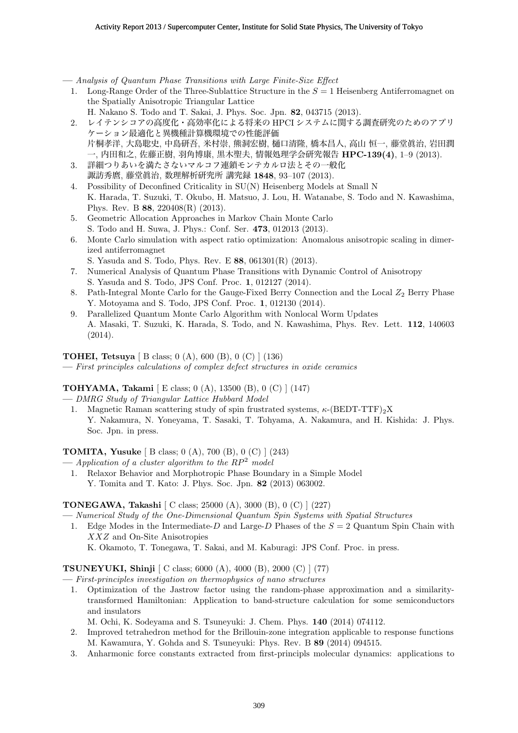— *Analysis of Quantum Phase Transitions with Large Finite-Size Effect*

1. Long-Range Order of the Three-Sublattice Structure in the $S = 1$ Heisenberg Antiferromagnet on the Spatially Anisotropic Triangular Lattice
   H. Nakano S. Todo and T. Sakai, J. Phys. Soc. Jpn. **82**, 043715 (2013).
2. レイテンシコアの高度化・高効率化による将来の HPCI システムに関する調査研究のためのアプリケーション最適化と異機種計算機環境での性能評価
   片桐孝洋, 大島聡史, 中島研吾, 米村崇, 熊洞宏樹, 樋口清隆, 橋本昌人, 高山 恒一, 藤堂眞治, 岩田潤一, 内田和之, 佐藤正樹, 羽角博康, 黒木聖夫, 情報処理学会研究報告 **HPC-139(4)**, 1–9 (2013).
3. 詳細つりあいを満たさないマルコフ連鎖モンテカルロ法とその一般化
   諏訪秀麿, 藤堂眞治, 数理解析研究所 講究録 **1848**, 93–107 (2013).
4. Possibility of Deconfined Criticality in SU(N) Heisenberg Models at Small N
   K. Harada, T. Suzuki, T. Okubo, H. Matsuo, J. Lou, H. Watanabe, S. Todo and N. Kawashima, Phys. Rev. B **88**, 220408(R) (2013).
5. Geometric Allocation Approaches in Markov Chain Monte Carlo
   S. Todo and H. Suwa, J. Phys.: Conf. Ser. **473**, 012013 (2013).
6. Monte Carlo simulation with aspect ratio optimization: Anomalous anisotropic scaling in dimerized antiferromagnet
   S. Yasuda and S. Todo, Phys. Rev. E **88**, 061301(R) (2013).
7. Numerical Analysis of Quantum Phase Transitions with Dynamic Control of Anisotropy
   S. Yasuda and S. Todo, JPS Conf. Proc. **1**, 012127 (2014).
8. Path-Integral Monte Carlo for the Gauge-Fixed Berry Connection and the Local $Z_2$ Berry Phase
   Y. Motoyama and S. Todo, JPS Conf. Proc. **1**, 012130 (2014).
9. Parallelized Quantum Monte Carlo Algorithm with Nonlocal Worm Updates
   A. Masaki, T. Suzuki, K. Harada, S. Todo, and N. Kawashima, Phys. Rev. Lett. **112**, 140603 (2014).

**TOHEI, Tetsuya** [ B class; 0 (A), 600 (B), 0 (C) ] (136)

— *First principles calculations of complex defect structures in oxide ceramics*

**TOHYAMA, Takami** [ E class; 0 (A), 13500 (B), 0 (C) ] (147)

— *DMRG Study of Triangular Lattice Hubbard Model*

1. Magnetic Raman scattering study of spin frustrated systems, $\kappa$-(BEDT-TTF)$_2$X
   Y. Nakamura, N. Yoneyama, T. Sasaki, T. Tohyama, A. Nakamura, and H. Kishida: J. Phys. Soc. Jpn. in press.

**TOMITA, Yusuke** [ B class; 0 (A), 700 (B), 0 (C) ] (243)

— *Application of a cluster algorithm to the $RP^2$ model*

1. Relaxor Behavior and Morphotropic Phase Boundary in a Simple Model
   Y. Tomita and T. Kato: J. Phys. Soc. Jpn. **82** (2013) 063002.

**TONEGAWA, Takashi** [ C class; 25000 (A), 3000 (B), 0 (C) ] (227)

— *Numerical Study of the One-Dimensional Quantum Spin Systems with Spatial Structures*

1. Edge Modes in the Intermediate-$D$ and Large-$D$ Phases of the $S = 2$ Quantum Spin Chain with $XXZ$ and On-Site Anisotropies
   K. Okamoto, T. Tonegawa, T. Sakai, and M. Kaburagi: JPS Conf. Proc. in press.

**TSUNEYUKI, Shinji** [ C class; 6000 (A), 4000 (B), 2000 (C) ] (77)

— *First-principles investigation on thermophysics of nano structures*

1. Optimization of the Jastrow factor using the random-phase approximation and a similarity-transformed Hamiltonian: Application to band-structure calculation for some semiconductors and insulators
   M. Ochi, K. Sodeyama and S. Tsuneyuki: J. Chem. Phys. **140** (2014) 074112.
2. Improved tetrahedron method for the Brillouin-zone integration applicable to response functions
   M. Kawamura, Y. Gohda and S. Tsuneyuki: Phys. Rev. B **89** (2014) 094515.
3. Anharmonic force constants extracted from first-principls molecular dynamics: applications to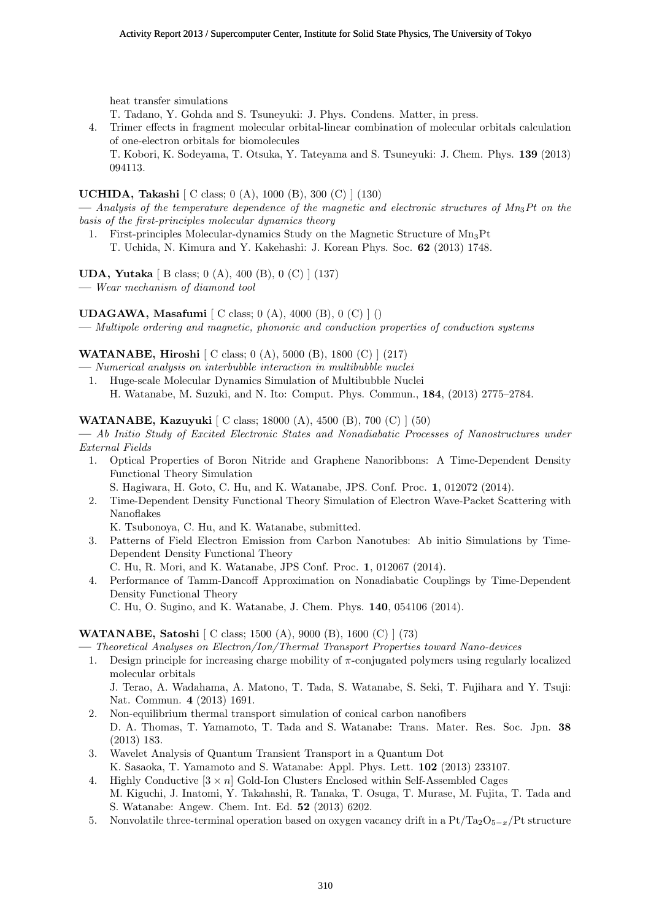heat transfer simulations
T. Tadano, Y. Gohda and S. Tsuneyuki: J. Phys. Condens. Matter, in press.

4. Trimer effects in fragment molecular orbital-linear combination of molecular orbitals calculation of one-electron orbitals for biomolecules
T. Kobori, K. Sodeyama, T. Otsuka, Y. Tateyama and S. Tsuneyuki: J. Chem. Phys. **139** (2013) 094113.

**UCHIDA, Takashi** [ C class; 0 (A), 1000 (B), 300 (C) ] (130)
— *Analysis of the temperature dependence of the magnetic and electronic structures of $Mn_3Pt$ on the basis of the first-principles molecular dynamics theory*

1. First-principles Molecular-dynamics Study on the Magnetic Structure of $Mn_3Pt$
T. Uchida, N. Kimura and Y. Kakehashi: J. Korean Phys. Soc. **62** (2013) 1748.

**UDA, Yutaka** [ B class; 0 (A), 400 (B), 0 (C) ] (137)
— *Wear mechanism of diamond tool*

**UDAGAWA, Masafumi** [ C class; 0 (A), 4000 (B), 0 (C) ] ()
— *Multipole ordering and magnetic, phononic and conduction properties of conduction systems*

**WATANABE, Hiroshi** [ C class; 0 (A), 5000 (B), 1800 (C) ] (217)
— *Numerical analysis on interbubble interaction in multibubble nuclei*

1. Huge-scale Molecular Dynamics Simulation of Multibubble Nuclei
H. Watanabe, M. Suzuki, and N. Ito: Comput. Phys. Commun., **184**, (2013) 2775–2784.

**WATANABE, Kazuyuki** [ C class; 18000 (A), 4500 (B), 700 (C) ] (50)
— *Ab Initio Study of Excited Electronic States and Nonadiabatic Processes of Nanostructures under External Fields*

1. Optical Properties of Boron Nitride and Graphene Nanoribbons: A Time-Dependent Density Functional Theory Simulation
S. Hagiwara, H. Goto, C. Hu, and K. Watanabe, JPS. Conf. Proc. **1**, 012072 (2014).
2. Time-Dependent Density Functional Theory Simulation of Electron Wave-Packet Scattering with Nanoflakes
K. Tsubonoya, C. Hu, and K. Watanabe, submitted.
3. Patterns of Field Electron Emission from Carbon Nanotubes: Ab initio Simulations by Time-Dependent Density Functional Theory
C. Hu, R. Mori, and K. Watanabe, JPS Conf. Proc. **1**, 012067 (2014).
4. Performance of Tamm-Dancoff Approximation on Nonadiabatic Couplings by Time-Dependent Density Functional Theory
C. Hu, O. Sugino, and K. Watanabe, J. Chem. Phys. **140**, 054106 (2014).

**WATANABE, Satoshi** [ C class; 1500 (A), 9000 (B), 1600 (C) ] (73)
— *Theoretical Analyses on Electron/Ion/Thermal Transport Properties toward Nano-devices*

1. Design principle for increasing charge mobility of $\pi$-conjugated polymers using regularly localized molecular orbitals
J. Terao, A. Wadahama, A. Matono, T. Tada, S. Watanabe, S. Seki, T. Fujihara and Y. Tsuji: Nat. Commun. **4** (2013) 1691.
2. Non-equilibrium thermal transport simulation of conical carbon nanofibers
D. A. Thomas, T. Yamamoto, T. Tada and S. Watanabe: Trans. Mater. Res. Soc. Jpn. **38** (2013) 183.
3. Wavelet Analysis of Quantum Transient Transport in a Quantum Dot
K. Sasaoka, T. Yamamoto and S. Watanabe: Appl. Phys. Lett. **102** (2013) 233107.
4. Highly Conductive $[3 \times n]$ Gold-Ion Clusters Enclosed within Self-Assembled Cages
M. Kiguchi, J. Inatomi, Y. Takahashi, R. Tanaka, T. Osuga, T. Murase, M. Fujita, T. Tada and S. Watanabe: Angew. Chem. Int. Ed. **52** (2013) 6202.
5. Nonvolatile three-terminal operation based on oxygen vacancy drift in a $Pt/Ta_2O_{5-x}/Pt$ structure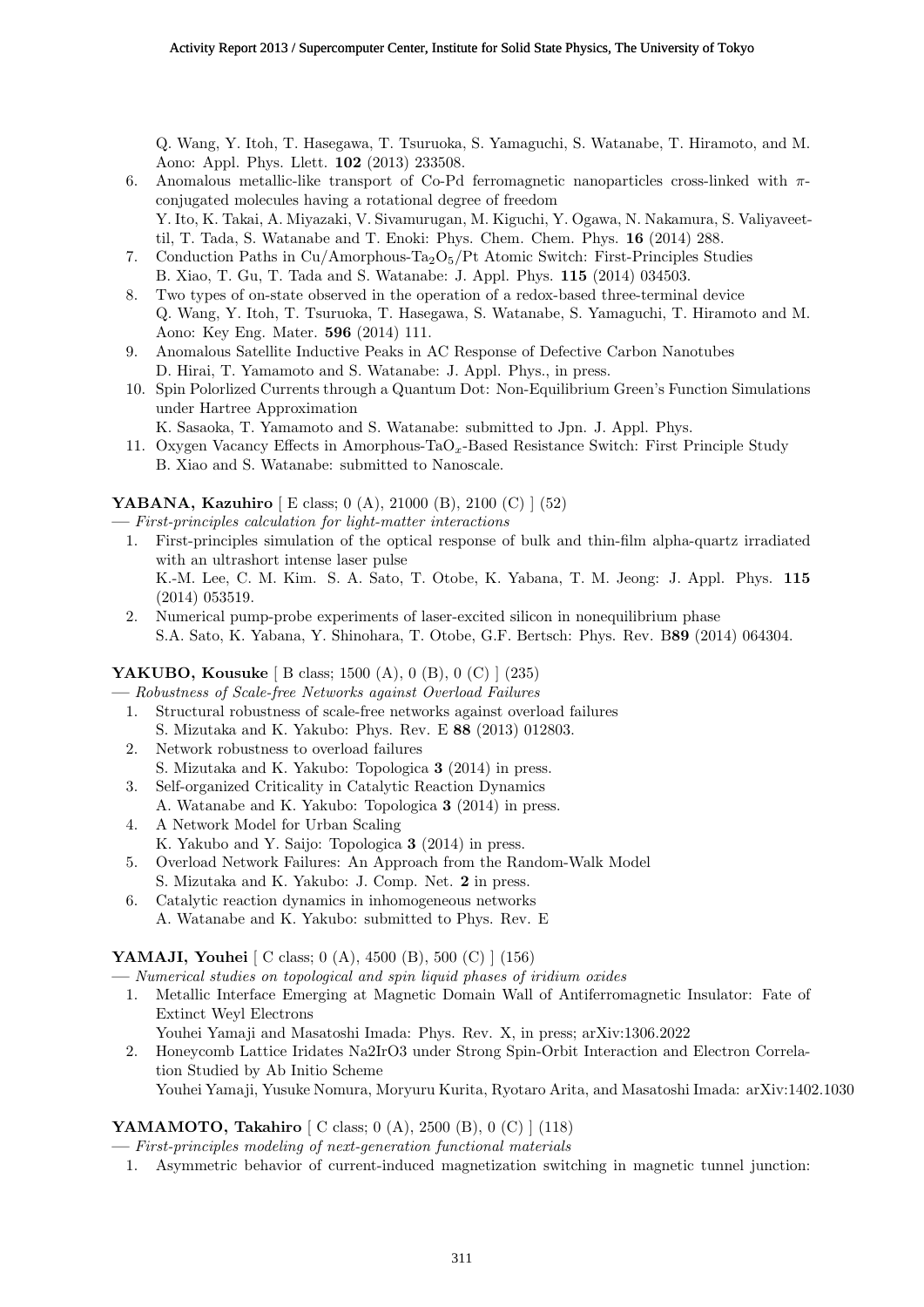Q. Wang, Y. Itoh, T. Hasegawa, T. Tsuruoka, S. Yamaguchi, S. Watanabe, T. Hiramoto, and M. Aono: Appl. Phys. Llett. **102** (2013) 233508.

6. Anomalous metallic-like transport of Co-Pd ferromagnetic nanoparticles cross-linked with $\pi$-conjugated molecules having a rotational degree of freedom
   Y. Ito, K. Takai, A. Miyazaki, V. Sivamurugan, M. Kiguchi, Y. Ogawa, N. Nakamura, S. Valiyaveettil, T. Tada, S. Watanabe and T. Enoki: Phys. Chem. Chem. Phys. **16** (2014) 288.
7. Conduction Paths in Cu/Amorphous-$Ta_2O_5$/Pt Atomic Switch: First-Principles Studies
   B. Xiao, T. Gu, T. Tada and S. Watanabe: J. Appl. Phys. **115** (2014) 034503.
8. Two types of on-state observed in the operation of a redox-based three-terminal device
   Q. Wang, Y. Itoh, T. Tsuruoka, T. Hasegawa, S. Watanabe, S. Yamaguchi, T. Hiramoto and M. Aono: Key Eng. Mater. **596** (2014) 111.
9. Anomalous Satellite Inductive Peaks in AC Response of Defective Carbon Nanotubes
   D. Hirai, T. Yamamoto and S. Watanabe: J. Appl. Phys., in press.
10. Spin Polorlized Currents through a Quantum Dot: Non-Equilibrium Green's Function Simulations under Hartree Approximation
    K. Sasaoka, T. Yamamoto and S. Watanabe: submitted to Jpn. J. Appl. Phys.
11. Oxygen Vacancy Effects in Amorphous-$TaO_x$-Based Resistance Switch: First Principle Study
    B. Xiao and S. Watanabe: submitted to Nanoscale.

**YABANA, Kazuhiro** [ E class; 0 (A), 21000 (B), 2100 (C) ] (52)
— *First-principles calculation for light-matter interactions*

1. First-principles simulation of the optical response of bulk and thin-film alpha-quartz irradiated with an ultrashort intense laser pulse
   K.-M. Lee, C. M. Kim. S. A. Sato, T. Otobe, K. Yabana, T. M. Jeong: J. Appl. Phys. **115** (2014) 053519.
2. Numerical pump-probe experiments of laser-excited silicon in nonequilibrium phase
   S.A. Sato, K. Yabana, Y. Shinohara, T. Otobe, G.F. Bertsch: Phys. Rev. B**89** (2014) 064304.

**YAKUBO, Kousuke** [ B class; 1500 (A), 0 (B), 0 (C) ] (235)
— *Robustness of Scale-free Networks against Overload Failures*

1. Structural robustness of scale-free networks against overload failures
   S. Mizutaka and K. Yakubo: Phys. Rev. E **88** (2013) 012803.
2. Network robustness to overload failures
   S. Mizutaka and K. Yakubo: Topologica **3** (2014) in press.
3. Self-organized Criticality in Catalytic Reaction Dynamics
   A. Watanabe and K. Yakubo: Topologica **3** (2014) in press.
4. A Network Model for Urban Scaling
   K. Yakubo and Y. Saijo: Topologica **3** (2014) in press.
5. Overload Network Failures: An Approach from the Random-Walk Model
   S. Mizutaka and K. Yakubo: J. Comp. Net. **2** in press.
6. Catalytic reaction dynamics in inhomogeneous networks
   A. Watanabe and K. Yakubo: submitted to Phys. Rev. E

**YAMAJI, Youhei** [ C class; 0 (A), 4500 (B), 500 (C) ] (156)
— *Numerical studies on topological and spin liquid phases of iridium oxides*

1. Metallic Interface Emerging at Magnetic Domain Wall of Antiferromagnetic Insulator: Fate of Extinct Weyl Electrons
   Youhei Yamaji and Masatoshi Imada: Phys. Rev. X, in press; arXiv:1306.2022
2. Honeycomb Lattice Iridates Na2IrO3 under Strong Spin-Orbit Interaction and Electron Correlation Studied by Ab Initio Scheme
   Youhei Yamaji, Yusuke Nomura, Moryuru Kurita, Ryotaro Arita, and Masatoshi Imada: arXiv:1402.1030

**YAMAMOTO, Takahiro** [ C class; 0 (A), 2500 (B), 0 (C) ] (118)
— *First-principles modeling of next-generation functional materials*

1. Asymmetric behavior of current-induced magnetization switching in magnetic tunnel junction: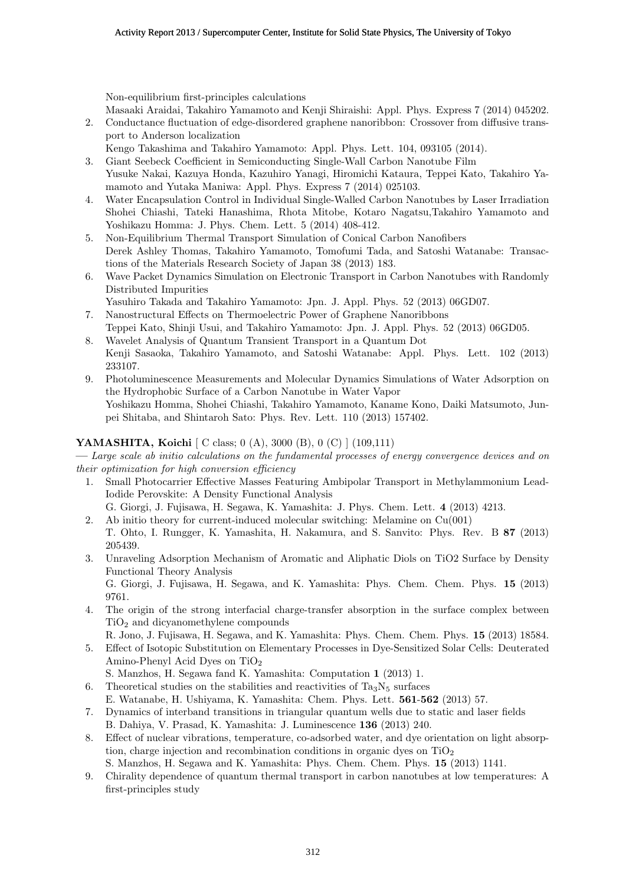Non-equilibrium first-principles calculations
Masaaki Araidai, Takahiro Yamamoto and Kenji Shiraishi: Appl. Phys. Express 7 (2014) 045202.

2. Conductance fluctuation of edge-disordered graphene nanoribbon: Crossover from diffusive transport to Anderson localization
Kengo Takashima and Takahiro Yamamoto: Appl. Phys. Lett. 104, 093105 (2014).
3. Giant Seebeck Coefficient in Semiconducting Single-Wall Carbon Nanotube Film
Yusuke Nakai, Kazuya Honda, Kazuhiro Yanagi, Hiromichi Kataura, Teppei Kato, Takahiro Yamamoto and Yutaka Maniwa: Appl. Phys. Express 7 (2014) 025103.
4. Water Encapsulation Control in Individual Single-Walled Carbon Nanotubes by Laser Irradiation
Shohei Chiashi, Tateki Hanashima, Rhota Mitobe, Kotaro Nagatsu,Takahiro Yamamoto and Yoshikazu Homma: J. Phys. Chem. Lett. 5 (2014) 408-412.
5. Non-Equilibrium Thermal Transport Simulation of Conical Carbon Nanofibers
Derek Ashley Thomas, Takahiro Yamamoto, Tomofumi Tada, and Satoshi Watanabe: Transactions of the Materials Research Society of Japan 38 (2013) 183.
6. Wave Packet Dynamics Simulation on Electronic Transport in Carbon Nanotubes with Randomly Distributed Impurities
Yasuhiro Takada and Takahiro Yamamoto: Jpn. J. Appl. Phys. 52 (2013) 06GD07.
7. Nanostructural Effects on Thermoelectric Power of Graphene Nanoribbons
Teppei Kato, Shinji Usui, and Takahiro Yamamoto: Jpn. J. Appl. Phys. 52 (2013) 06GD05.
8. Wavelet Analysis of Quantum Transient Transport in a Quantum Dot
Kenji Sasaoka, Takahiro Yamamoto, and Satoshi Watanabe: Appl. Phys. Lett. 102 (2013) 233107.
9. Photoluminescence Measurements and Molecular Dynamics Simulations of Water Adsorption on the Hydrophobic Surface of a Carbon Nanotube in Water Vapor
Yoshikazu Homma, Shohei Chiashi, Takahiro Yamamoto, Kaname Kono, Daiki Matsumoto, Junpei Shitaba, and Shintaroh Sato: Phys. Rev. Lett. 110 (2013) 157402.

**YAMASHITA, Koichi** [ C class; 0 (A), 3000 (B), 0 (C) ] (109,111)
— *Large scale ab initio calculations on the fundamental processes of energy convergence devices and on their optimization for high conversion efficiency*

1. Small Photocarrier Effective Masses Featuring Ambipolar Transport in Methylammonium Lead-Iodide Perovskite: A Density Functional Analysis
G. Giorgi, J. Fujisawa, H. Segawa, K. Yamashita: J. Phys. Chem. Lett. **4** (2013) 4213.
2. Ab initio theory for current-induced molecular switching: Melamine on Cu(001)
T. Ohto, I. Rungger, K. Yamashita, H. Nakamura, and S. Sanvito: Phys. Rev. B **87** (2013) 205439.
3. Unraveling Adsorption Mechanism of Aromatic and Aliphatic Diols on TiO2 Surface by Density Functional Theory Analysis
G. Giorgi, J. Fujisawa, H. Segawa, and K. Yamashita: Phys. Chem. Chem. Phys. **15** (2013) 9761.
4. The origin of the strong interfacial charge-transfer absorption in the surface complex between $TiO_2$ and dicyanomethylene compounds
R. Jono, J. Fujisawa, H. Segawa, and K. Yamashita: Phys. Chem. Chem. Phys. **15** (2013) 18584.
5. Effect of Isotopic Substitution on Elementary Processes in Dye-Sensitized Solar Cells: Deuterated Amino-Phenyl Acid Dyes on $TiO_2$
S. Manzhos, H. Segawa fand K. Yamashita: Computation **1** (2013) 1.
6. Theoretical studies on the stabilities and reactivities of $Ta_3N_5$ surfaces
E. Watanabe, H. Ushiyama, K. Yamashita: Chem. Phys. Lett. **561-562** (2013) 57.
7. Dynamics of interband transitions in triangular quantum wells due to static and laser fields
B. Dahiya, V. Prasad, K. Yamashita: J. Luminescence **136** (2013) 240.
8. Effect of nuclear vibrations, temperature, co-adsorbed water, and dye orientation on light absorption, charge injection and recombination conditions in organic dyes on $TiO_2$
S. Manzhos, H. Segawa and K. Yamashita: Phys. Chem. Chem. Phys. **15** (2013) 1141.
9. Chirality dependence of quantum thermal transport in carbon nanotubes at low temperatures: A first-principles study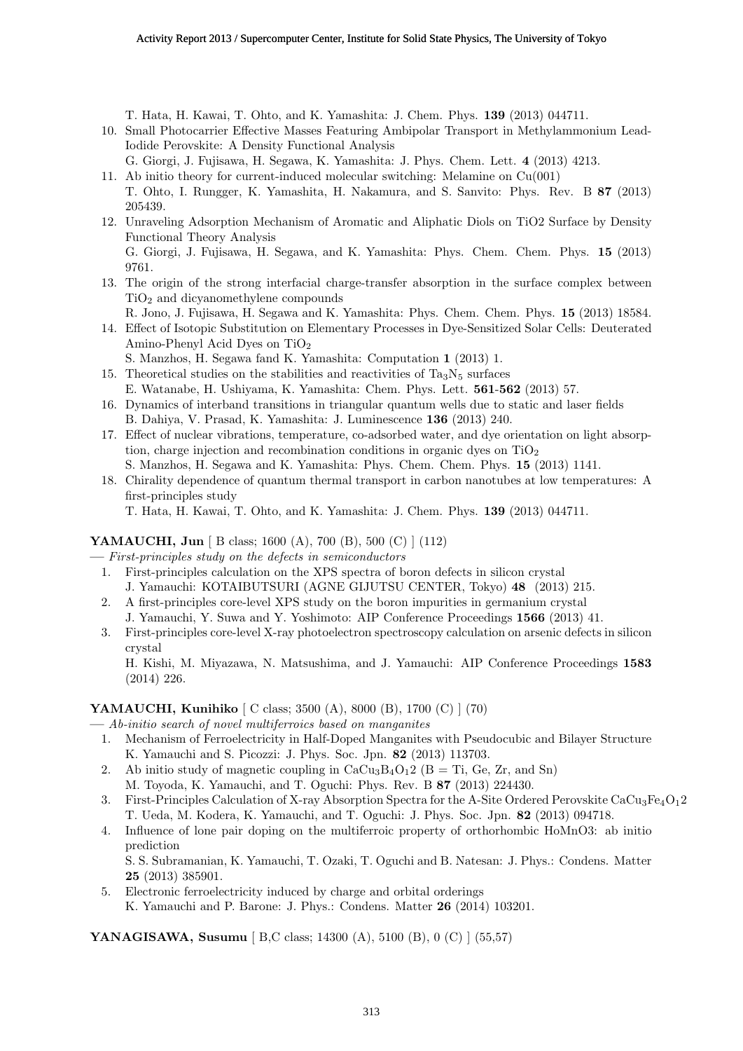T. Hata, H. Kawai, T. Ohto, and K. Yamashita: J. Chem. Phys. **139** (2013) 044711.

10. Small Photocarrier Effective Masses Featuring Ambipolar Transport in Methylammonium Lead-Iodide Perovskite: A Density Functional Analysis
    G. Giorgi, J. Fujisawa, H. Segawa, K. Yamashita: J. Phys. Chem. Lett. **4** (2013) 4213.
11. Ab initio theory for current-induced molecular switching: Melamine on Cu(001)
    T. Ohto, I. Rungger, K. Yamashita, H. Nakamura, and S. Sanvito: Phys. Rev. B **87** (2013) 205439.
12. Unraveling Adsorption Mechanism of Aromatic and Aliphatic Diols on TiO2 Surface by Density Functional Theory Analysis
    G. Giorgi, J. Fujisawa, H. Segawa, and K. Yamashita: Phys. Chem. Chem. Phys. **15** (2013) 9761.
13. The origin of the strong interfacial charge-transfer absorption in the surface complex between $TiO_2$ and dicyanomethylene compounds
    R. Jono, J. Fujisawa, H. Segawa and K. Yamashita: Phys. Chem. Chem. Phys. **15** (2013) 18584.
14. Effect of Isotopic Substitution on Elementary Processes in Dye-Sensitized Solar Cells: Deuterated Amino-Phenyl Acid Dyes on $TiO_2$
    S. Manzhos, H. Segawa fand K. Yamashita: Computation **1** (2013) 1.
15. Theoretical studies on the stabilities and reactivities of $Ta_3N_5$ surfaces
    E. Watanabe, H. Ushiyama, K. Yamashita: Chem. Phys. Lett. **561-562** (2013) 57.
16. Dynamics of interband transitions in triangular quantum wells due to static and laser fields
    B. Dahiya, V. Prasad, K. Yamashita: J. Luminescence **136** (2013) 240.
17. Effect of nuclear vibrations, temperature, co-adsorbed water, and dye orientation on light absorption, charge injection and recombination conditions in organic dyes on $TiO_2$
    S. Manzhos, H. Segawa and K. Yamashita: Phys. Chem. Chem. Phys. **15** (2013) 1141.
18. Chirality dependence of quantum thermal transport in carbon nanotubes at low temperatures: A first-principles study
    T. Hata, H. Kawai, T. Ohto, and K. Yamashita: J. Chem. Phys. **139** (2013) 044711.

**YAMAUCHI, Jun** [ B class; 1600 (A), 700 (B), 500 (C) ] (112)

— *First-principles study on the defects in semiconductors*

1. First-principles calculation on the XPS spectra of boron defects in silicon crystal
   J. Yamauchi: KOTAIBUTSURI (AGNE GIJUTSU CENTER, Tokyo) **48** (2013) 215.
2. A first-principles core-level XPS study on the boron impurities in germanium crystal
   J. Yamauchi, Y. Suwa and Y. Yoshimoto: AIP Conference Proceedings **1566** (2013) 41.
3. First-principles core-level X-ray photoelectron spectroscopy calculation on arsenic defects in silicon crystal
   H. Kishi, M. Miyazawa, N. Matsushima, and J. Yamauchi: AIP Conference Proceedings **1583** (2014) 226.

**YAMAUCHI, Kunihiko** [ C class; 3500 (A), 8000 (B), 1700 (C) ] (70)

— *Ab-initio search of novel multiferroics based on manganites*

1. Mechanism of Ferroelectricity in Half-Doped Manganites with Pseudocubic and Bilayer Structure
   K. Yamauchi and S. Picozzi: J. Phys. Soc. Jpn. **82** (2013) 113703.
2. Ab initio study of magnetic coupling in $CaCu_3B_4O_12$ (B = Ti, Ge, Zr, and Sn)
   M. Toyoda, K. Yamauchi, and T. Oguchi: Phys. Rev. B **87** (2013) 224430.
3. First-Principles Calculation of X-ray Absorption Spectra for the A-Site Ordered Perovskite $CaCu_3Fe_4O_12$
   T. Ueda, M. Kodera, K. Yamauchi, and T. Oguchi: J. Phys. Soc. Jpn. **82** (2013) 094718.
4. Influence of lone pair doping on the multiferroic property of orthorhombic HoMnO3: ab initio prediction
   S. S. Subramanian, K. Yamauchi, T. Ozaki, T. Oguchi and B. Natesan: J. Phys.: Condens. Matter **25** (2013) 385901.
5. Electronic ferroelectricity induced by charge and orbital orderings
   K. Yamauchi and P. Barone: J. Phys.: Condens. Matter **26** (2014) 103201.

**YANAGISAWA, Susumu** [ B,C class; 14300 (A), 5100 (B), 0 (C) ] (55,57)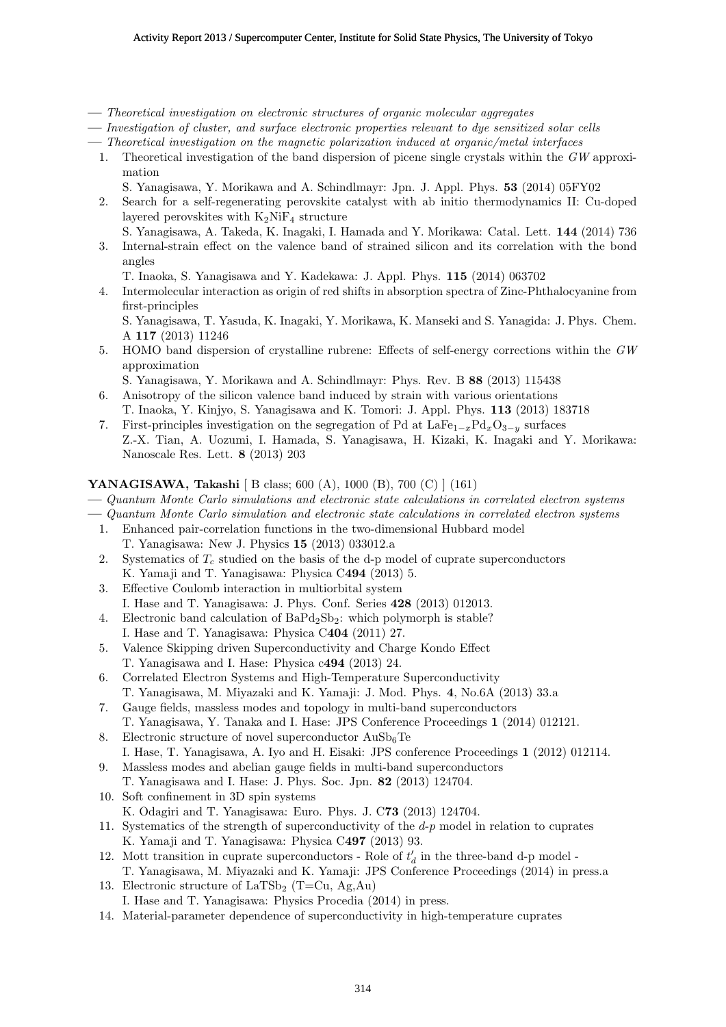— *Theoretical investigation on electronic structures of organic molecular aggregates*
— *Investigation of cluster, and surface electronic properties relevant to dye sensitized solar cells*
— *Theoretical investigation on the magnetic polarization induced at organic/metal interfaces*

1. Theoretical investigation of the band dispersion of picene single crystals within the *GW* approximation
   S. Yanagisawa, Y. Morikawa and A. Schindlmayr: Jpn. J. Appl. Phys. **53** (2014) 05FY02
2. Search for a self-regenerating perovskite catalyst with ab initio thermodynamics II: Cu-doped layered perovskites with $K_2NiF_4$ structure
   S. Yanagisawa, A. Takeda, K. Inagaki, I. Hamada and Y. Morikawa: Catal. Lett. **144** (2014) 736
3. Internal-strain effect on the valence band of strained silicon and its correlation with the bond angles
   T. Inaoka, S. Yanagisawa and Y. Kadekawa: J. Appl. Phys. **115** (2014) 063702
4. Intermolecular interaction as origin of red shifts in absorption spectra of Zinc-Phthalocyanine from first-principles
   S. Yanagisawa, T. Yasuda, K. Inagaki, Y. Morikawa, K. Manseki and S. Yanagida: J. Phys. Chem. A **117** (2013) 11246
5. HOMO band dispersion of crystalline rubrene: Effects of self-energy corrections within the *GW* approximation
   S. Yanagisawa, Y. Morikawa and A. Schindlmayr: Phys. Rev. B **88** (2013) 115438
6. Anisotropy of the silicon valence band induced by strain with various orientations
   T. Inaoka, Y. Kinjyo, S. Yanagisawa and K. Tomori: J. Appl. Phys. **113** (2013) 183718
7. First-principles investigation on the segregation of Pd at $LaFe_{1-x}Pd_xO_{3-y}$ surfaces
   Z.-X. Tian, A. Uozumi, I. Hamada, S. Yanagisawa, H. Kizaki, K. Inagaki and Y. Morikawa: Nanoscale Res. Lett. **8** (2013) 203

**YANAGISAWA, Takashi** [ B class; 600 (A), 1000 (B), 700 (C) ] (161)

— *Quantum Monte Carlo simulations and electronic state calculations in correlated electron systems*
— *Quantum Monte Carlo simulation and electronic state calculations in correlated electron systems*

1. Enhanced pair-correlation functions in the two-dimensional Hubbard model
   T. Yanagisawa: New J. Physics **15** (2013) 033012.a
2. Systematics of $T_c$ studied on the basis of the d-p model of cuprate superconductors
   K. Yamaji and T. Yanagisawa: Physica C**494** (2013) 5.
3. Effective Coulomb interaction in multiorbital system
   I. Hase and T. Yanagisawa: J. Phys. Conf. Series **428** (2013) 012013.
4. Electronic band calculation of $BaPd_2Sb_2$: which polymorph is stable?
   I. Hase and T. Yanagisawa: Physica C**404** (2011) 27.
5. Valence Skipping driven Superconductivity and Charge Kondo Effect
   T. Yanagisawa and I. Hase: Physica c**494** (2013) 24.
6. Correlated Electron Systems and High-Temperature Superconductivity
   T. Yanagisawa, M. Miyazaki and K. Yamaji: J. Mod. Phys. **4**, No.6A (2013) 33.a
7. Gauge fields, massless modes and topology in multi-band superconductors
   T. Yanagisawa, Y. Tanaka and I. Hase: JPS Conference Proceedings **1** (2014) 012121.
8. Electronic structure of novel superconductor $AuSb_6Te$
   I. Hase, T. Yanagisawa, A. Iyo and H. Eisaki: JPS conference Proceedings **1** (2012) 012114.
9. Massless modes and abelian gauge fields in multi-band superconductors
   T. Yanagisawa and I. Hase: J. Phys. Soc. Jpn. **82** (2013) 124704.
10. Soft confinement in 3D spin systems
    K. Odagiri and T. Yanagisawa: Euro. Phys. J. C**73** (2013) 124704.
11. Systematics of the strength of superconductivity of the *d-p* model in relation to cuprates
    K. Yamaji and T. Yanagisawa: Physica C**497** (2013) 93.
12. Mott transition in cuprate superconductors - Role of $t'_d$ in the three-band d-p model -
    T. Yanagisawa, M. Miyazaki and K. Yamaji: JPS Conference Proceedings (2014) in press.a
13. Electronic structure of $LaTSb_2$ (T=Cu, Ag,Au)
    I. Hase and T. Yanagisawa: Physics Procedia (2014) in press.
14. Material-parameter dependence of superconductivity in high-temperature cuprates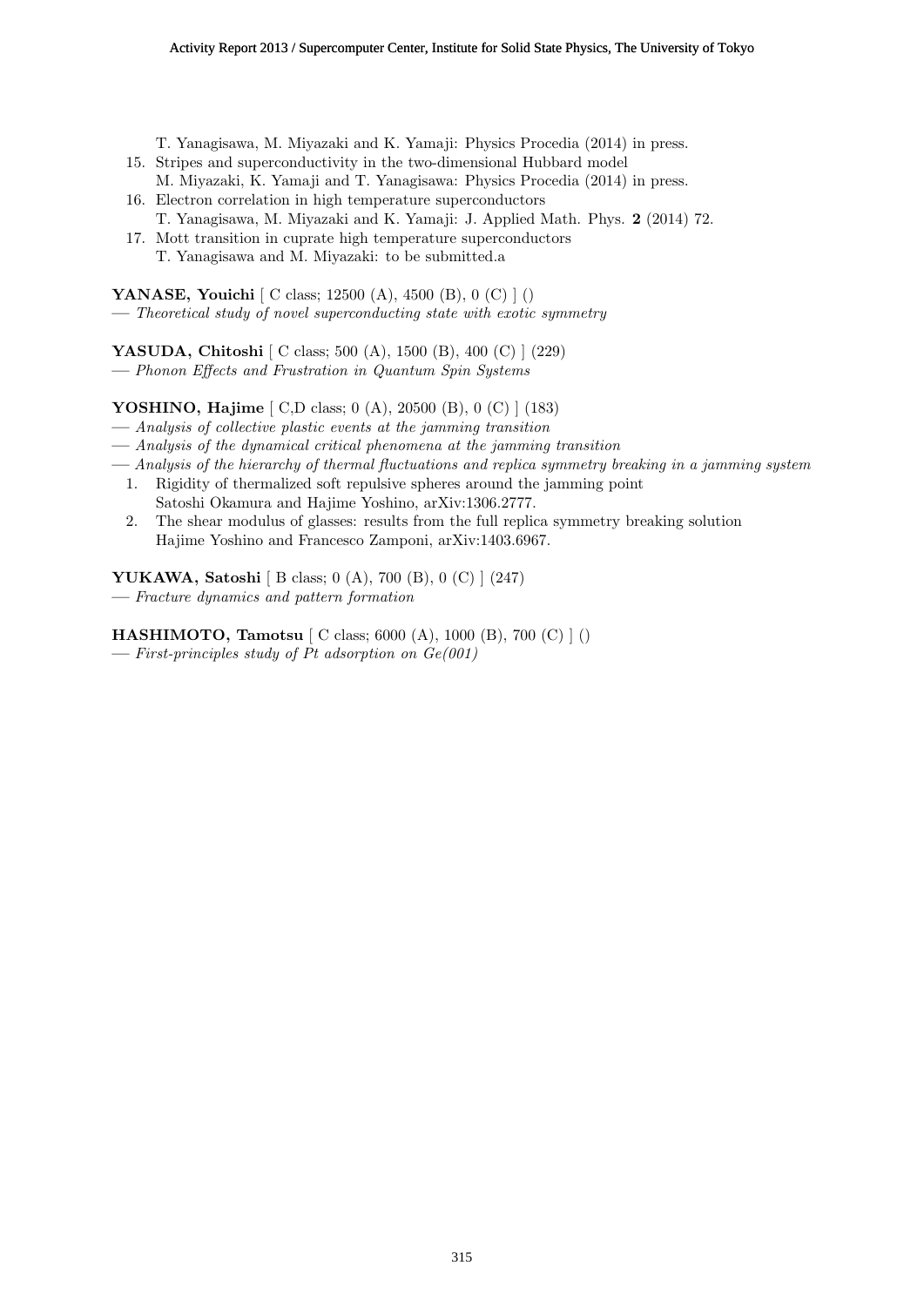T. Yanagisawa, M. Miyazaki and K. Yamaji: Physics Procedia (2014) in press.

15. Stripes and superconductivity in the two-dimensional Hubbard model
    M. Miyazaki, K. Yamaji and T. Yanagisawa: Physics Procedia (2014) in press.
16. Electron correlation in high temperature superconductors
    T. Yanagisawa, M. Miyazaki and K. Yamaji: J. Applied Math. Phys. **2** (2014) 72.
17. Mott transition in cuprate high temperature superconductors
    T. Yanagisawa and M. Miyazaki: to be submitted.a

**YANASE, Youichi** [ C class; 12500 (A), 4500 (B), 0 (C) ] ()
— *Theoretical study of novel superconducting state with exotic symmetry*

**YASUDA, Chitoshi** [ C class; 500 (A), 1500 (B), 400 (C) ] (229)
— *Phonon Effects and Frustration in Quantum Spin Systems*

**YOSHINO, Hajime** [ C,D class; 0 (A), 20500 (B), 0 (C) ] (183)
— *Analysis of collective plastic events at the jamming transition*
— *Analysis of the dynamical critical phenomena at the jamming transition*
— *Analysis of the hierarchy of thermal fluctuations and replica symmetry breaking in a jamming system*

1. Rigidity of thermalized soft repulsive spheres around the jamming point
   Satoshi Okamura and Hajime Yoshino, arXiv:1306.2777.
2. The shear modulus of glasses: results from the full replica symmetry breaking solution
   Hajime Yoshino and Francesco Zamponi, arXiv:1403.6967.

**YUKAWA, Satoshi** [ B class; 0 (A), 700 (B), 0 (C) ] (247)
— *Fracture dynamics and pattern formation*

**HASHIMOTO, Tamotsu** [ C class; 6000 (A), 1000 (B), 700 (C) ] ()
— *First-principles study of Pt adsorption on Ge(001)*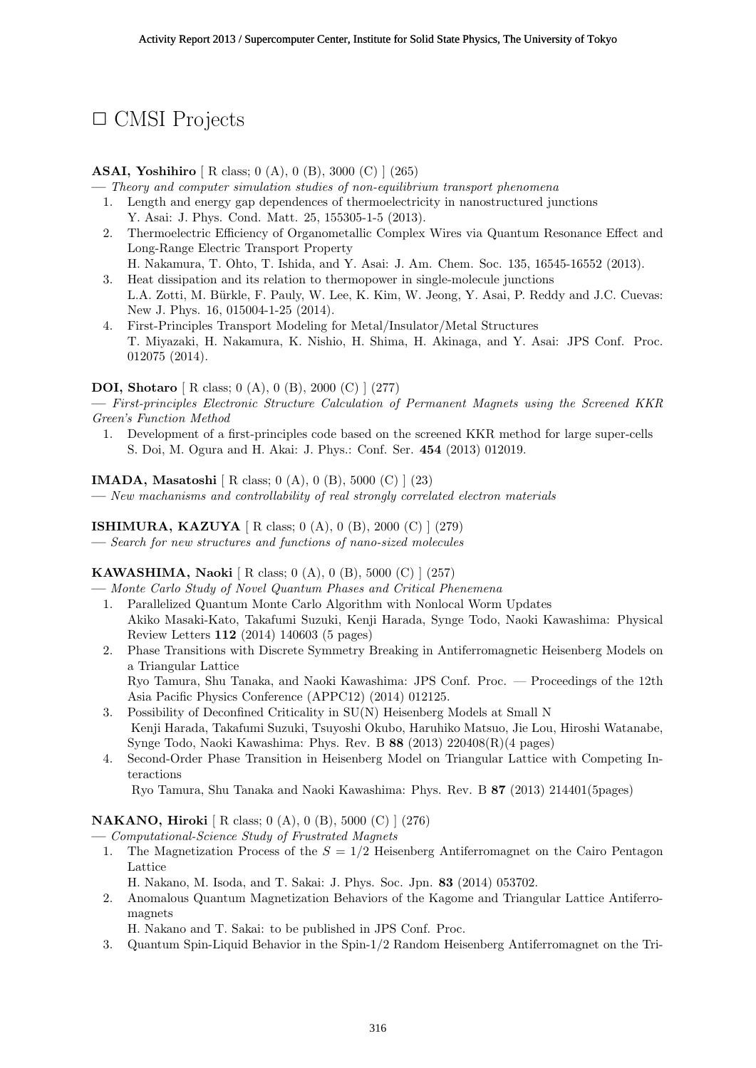# □ CMSI Projects

**ASAI, Yoshihiro** [ R class; 0 (A), 0 (B), 3000 (C) ] (265)

— *Theory and computer simulation studies of non-equilibrium transport phenomena*

1. Length and energy gap dependences of thermoelectricity in nanostructured junctions
   Y. Asai: J. Phys. Cond. Matt. 25, 155305-1-5 (2013).
2. Thermoelectric Efficiency of Organometallic Complex Wires via Quantum Resonance Effect and Long-Range Electric Transport Property
   H. Nakamura, T. Ohto, T. Ishida, and Y. Asai: J. Am. Chem. Soc. 135, 16545-16552 (2013).
3. Heat dissipation and its relation to thermopower in single-molecule junctions
   L.A. Zotti, M. Bürkle, F. Pauly, W. Lee, K. Kim, W. Jeong, Y. Asai, P. Reddy and J.C. Cuevas: New J. Phys. 16, 015004-1-25 (2014).
4. First-Principles Transport Modeling for Metal/Insulator/Metal Structures
   T. Miyazaki, H. Nakamura, K. Nishio, H. Shima, H. Akinaga, and Y. Asai: JPS Conf. Proc. 012075 (2014).

**DOI, Shotaro** [ R class; 0 (A), 0 (B), 2000 (C) ] (277)

— *First-principles Electronic Structure Calculation of Permanent Magnets using the Screened KKR Green's Function Method*

1. Development of a first-principles code based on the screened KKR method for large super-cells
   S. Doi, M. Ogura and H. Akai: J. Phys.: Conf. Ser. **454** (2013) 012019.

**IMADA, Masatoshi** [ R class; 0 (A), 0 (B), 5000 (C) ] (23)

— *New machanisms and controllability of real strongly correlated electron materials*

**ISHIMURA, KAZUYA** [ R class; 0 (A), 0 (B), 2000 (C) ] (279)

— *Search for new structures and functions of nano-sized molecules*

**KAWASHIMA, Naoki** [ R class; 0 (A), 0 (B), 5000 (C) ] (257)

— *Monte Carlo Study of Novel Quantum Phases and Critical Phenemena*

1. Parallelized Quantum Monte Carlo Algorithm with Nonlocal Worm Updates
   Akiko Masaki-Kato, Takafumi Suzuki, Kenji Harada, Synge Todo, Naoki Kawashima: Physical Review Letters **112** (2014) 140603 (5 pages)
2. Phase Transitions with Discrete Symmetry Breaking in Antiferromagnetic Heisenberg Models on a Triangular Lattice
   Ryo Tamura, Shu Tanaka, and Naoki Kawashima: JPS Conf. Proc. — Proceedings of the 12th Asia Pacific Physics Conference (APPC12) (2014) 012125.
3. Possibility of Deconfined Criticality in SU(N) Heisenberg Models at Small N
   Kenji Harada, Takafumi Suzuki, Tsuyoshi Okubo, Haruhiko Matsuo, Jie Lou, Hiroshi Watanabe, Synge Todo, Naoki Kawashima: Phys. Rev. B **88** (2013) 220408(R)(4 pages)
4. Second-Order Phase Transition in Heisenberg Model on Triangular Lattice with Competing Interactions
   Ryo Tamura, Shu Tanaka and Naoki Kawashima: Phys. Rev. B **87** (2013) 214401(5pages)

**NAKANO, Hiroki** [ R class; 0 (A), 0 (B), 5000 (C) ] (276)

— *Computational-Science Study of Frustrated Magnets*

1. The Magnetization Process of the $S = 1/2$ Heisenberg Antiferromagnet on the Cairo Pentagon Lattice
   H. Nakano, M. Isoda, and T. Sakai: J. Phys. Soc. Jpn. **83** (2014) 053702.
2. Anomalous Quantum Magnetization Behaviors of the Kagome and Triangular Lattice Antiferromagnets
   H. Nakano and T. Sakai: to be published in JPS Conf. Proc.
3. Quantum Spin-Liquid Behavior in the Spin-1/2 Random Heisenberg Antiferromagnet on the Tri-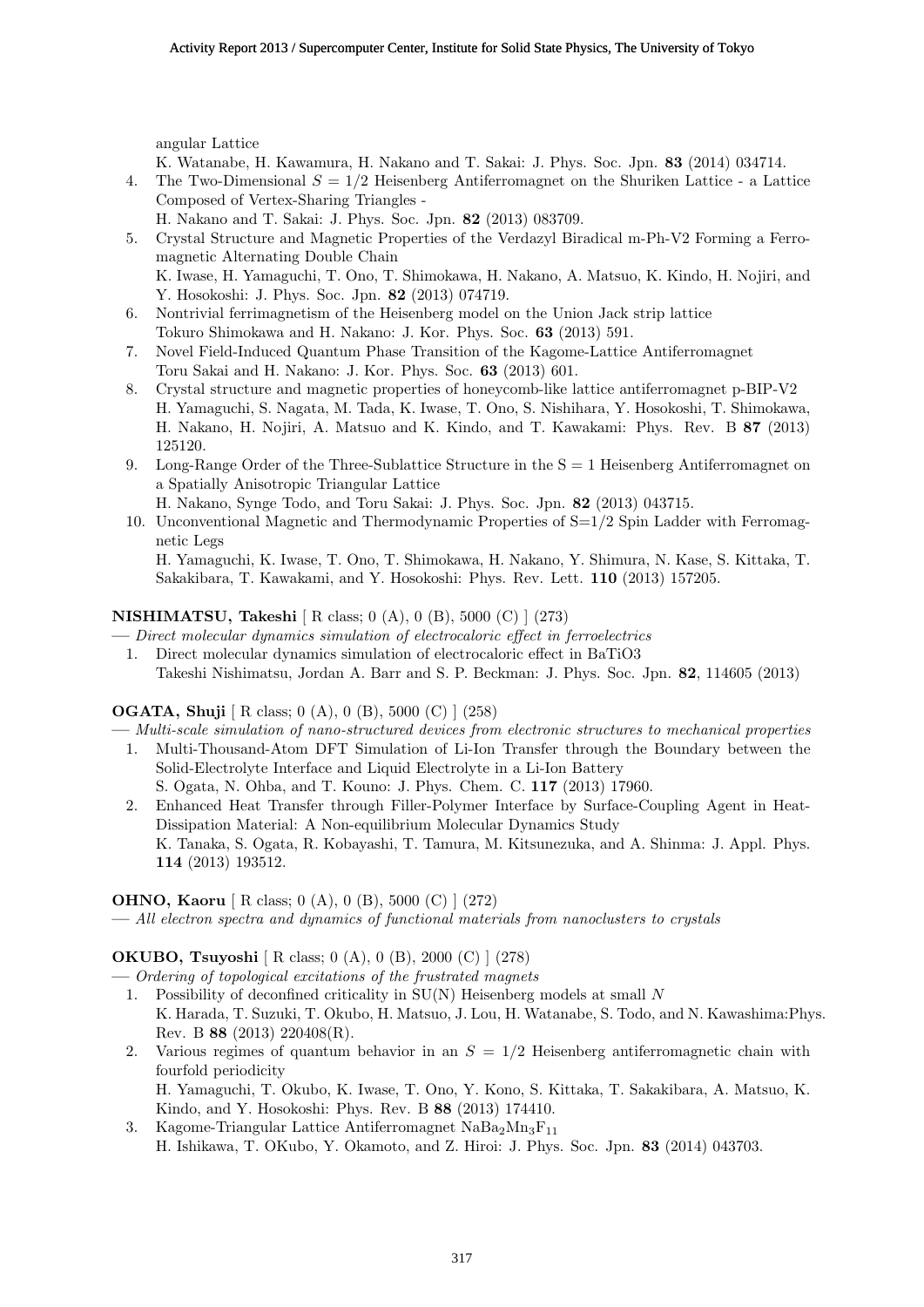angular Lattice
K. Watanabe, H. Kawamura, H. Nakano and T. Sakai: J. Phys. Soc. Jpn. **83** (2014) 034714.

4. The Two-Dimensional $S = 1/2$ Heisenberg Antiferromagnet on the Shuriken Lattice - a Lattice Composed of Vertex-Sharing Triangles -
H. Nakano and T. Sakai: J. Phys. Soc. Jpn. **82** (2013) 083709.
5. Crystal Structure and Magnetic Properties of the Verdazyl Biradical m-Ph-V2 Forming a Ferromagnetic Alternating Double Chain
K. Iwase, H. Yamaguchi, T. Ono, T. Shimokawa, H. Nakano, A. Matsuo, K. Kindo, H. Nojiri, and Y. Hosokoshi: J. Phys. Soc. Jpn. **82** (2013) 074719.
6. Nontrivial ferrimagnetism of the Heisenberg model on the Union Jack strip lattice
Tokuro Shimokawa and H. Nakano: J. Kor. Phys. Soc. **63** (2013) 591.
7. Novel Field-Induced Quantum Phase Transition of the Kagome-Lattice Antiferromagnet
Toru Sakai and H. Nakano: J. Kor. Phys. Soc. **63** (2013) 601.
8. Crystal structure and magnetic properties of honeycomb-like lattice antiferromagnet p-BIP-V2
H. Yamaguchi, S. Nagata, M. Tada, K. Iwase, T. Ono, S. Nishihara, Y. Hosokoshi, T. Shimokawa, H. Nakano, H. Nojiri, A. Matsuo and K. Kindo, and T. Kawakami: Phys. Rev. B **87** (2013) 125120.
9. Long-Range Order of the Three-Sublattice Structure in the S = 1 Heisenberg Antiferromagnet on a Spatially Anisotropic Triangular Lattice
H. Nakano, Synge Todo, and Toru Sakai: J. Phys. Soc. Jpn. **82** (2013) 043715.
10. Unconventional Magnetic and Thermodynamic Properties of S=1/2 Spin Ladder with Ferromagnetic Legs
H. Yamaguchi, K. Iwase, T. Ono, T. Shimokawa, H. Nakano, Y. Shimura, N. Kase, S. Kittaka, T. Sakakibara, T. Kawakami, and Y. Hosokoshi: Phys. Rev. Lett. **110** (2013) 157205.

**NISHIMATSU, Takeshi** [ R class; 0 (A), 0 (B), 5000 (C) ] (273)
— *Direct molecular dynamics simulation of electrocaloric effect in ferroelectrics*

1. Direct molecular dynamics simulation of electrocaloric effect in BaTiO3
Takeshi Nishimatsu, Jordan A. Barr and S. P. Beckman: J. Phys. Soc. Jpn. **82**, 114605 (2013)

**OGATA, Shuji** [ R class; 0 (A), 0 (B), 5000 (C) ] (258)
— *Multi-scale simulation of nano-structured devices from electronic structures to mechanical properties*

1. Multi-Thousand-Atom DFT Simulation of Li-Ion Transfer through the Boundary between the Solid-Electrolyte Interface and Liquid Electrolyte in a Li-Ion Battery
S. Ogata, N. Ohba, and T. Kouno: J. Phys. Chem. C. **117** (2013) 17960.
2. Enhanced Heat Transfer through Filler-Polymer Interface by Surface-Coupling Agent in Heat-Dissipation Material: A Non-equilibrium Molecular Dynamics Study
K. Tanaka, S. Ogata, R. Kobayashi, T. Tamura, M. Kitsunezuka, and A. Shinma: J. Appl. Phys. **114** (2013) 193512.

**OHNO, Kaoru** [ R class; 0 (A), 0 (B), 5000 (C) ] (272)
— *All electron spectra and dynamics of functional materials from nanoclusters to crystals*

**OKUBO, Tsuyoshi** [ R class; 0 (A), 0 (B), 2000 (C) ] (278)
— *Ordering of topological excitations of the frustrated magnets*

1. Possibility of deconfined criticality in SU(N) Heisenberg models at small $N$
K. Harada, T. Suzuki, T. Okubo, H. Matsuo, J. Lou, H. Watanabe, S. Todo, and N. Kawashima:Phys. Rev. B **88** (2013) 220408(R).
2. Various regimes of quantum behavior in an $S = 1/2$ Heisenberg antiferromagnetic chain with fourfold periodicity
H. Yamaguchi, T. Okubo, K. Iwase, T. Ono, Y. Kono, S. Kittaka, T. Sakakibara, A. Matsuo, K. Kindo, and Y. Hosokoshi: Phys. Rev. B **88** (2013) 174410.
3. Kagome-Triangular Lattice Antiferromagnet $NaBa_2Mn_3F_{11}$
H. Ishikawa, T. OKubo, Y. Okamoto, and Z. Hiroi: J. Phys. Soc. Jpn. **83** (2014) 043703.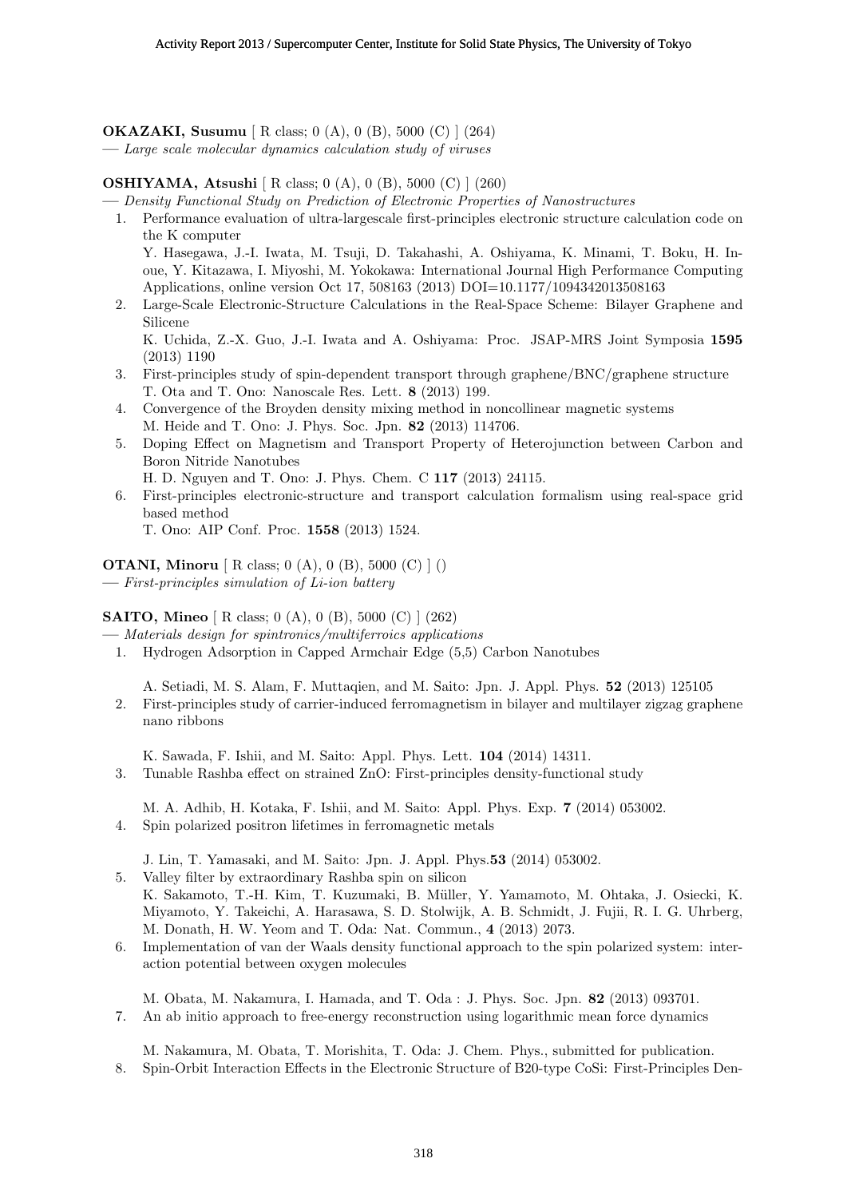**OKAZAKI, Susumu** [ R class; 0 (A), 0 (B), 5000 (C) ] (264)
— *Large scale molecular dynamics calculation study of viruses*

**OSHIYAMA, Atsushi** [ R class; 0 (A), 0 (B), 5000 (C) ] (260)
— *Density Functional Study on Prediction of Electronic Properties of Nanostructures*

1. Performance evaluation of ultra-largescale first-principles electronic structure calculation code on the K computer
   Y. Hasegawa, J.-I. Iwata, M. Tsuji, D. Takahashi, A. Oshiyama, K. Minami, T. Boku, H. Inoue, Y. Kitazawa, I. Miyoshi, M. Yokokawa: International Journal High Performance Computing Applications, online version Oct 17, 508163 (2013) DOI=10.1177/1094342013508163
2. Large-Scale Electronic-Structure Calculations in the Real-Space Scheme: Bilayer Graphene and Silicene
   K. Uchida, Z.-X. Guo, J.-I. Iwata and A. Oshiyama: Proc. JSAP-MRS Joint Symposia **1595** (2013) 1190
3. First-principles study of spin-dependent transport through graphene/BNC/graphene structure
   T. Ota and T. Ono: Nanoscale Res. Lett. **8** (2013) 199.
4. Convergence of the Broyden density mixing method in noncollinear magnetic systems
   M. Heide and T. Ono: J. Phys. Soc. Jpn. **82** (2013) 114706.
5. Doping Effect on Magnetism and Transport Property of Heterojunction between Carbon and Boron Nitride Nanotubes
   H. D. Nguyen and T. Ono: J. Phys. Chem. C **117** (2013) 24115.
6. First-principles electronic-structure and transport calculation formalism using real-space grid based method
   T. Ono: AIP Conf. Proc. **1558** (2013) 1524.

**OTANI, Minoru** [ R class; 0 (A), 0 (B), 5000 (C) ] ()
— *First-principles simulation of Li-ion battery*

**SAITO, Mineo** [ R class; 0 (A), 0 (B), 5000 (C) ] (262)
— *Materials design for spintronics/multiferroics applications*

1. Hydrogen Adsorption in Capped Armchair Edge (5,5) Carbon Nanotubes

   A. Setiadi, M. S. Alam, F. Muttaqien, and M. Saito: Jpn. J. Appl. Phys. **52** (2013) 125105
2. First-principles study of carrier-induced ferromagnetism in bilayer and multilayer zigzag graphene nano ribbons

   K. Sawada, F. Ishii, and M. Saito: Appl. Phys. Lett. **104** (2014) 14311.
3. Tunable Rashba effect on strained ZnO: First-principles density-functional study

   M. A. Adhib, H. Kotaka, F. Ishii, and M. Saito: Appl. Phys. Exp. **7** (2014) 053002.
4. Spin polarized positron lifetimes in ferromagnetic metals

   J. Lin, T. Yamasaki, and M. Saito: Jpn. J. Appl. Phys.**53** (2014) 053002.
5. Valley filter by extraordinary Rashba spin on silicon
   K. Sakamoto, T.-H. Kim, T. Kuzumaki, B. Müller, Y. Yamamoto, M. Ohtaka, J. Osiecki, K. Miyamoto, Y. Takeichi, A. Harasawa, S. D. Stolwijk, A. B. Schmidt, J. Fujii, R. I. G. Uhrberg, M. Donath, H. W. Yeom and T. Oda: Nat. Commun., **4** (2013) 2073.
6. Implementation of van der Waals density functional approach to the spin polarized system: interaction potential between oxygen molecules

   M. Obata, M. Nakamura, I. Hamada, and T. Oda : J. Phys. Soc. Jpn. **82** (2013) 093701.
7. An ab initio approach to free-energy reconstruction using logarithmic mean force dynamics

   M. Nakamura, M. Obata, T. Morishita, T. Oda: J. Chem. Phys., submitted for publication.
8. Spin-Orbit Interaction Effects in the Electronic Structure of B20-type CoSi: First-Principles Den-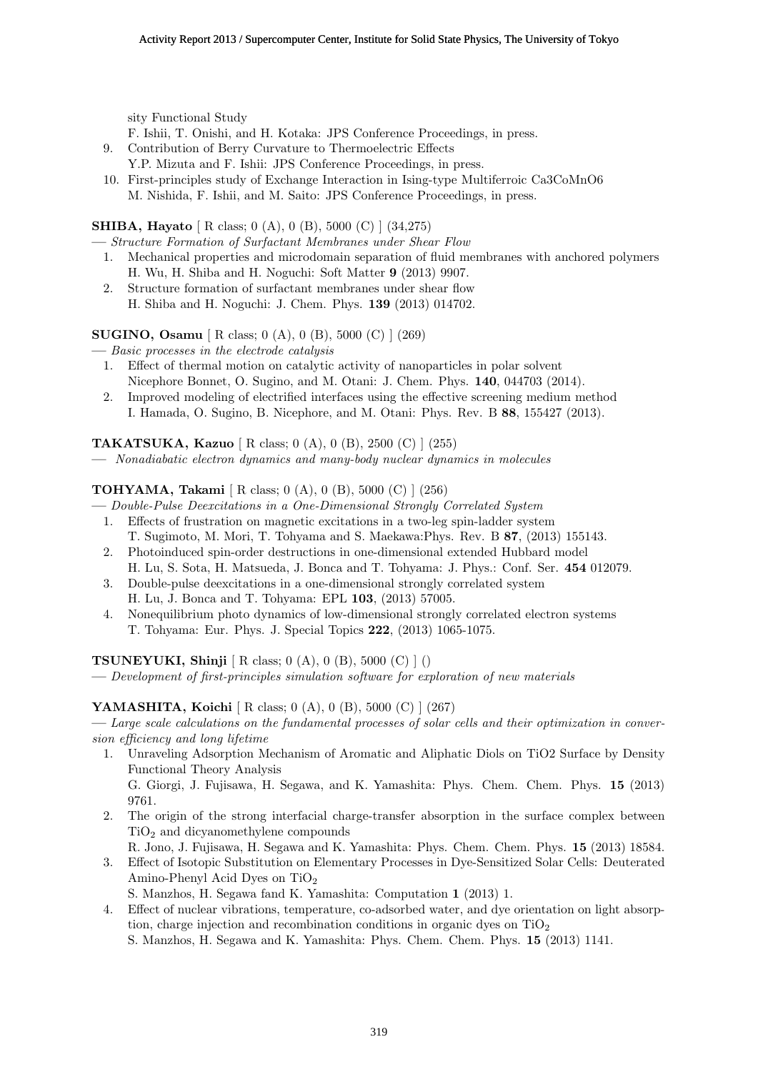sity Functional Study
F. Ishii, T. Onishi, and H. Kotaka: JPS Conference Proceedings, in press.

9. Contribution of Berry Curvature to Thermoelectric Effects
   Y.P. Mizuta and F. Ishii: JPS Conference Proceedings, in press.
10. First-principles study of Exchange Interaction in Ising-type Multiferroic Ca3CoMnO6
    M. Nishida, F. Ishii, and M. Saito: JPS Conference Proceedings, in press.

**SHIBA, Hayato** [ R class; 0 (A), 0 (B), 5000 (C) ] (34,275)
— *Structure Formation of Surfactant Membranes under Shear Flow*

1. Mechanical properties and microdomain separation of fluid membranes with anchored polymers
   H. Wu, H. Shiba and H. Noguchi: Soft Matter **9** (2013) 9907.
2. Structure formation of surfactant membranes under shear flow
   H. Shiba and H. Noguchi: J. Chem. Phys. **139** (2013) 014702.

**SUGINO, Osamu** [ R class; 0 (A), 0 (B), 5000 (C) ] (269)
— *Basic processes in the electrode catalysis*

1. Effect of thermal motion on catalytic activity of nanoparticles in polar solvent
   Nicephore Bonnet, O. Sugino, and M. Otani: J. Chem. Phys. **140**, 044703 (2014).
2. Improved modeling of electrified interfaces using the effective screening medium method
   I. Hamada, O. Sugino, B. Nicephore, and M. Otani: Phys. Rev. B **88**, 155427 (2013).

**TAKATSUKA, Kazuo** [ R class; 0 (A), 0 (B), 2500 (C) ] (255)
— *Nonadiabatic electron dynamics and many-body nuclear dynamics in molecules*

**TOHYAMA, Takami** [ R class; 0 (A), 0 (B), 5000 (C) ] (256)
— *Double-Pulse Deexcitations in a One-Dimensional Strongly Correlated System*

1. Effects of frustration on magnetic excitations in a two-leg spin-ladder system
   T. Sugimoto, M. Mori, T. Tohyama and S. Maekawa:Phys. Rev. B **87**, (2013) 155143.
2. Photoinduced spin-order destructions in one-dimensional extended Hubbard model
   H. Lu, S. Sota, H. Matsueda, J. Bonca and T. Tohyama: J. Phys.: Conf. Ser. **454** 012079.
3. Double-pulse deexcitations in a one-dimensional strongly correlated system
   H. Lu, J. Bonca and T. Tohyama: EPL **103**, (2013) 57005.
4. Nonequilibrium photo dynamics of low-dimensional strongly correlated electron systems
   T. Tohyama: Eur. Phys. J. Special Topics **222**, (2013) 1065-1075.

**TSUNEYUKI, Shinji** [ R class; 0 (A), 0 (B), 5000 (C) ] ()
— *Development of first-principles simulation software for exploration of new materials*

**YAMASHITA, Koichi** [ R class; 0 (A), 0 (B), 5000 (C) ] (267)
— *Large scale calculations on the fundamental processes of solar cells and their optimization in conversion efficiency and long lifetime*

1. Unraveling Adsorption Mechanism of Aromatic and Aliphatic Diols on TiO2 Surface by Density Functional Theory Analysis
   G. Giorgi, J. Fujisawa, H. Segawa, and K. Yamashita: Phys. Chem. Chem. Phys. **15** (2013) 9761.
2. The origin of the strong interfacial charge-transfer absorption in the surface complex between $TiO_2$ and dicyanomethylene compounds
   R. Jono, J. Fujisawa, H. Segawa and K. Yamashita: Phys. Chem. Chem. Phys. **15** (2013) 18584.
3. Effect of Isotopic Substitution on Elementary Processes in Dye-Sensitized Solar Cells: Deuterated Amino-Phenyl Acid Dyes on $TiO_2$
   S. Manzhos, H. Segawa fand K. Yamashita: Computation **1** (2013) 1.
4. Effect of nuclear vibrations, temperature, co-adsorbed water, and dye orientation on light absorption, charge injection and recombination conditions in organic dyes on $TiO_2$
   S. Manzhos, H. Segawa and K. Yamashita: Phys. Chem. Chem. Phys. **15** (2013) 1141.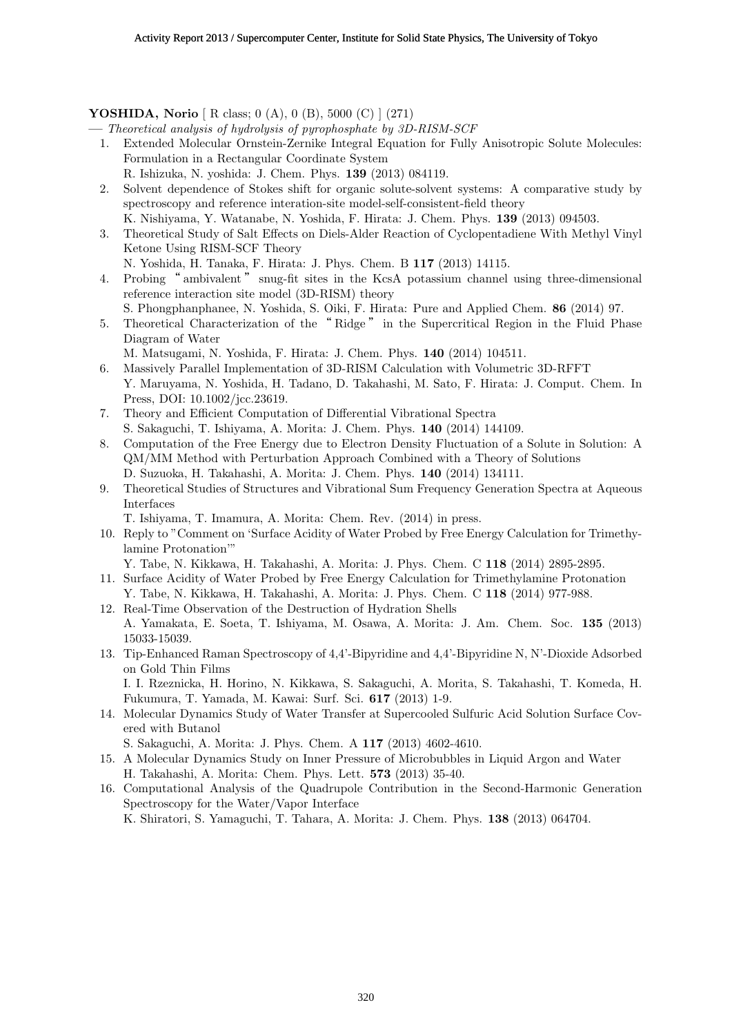**YOSHIDA, Norio** [ R class; 0 (A), 0 (B), 5000 (C) ] (271)

— *Theoretical analysis of hydrolysis of pyrophosphate by 3D-RISM-SCF*

1. Extended Molecular Ornstein-Zernike Integral Equation for Fully Anisotropic Solute Molecules: Formulation in a Rectangular Coordinate System
   R. Ishizuka, N. yoshida: J. Chem. Phys. **139** (2013) 084119.
2. Solvent dependence of Stokes shift for organic solute-solvent systems: A comparative study by spectroscopy and reference interation-site model-self-consistent-field theory
   K. Nishiyama, Y. Watanabe, N. Yoshida, F. Hirata: J. Chem. Phys. **139** (2013) 094503.
3. Theoretical Study of Salt Effects on Diels-Alder Reaction of Cyclopentadiene With Methyl Vinyl Ketone Using RISM-SCF Theory
   N. Yoshida, H. Tanaka, F. Hirata: J. Phys. Chem. B **117** (2013) 14115.
4. Probing "ambivalent" snug-fit sites in the KcsA potassium channel using three-dimensional reference interaction site model (3D-RISM) theory
   S. Phongphanphanee, N. Yoshida, S. Oiki, F. Hirata: Pure and Applied Chem. **86** (2014) 97.
5. Theoretical Characterization of the "Ridge" in the Supercritical Region in the Fluid Phase Diagram of Water
   M. Matsugami, N. Yoshida, F. Hirata: J. Chem. Phys. **140** (2014) 104511.
6. Massively Parallel Implementation of 3D-RISM Calculation with Volumetric 3D-RFFT
   Y. Maruyama, N. Yoshida, H. Tadano, D. Takahashi, M. Sato, F. Hirata: J. Comput. Chem. In Press, DOI: 10.1002/jcc.23619.
7. Theory and Efficient Computation of Differential Vibrational Spectra
   S. Sakaguchi, T. Ishiyama, A. Morita: J. Chem. Phys. **140** (2014) 144109.
8. Computation of the Free Energy due to Electron Density Fluctuation of a Solute in Solution: A QM/MM Method with Perturbation Approach Combined with a Theory of Solutions
   D. Suzuoka, H. Takahashi, A. Morita: J. Chem. Phys. **140** (2014) 134111.
9. Theoretical Studies of Structures and Vibrational Sum Frequency Generation Spectra at Aqueous Interfaces
   T. Ishiyama, T. Imamura, A. Morita: Chem. Rev. (2014) in press.
10. Reply to "Comment on 'Surface Acidity of Water Probed by Free Energy Calculation for Trimethylamine Protonation'"
    Y. Tabe, N. Kikkawa, H. Takahashi, A. Morita: J. Phys. Chem. C **118** (2014) 2895-2895.
11. Surface Acidity of Water Probed by Free Energy Calculation for Trimethylamine Protonation
    Y. Tabe, N. Kikkawa, H. Takahashi, A. Morita: J. Phys. Chem. C **118** (2014) 977-988.
12. Real-Time Observation of the Destruction of Hydration Shells
    A. Yamakata, E. Soeta, T. Ishiyama, M. Osawa, A. Morita: J. Am. Chem. Soc. **135** (2013) 15033-15039.
13. Tip-Enhanced Raman Spectroscopy of 4,4'-Bipyridine and 4,4'-Bipyridine N, N'-Dioxide Adsorbed on Gold Thin Films
    I. I. Rzeznicka, H. Horino, N. Kikkawa, S. Sakaguchi, A. Morita, S. Takahashi, T. Komeda, H. Fukumura, T. Yamada, M. Kawai: Surf. Sci. **617** (2013) 1-9.
14. Molecular Dynamics Study of Water Transfer at Supercooled Sulfuric Acid Solution Surface Covered with Butanol
    S. Sakaguchi, A. Morita: J. Phys. Chem. A **117** (2013) 4602-4610.
15. A Molecular Dynamics Study on Inner Pressure of Microbubbles in Liquid Argon and Water
    H. Takahashi, A. Morita: Chem. Phys. Lett. **573** (2013) 35-40.
16. Computational Analysis of the Quadrupole Contribution in the Second-Harmonic Generation Spectroscopy for the Water/Vapor Interface
    K. Shiratori, S. Yamaguchi, T. Tahara, A. Morita: J. Chem. Phys. **138** (2013) 064704.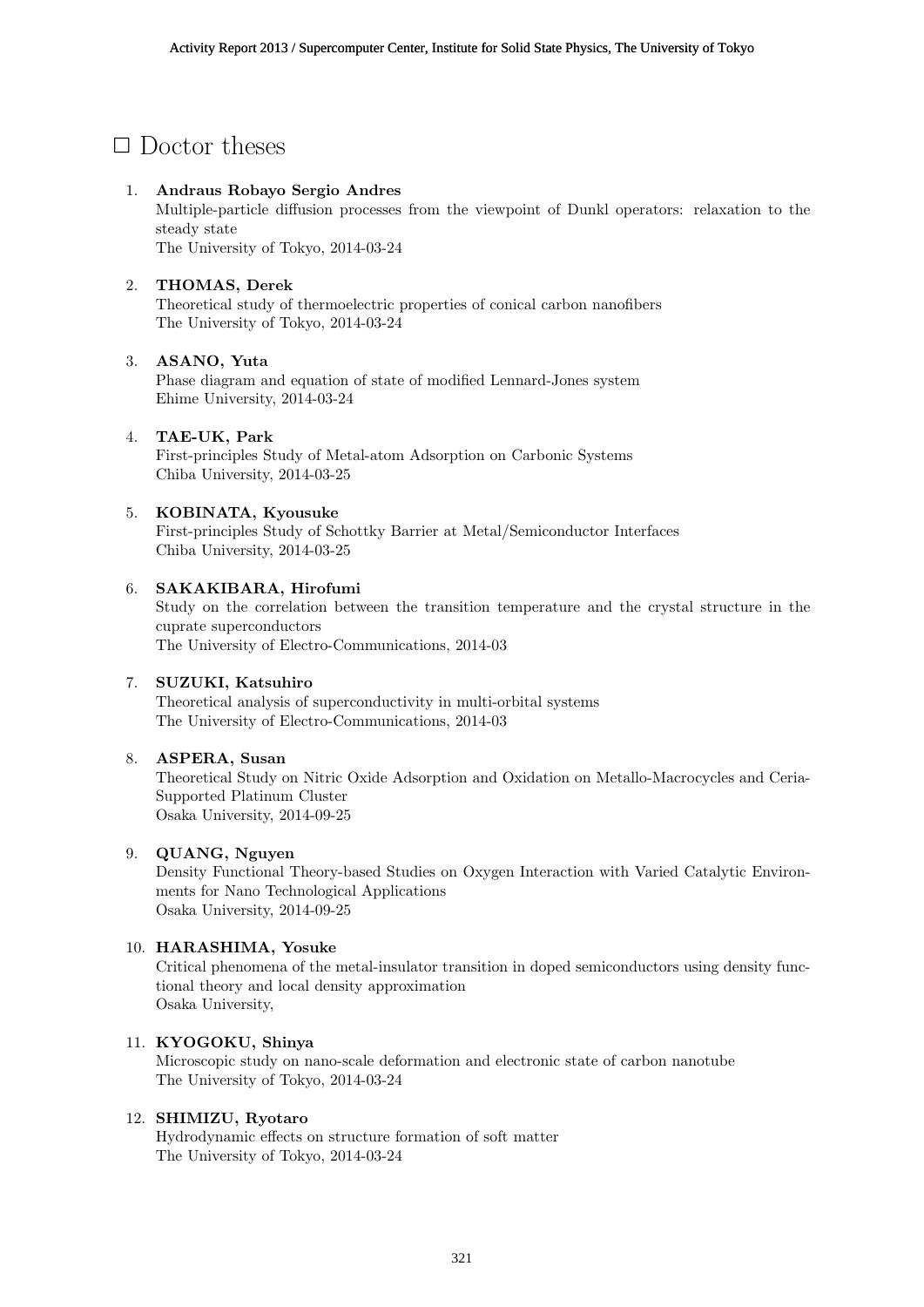## □ Doctor theses

1. **Andraus Robayo Sergio Andres**
   Multiple-particle diffusion processes from the viewpoint of Dunkl operators: relaxation to the steady state
   The University of Tokyo, 2014-03-24

2. **THOMAS, Derek**
   Theoretical study of thermoelectric properties of conical carbon nanofibers
   The University of Tokyo, 2014-03-24

3. **ASANO, Yuta**
   Phase diagram and equation of state of modified Lennard-Jones system
   Ehime University, 2014-03-24

4. **TAE-UK, Park**
   First-principles Study of Metal-atom Adsorption on Carbonic Systems
   Chiba University, 2014-03-25

5. **KOBINATA, Kyousuke**
   First-principles Study of Schottky Barrier at Metal/Semiconductor Interfaces
   Chiba University, 2014-03-25

6. **SAKAKIBARA, Hirofumi**
   Study on the correlation between the transition temperature and the crystal structure in the cuprate superconductors
   The University of Electro-Communications, 2014-03

7. **SUZUKI, Katsuhiro**
   Theoretical analysis of superconductivity in multi-orbital systems
   The University of Electro-Communications, 2014-03

8. **ASPERA, Susan**
   Theoretical Study on Nitric Oxide Adsorption and Oxidation on Metallo-Macrocycles and Ceria-Supported Platinum Cluster
   Osaka University, 2014-09-25

9. **QUANG, Nguyen**
   Density Functional Theory-based Studies on Oxygen Interaction with Varied Catalytic Environments for Nano Technological Applications
   Osaka University, 2014-09-25

10. **HARASHIMA, Yosuke**
    Critical phenomena of the metal-insulator transition in doped semiconductors using density functional theory and local density approximation
    Osaka University,

11. **KYOGOKU, Shinya**
    Microscopic study on nano-scale deformation and electronic state of carbon nanotube
    The University of Tokyo, 2014-03-24

12. **SHIMIZU, Ryotaro**
    Hydrodynamic effects on structure formation of soft matter
    The University of Tokyo, 2014-03-24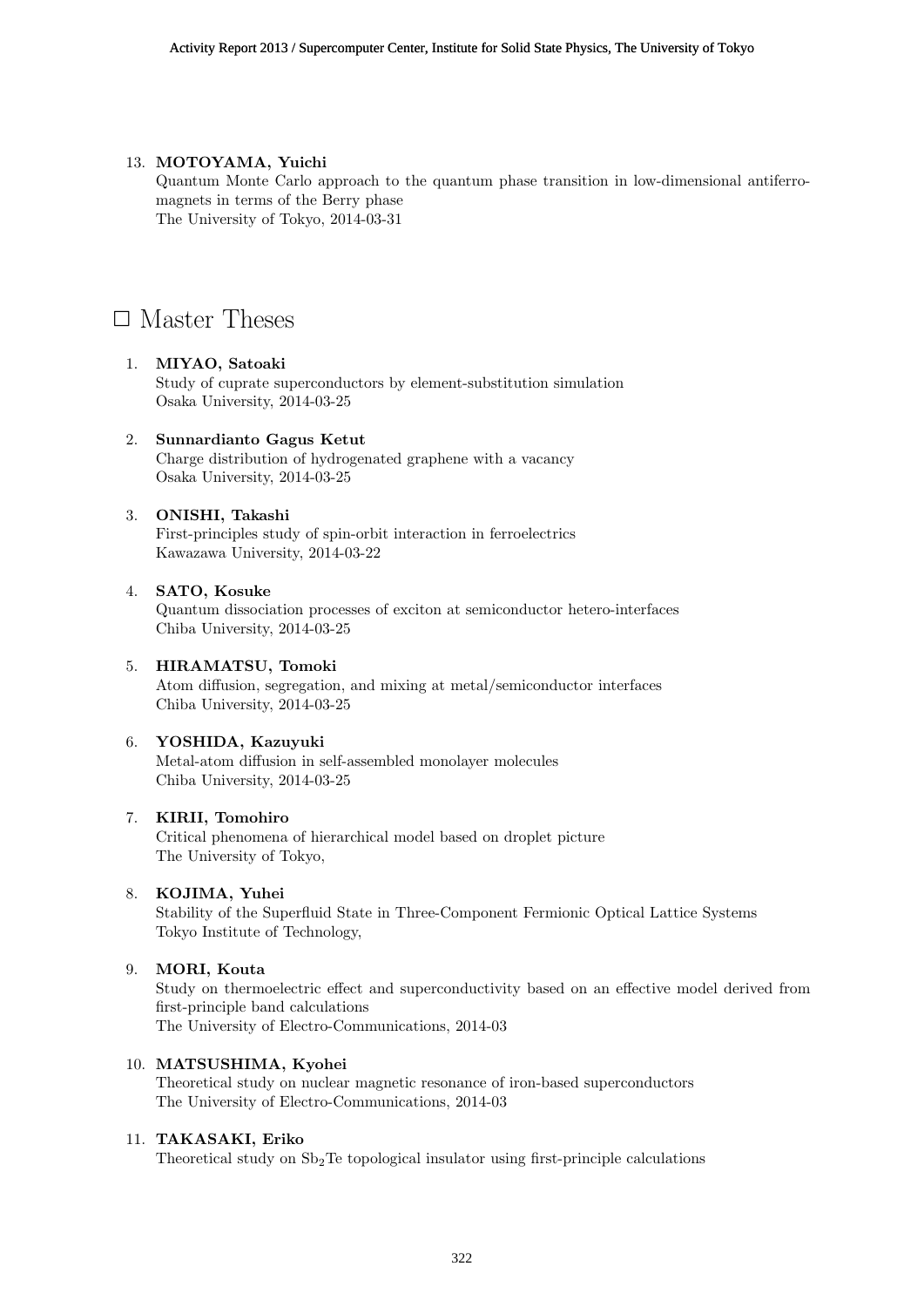13. **MOTOYAMA, Yuichi**
    Quantum Monte Carlo approach to the quantum phase transition in low-dimensional antiferromagnets in terms of the Berry phase
    The University of Tokyo, 2014-03-31

## □ Master Theses

1. **MIYAO, Satoaki**
   Study of cuprate superconductors by element-substitution simulation
   Osaka University, 2014-03-25

2. **Sunnardianto Gagus Ketut**
   Charge distribution of hydrogenated graphene with a vacancy
   Osaka University, 2014-03-25

3. **ONISHI, Takashi**
   First-principles study of spin-orbit interaction in ferroelectrics
   Kawazawa University, 2014-03-22

4. **SATO, Kosuke**
   Quantum dissociation processes of exciton at semiconductor hetero-interfaces
   Chiba University, 2014-03-25

5. **HIRAMATSU, Tomoki**
   Atom diffusion, segregation, and mixing at metal/semiconductor interfaces
   Chiba University, 2014-03-25

6. **YOSHIDA, Kazuyuki**
   Metal-atom diffusion in self-assembled monolayer molecules
   Chiba University, 2014-03-25

7. **KIRII, Tomohiro**
   Critical phenomena of hierarchical model based on droplet picture
   The University of Tokyo,

8. **KOJIMA, Yuhei**
   Stability of the Superfluid State in Three-Component Fermionic Optical Lattice Systems
   Tokyo Institute of Technology,

9. **MORI, Kouta**
   Study on thermoelectric effect and superconductivity based on an effective model derived from first-principle band calculations
   The University of Electro-Communications, 2014-03

10. **MATSUSHIMA, Kyohei**
    Theoretical study on nuclear magnetic resonance of iron-based superconductors
    The University of Electro-Communications, 2014-03

11. **TAKASAKI, Eriko**
    Theoretical study on $Sb_2Te$ topological insulator using first-principle calculations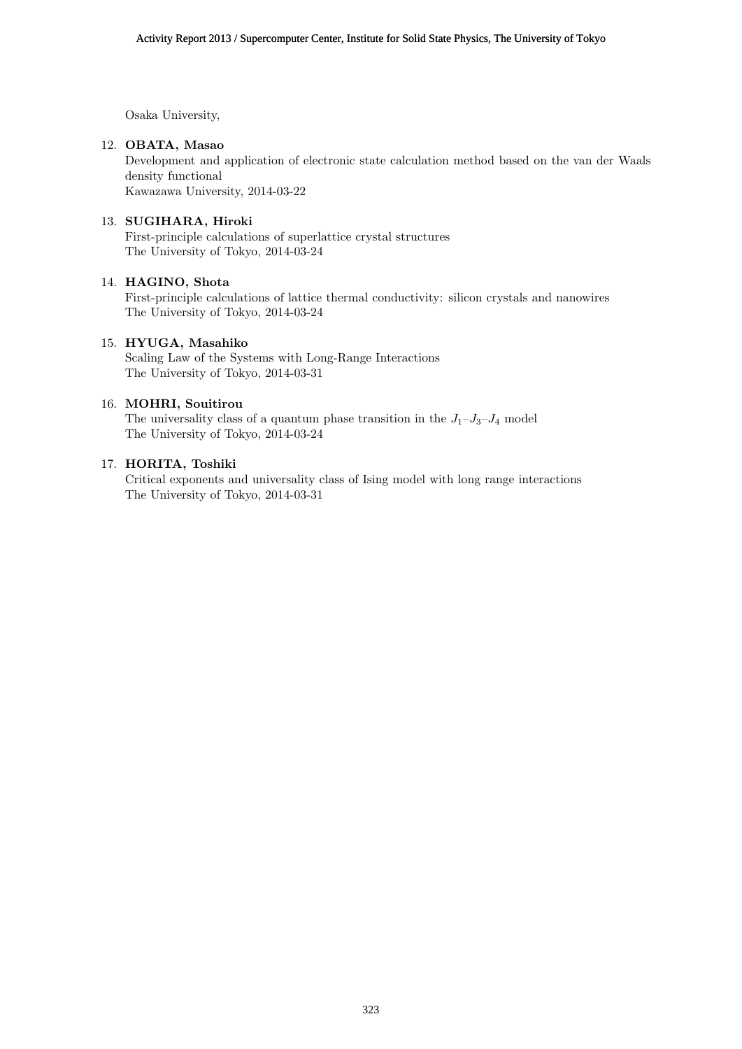Osaka University,

12. **OBATA, Masao**
    Development and application of electronic state calculation method based on the van der Waals density functional
    Kawazawa University, 2014-03-22

13. **SUGIHARA, Hiroki**
    First-principle calculations of superlattice crystal structures
    The University of Tokyo, 2014-03-24

14. **HAGINO, Shota**
    First-principle calculations of lattice thermal conductivity: silicon crystals and nanowires
    The University of Tokyo, 2014-03-24

15. **HYUGA, Masahiko**
    Scaling Law of the Systems with Long-Range Interactions
    The University of Tokyo, 2014-03-31

16. **MOHRI, Souitirou**
    The universality class of a quantum phase transition in the $J_1$–$J_3$–$J_4$ model
    The University of Tokyo, 2014-03-24

17. **HORITA, Toshiki**
    Critical exponents and universality class of Ising model with long range interactions
    The University of Tokyo, 2014-03-31